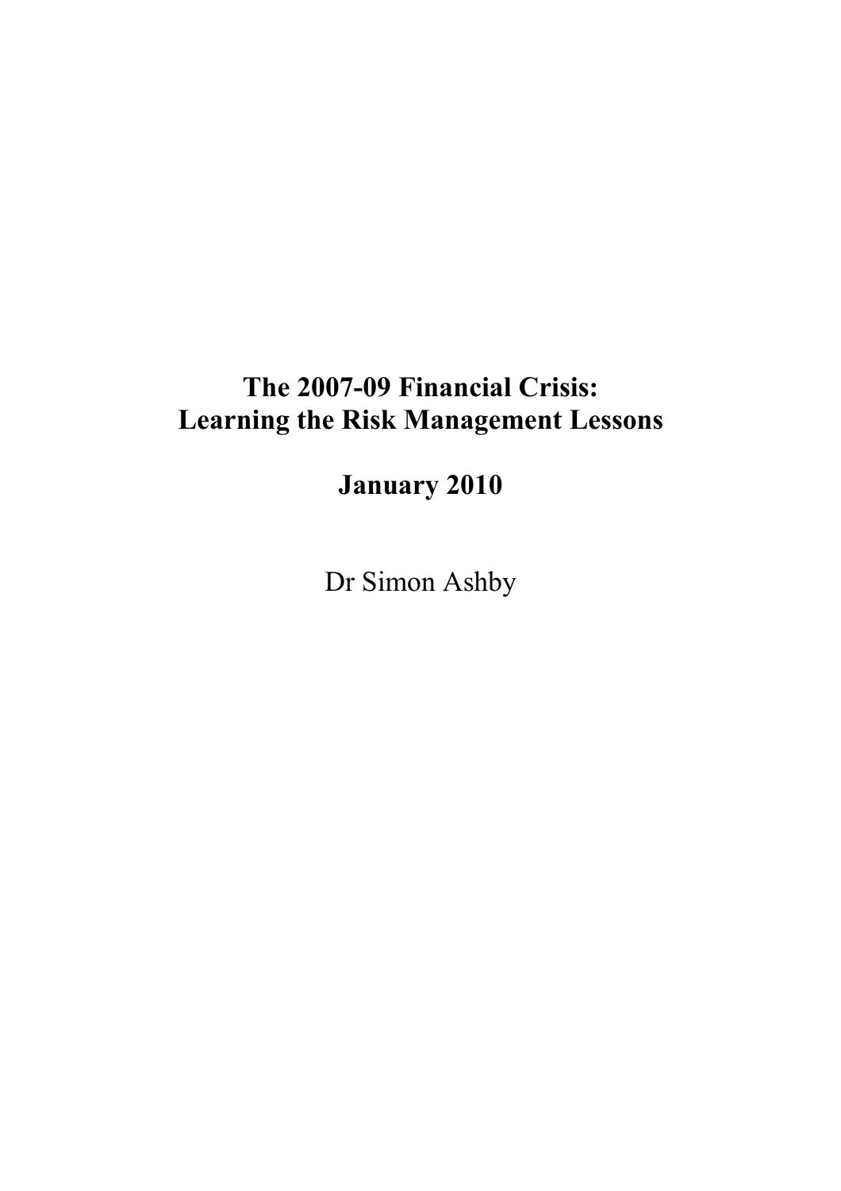# The 2007-09 Financial Crisis:
# Learning the Risk Management Lessons

**January 2010**

Dr Simon Ashby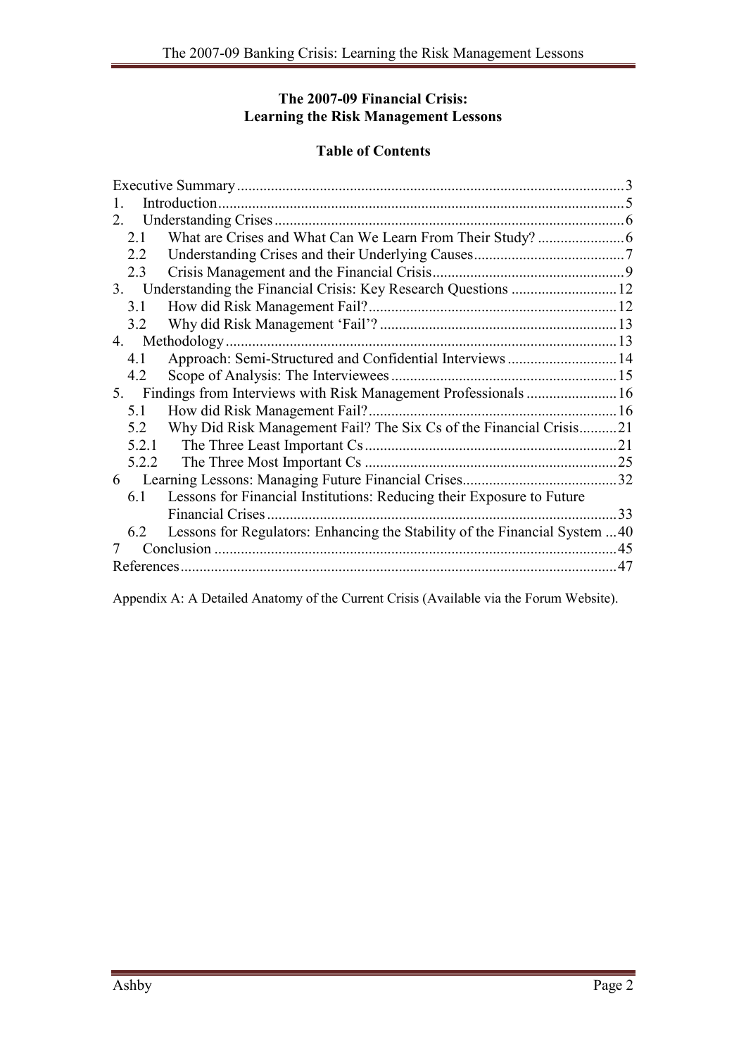**The 2007-09 Financial Crisis:**
**Learning the Risk Management Lessons**

**Table of Contents**

Executive Summary ..... 3
1. Introduction ..... 5
2. Understanding Crises ..... 6
   2.1 What are Crises and What Can We Learn From Their Study? ..... 6
   2.2 Understanding Crises and their Underlying Causes ..... 7
   2.3 Crisis Management and the Financial Crisis ..... 9
3. Understanding the Financial Crisis: Key Research Questions ..... 12
   3.1 How did Risk Management Fail? ..... 12
   3.2 Why did Risk Management 'Fail'? ..... 13
4. Methodology ..... 13
   4.1 Approach: Semi-Structured and Confidential Interviews ..... 14
   4.2 Scope of Analysis: The Interviewees ..... 15
5. Findings from Interviews with Risk Management Professionals ..... 16
   5.1 How did Risk Management Fail? ..... 16
   5.2 Why Did Risk Management Fail? The Six Cs of the Financial Crisis ..... 21
   5.2.1 The Three Least Important Cs ..... 21
   5.2.2 The Three Most Important Cs ..... 25
6 Learning Lessons: Managing Future Financial Crises ..... 32
   6.1 Lessons for Financial Institutions: Reducing their Exposure to Future Financial Crises ..... 33
   6.2 Lessons for Regulators: Enhancing the Stability of the Financial System ..... 40
7 Conclusion ..... 45
References ..... 47

Appendix A: A Detailed Anatomy of the Current Crisis (Available via the Forum Website).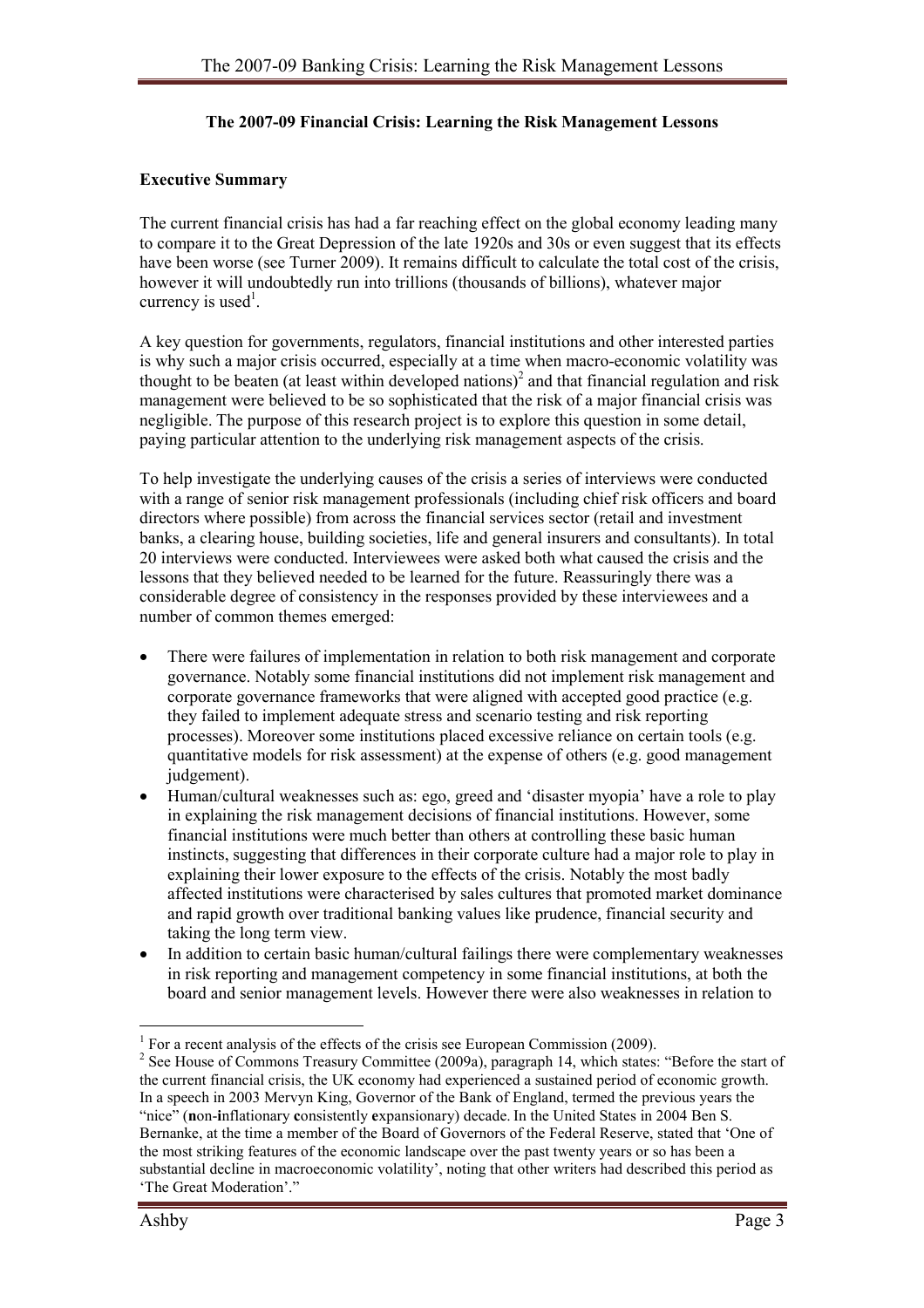**The 2007-09 Financial Crisis: Learning the Risk Management Lessons**

**Executive Summary**

The current financial crisis has had a far reaching effect on the global economy leading many to compare it to the Great Depression of the late 1920s and 30s or even suggest that its effects have been worse (see Turner 2009). It remains difficult to calculate the total cost of the crisis, however it will undoubtedly run into trillions (thousands of billions), whatever major currency is used[1].

A key question for governments, regulators, financial institutions and other interested parties is why such a major crisis occurred, especially at a time when macro-economic volatility was thought to be beaten (at least within developed nations)[2] and that financial regulation and risk management were believed to be so sophisticated that the risk of a major financial crisis was negligible. The purpose of this research project is to explore this question in some detail, paying particular attention to the underlying risk management aspects of the crisis.

To help investigate the underlying causes of the crisis a series of interviews were conducted with a range of senior risk management professionals (including chief risk officers and board directors where possible) from across the financial services sector (retail and investment banks, a clearing house, building societies, life and general insurers and consultants). In total 20 interviews were conducted. Interviewees were asked both what caused the crisis and the lessons that they believed needed to be learned for the future. Reassuringly there was a considerable degree of consistency in the responses provided by these interviewees and a number of common themes emerged:

- There were failures of implementation in relation to both risk management and corporate governance. Notably some financial institutions did not implement risk management and corporate governance frameworks that were aligned with accepted good practice (e.g. they failed to implement adequate stress and scenario testing and risk reporting processes). Moreover some institutions placed excessive reliance on certain tools (e.g. quantitative models for risk assessment) at the expense of others (e.g. good management judgement).
- Human/cultural weaknesses such as: ego, greed and 'disaster myopia' have a role to play in explaining the risk management decisions of financial institutions. However, some financial institutions were much better than others at controlling these basic human instincts, suggesting that differences in their corporate culture had a major role to play in explaining their lower exposure to the effects of the crisis. Notably the most badly affected institutions were characterised by sales cultures that promoted market dominance and rapid growth over traditional banking values like prudence, financial security and taking the long term view.
- In addition to certain basic human/cultural failings there were complementary weaknesses in risk reporting and management competency in some financial institutions, at both the board and senior management levels. However there were also weaknesses in relation to

---

[1] For a recent analysis of the effects of the crisis see European Commission (2009).

[2] See House of Commons Treasury Committee (2009a), paragraph 14, which states: "Before the start of the current financial crisis, the UK economy had experienced a sustained period of economic growth. In a speech in 2003 Mervyn King, Governor of the Bank of England, termed the previous years the "nice" (**n**on-**i**nflationary **c**onsistently **e**xpansionary) decade. In the United States in 2004 Ben S. Bernanke, at the time a member of the Board of Governors of the Federal Reserve, stated that 'One of the most striking features of the economic landscape over the past twenty years or so has been a substantial decline in macroeconomic volatility', noting that other writers had described this period as 'The Great Moderation'."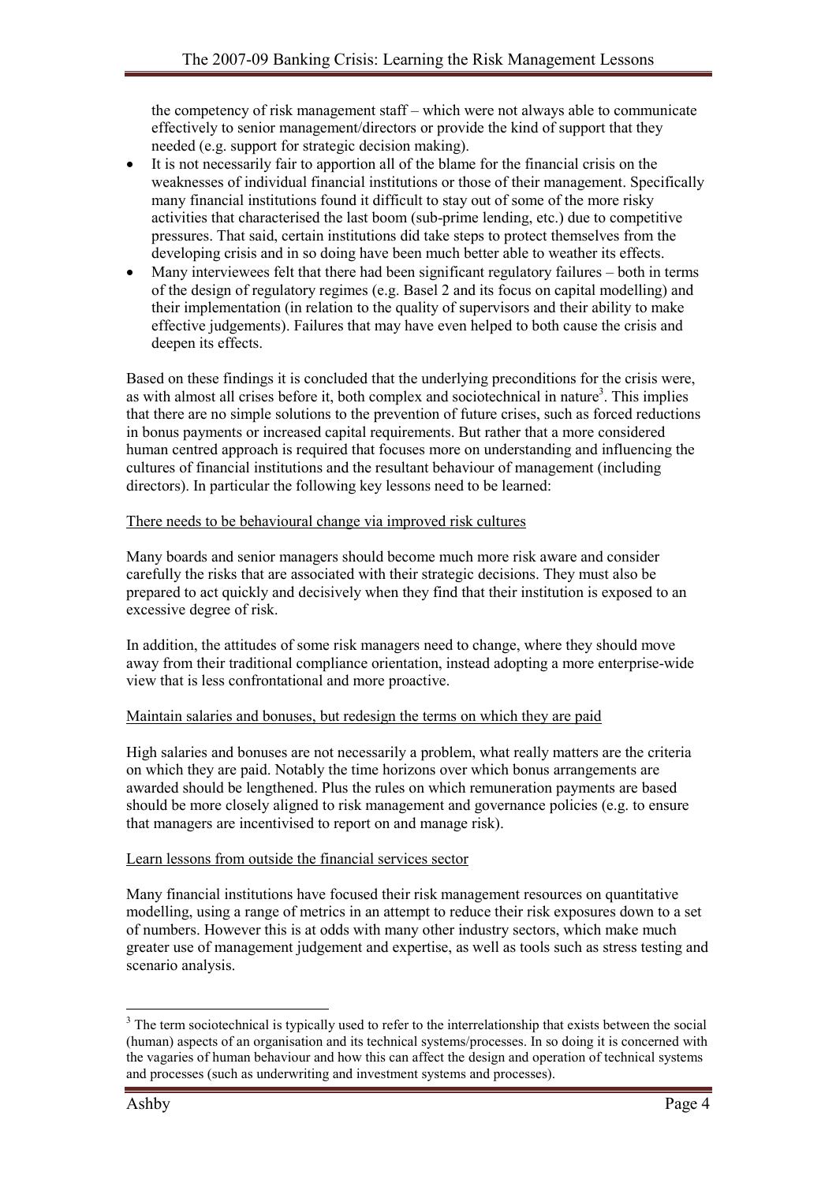the competency of risk management staff – which were not always able to communicate effectively to senior management/directors or provide the kind of support that they needed (e.g. support for strategic decision making).

- It is not necessarily fair to apportion all of the blame for the financial crisis on the weaknesses of individual financial institutions or those of their management. Specifically many financial institutions found it difficult to stay out of some of the more risky activities that characterised the last boom (sub-prime lending, etc.) due to competitive pressures. That said, certain institutions did take steps to protect themselves from the developing crisis and in so doing have been much better able to weather its effects.
- Many interviewees felt that there had been significant regulatory failures – both in terms of the design of regulatory regimes (e.g. Basel 2 and its focus on capital modelling) and their implementation (in relation to the quality of supervisors and their ability to make effective judgements). Failures that may have even helped to both cause the crisis and deepen its effects.

Based on these findings it is concluded that the underlying preconditions for the crisis were, as with almost all crises before it, both complex and sociotechnical in nature[3]. This implies that there are no simple solutions to the prevention of future crises, such as forced reductions in bonus payments or increased capital requirements. But rather that a more considered human centred approach is required that focuses more on understanding and influencing the cultures of financial institutions and the resultant behaviour of management (including directors). In particular the following key lessons need to be learned:

<u>There needs to be behavioural change via improved risk cultures</u>

Many boards and senior managers should become much more risk aware and consider carefully the risks that are associated with their strategic decisions. They must also be prepared to act quickly and decisively when they find that their institution is exposed to an excessive degree of risk.

In addition, the attitudes of some risk managers need to change, where they should move away from their traditional compliance orientation, instead adopting a more enterprise-wide view that is less confrontational and more proactive.

<u>Maintain salaries and bonuses, but redesign the terms on which they are paid</u>

High salaries and bonuses are not necessarily a problem, what really matters are the criteria on which they are paid. Notably the time horizons over which bonus arrangements are awarded should be lengthened. Plus the rules on which remuneration payments are based should be more closely aligned to risk management and governance policies (e.g. to ensure that managers are incentivised to report on and manage risk).

<u>Learn lessons from outside the financial services sector</u>

Many financial institutions have focused their risk management resources on quantitative modelling, using a range of metrics in an attempt to reduce their risk exposures down to a set of numbers. However this is at odds with many other industry sectors, which make much greater use of management judgement and expertise, as well as tools such as stress testing and scenario analysis.

---

[3] The term sociotechnical is typically used to refer to the interrelationship that exists between the social (human) aspects of an organisation and its technical systems/processes. In so doing it is concerned with the vagaries of human behaviour and how this can affect the design and operation of technical systems and processes (such as underwriting and investment systems and processes).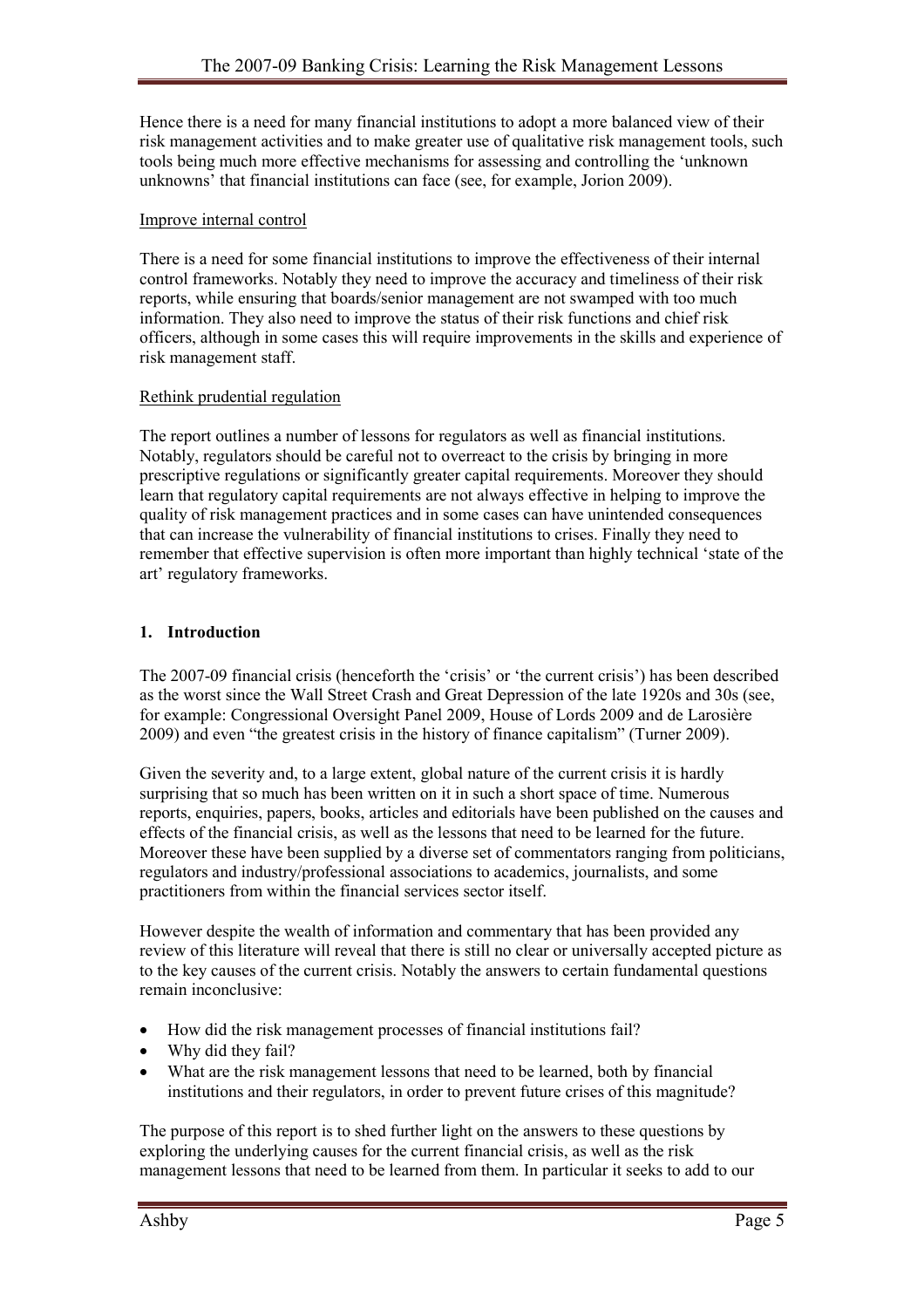Hence there is a need for many financial institutions to adopt a more balanced view of their risk management activities and to make greater use of qualitative risk management tools, such tools being much more effective mechanisms for assessing and controlling the 'unknown unknowns' that financial institutions can face (see, for example, Jorion 2009).

Improve internal control

There is a need for some financial institutions to improve the effectiveness of their internal control frameworks. Notably they need to improve the accuracy and timeliness of their risk reports, while ensuring that boards/senior management are not swamped with too much information. They also need to improve the status of their risk functions and chief risk officers, although in some cases this will require improvements in the skills and experience of risk management staff.

Rethink prudential regulation

The report outlines a number of lessons for regulators as well as financial institutions. Notably, regulators should be careful not to overreact to the crisis by bringing in more prescriptive regulations or significantly greater capital requirements. Moreover they should learn that regulatory capital requirements are not always effective in helping to improve the quality of risk management practices and in some cases can have unintended consequences that can increase the vulnerability of financial institutions to crises. Finally they need to remember that effective supervision is often more important than highly technical 'state of the art' regulatory frameworks.

## 1. Introduction

The 2007-09 financial crisis (henceforth the 'crisis' or 'the current crisis') has been described as the worst since the Wall Street Crash and Great Depression of the late 1920s and 30s (see, for example: Congressional Oversight Panel 2009, House of Lords 2009 and de Larosière 2009) and even "the greatest crisis in the history of finance capitalism" (Turner 2009).

Given the severity and, to a large extent, global nature of the current crisis it is hardly surprising that so much has been written on it in such a short space of time. Numerous reports, enquiries, papers, books, articles and editorials have been published on the causes and effects of the financial crisis, as well as the lessons that need to be learned for the future. Moreover these have been supplied by a diverse set of commentators ranging from politicians, regulators and industry/professional associations to academics, journalists, and some practitioners from within the financial services sector itself.

However despite the wealth of information and commentary that has been provided any review of this literature will reveal that there is still no clear or universally accepted picture as to the key causes of the current crisis. Notably the answers to certain fundamental questions remain inconclusive:

- How did the risk management processes of financial institutions fail?
- Why did they fail?
- What are the risk management lessons that need to be learned, both by financial institutions and their regulators, in order to prevent future crises of this magnitude?

The purpose of this report is to shed further light on the answers to these questions by exploring the underlying causes for the current financial crisis, as well as the risk management lessons that need to be learned from them. In particular it seeks to add to our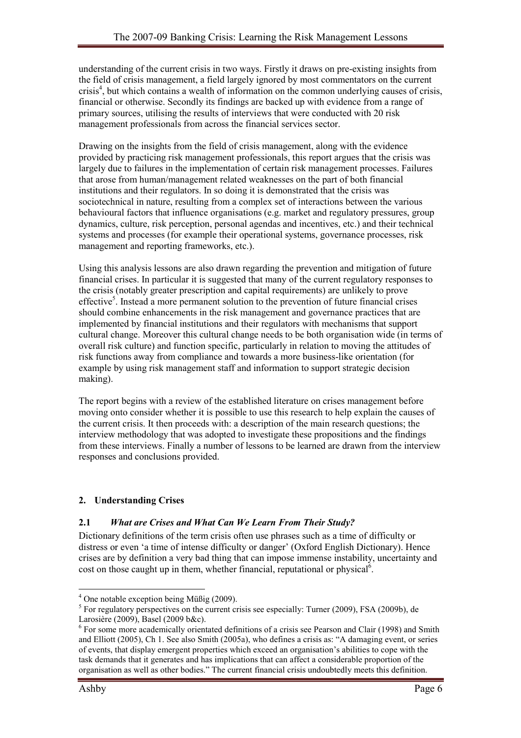understanding of the current crisis in two ways. Firstly it draws on pre-existing insights from the field of crisis management, a field largely ignored by most commentators on the current crisis[4], but which contains a wealth of information on the common underlying causes of crisis, financial or otherwise. Secondly its findings are backed up with evidence from a range of primary sources, utilising the results of interviews that were conducted with 20 risk management professionals from across the financial services sector.

Drawing on the insights from the field of crisis management, along with the evidence provided by practicing risk management professionals, this report argues that the crisis was largely due to failures in the implementation of certain risk management processes. Failures that arose from human/management related weaknesses on the part of both financial institutions and their regulators. In so doing it is demonstrated that the crisis was sociotechnical in nature, resulting from a complex set of interactions between the various behavioural factors that influence organisations (e.g. market and regulatory pressures, group dynamics, culture, risk perception, personal agendas and incentives, etc.) and their technical systems and processes (for example their operational systems, governance processes, risk management and reporting frameworks, etc.).

Using this analysis lessons are also drawn regarding the prevention and mitigation of future financial crises. In particular it is suggested that many of the current regulatory responses to the crisis (notably greater prescription and capital requirements) are unlikely to prove effective[5]. Instead a more permanent solution to the prevention of future financial crises should combine enhancements in the risk management and governance practices that are implemented by financial institutions and their regulators with mechanisms that support cultural change. Moreover this cultural change needs to be both organisation wide (in terms of overall risk culture) and function specific, particularly in relation to moving the attitudes of risk functions away from compliance and towards a more business-like orientation (for example by using risk management staff and information to support strategic decision making).

The report begins with a review of the established literature on crises management before moving onto consider whether it is possible to use this research to help explain the causes of the current crisis. It then proceeds with: a description of the main research questions; the interview methodology that was adopted to investigate these propositions and the findings from these interviews. Finally a number of lessons to be learned are drawn from the interview responses and conclusions provided.

## 2. Understanding Crises

### 2.1 *What are Crises and What Can We Learn From Their Study?*

Dictionary definitions of the term crisis often use phrases such as a time of difficulty or distress or even 'a time of intense difficulty or danger' (Oxford English Dictionary). Hence crises are by definition a very bad thing that can impose immense instability, uncertainty and cost on those caught up in them, whether financial, reputational or physical[6].

---

[4] One notable exception being Müßig (2009).

[5] For regulatory perspectives on the current crisis see especially: Turner (2009), FSA (2009b), de Larosière (2009), Basel (2009 b&c).

[6] For some more academically orientated definitions of a crisis see Pearson and Clair (1998) and Smith and Elliott (2005), Ch 1. See also Smith (2005a), who defines a crisis as: "A damaging event, or series of events, that display emergent properties which exceed an organisation's abilities to cope with the task demands that it generates and has implications that can affect a considerable proportion of the organisation as well as other bodies." The current financial crisis undoubtedly meets this definition.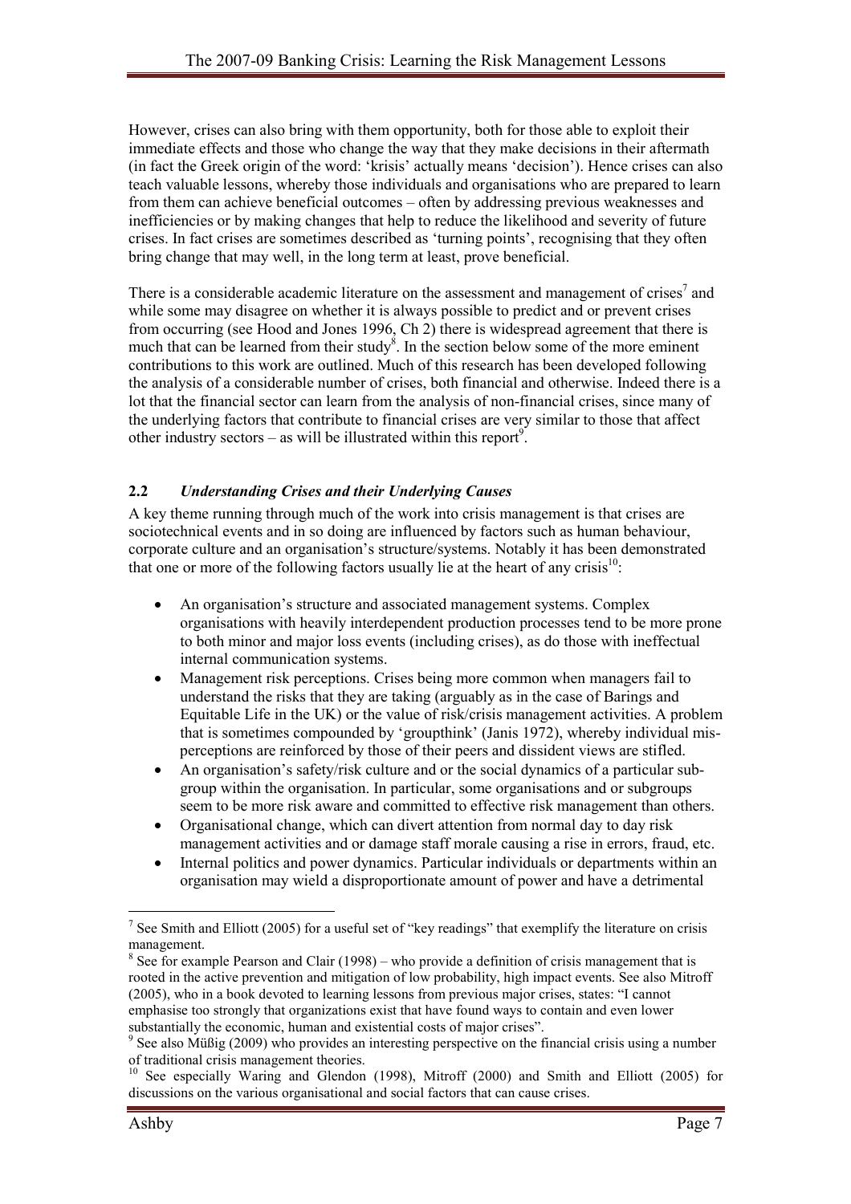However, crises can also bring with them opportunity, both for those able to exploit their immediate effects and those who change the way that they make decisions in their aftermath (in fact the Greek origin of the word: 'krisis' actually means 'decision'). Hence crises can also teach valuable lessons, whereby those individuals and organisations who are prepared to learn from them can achieve beneficial outcomes – often by addressing previous weaknesses and inefficiencies or by making changes that help to reduce the likelihood and severity of future crises. In fact crises are sometimes described as 'turning points', recognising that they often bring change that may well, in the long term at least, prove beneficial.

There is a considerable academic literature on the assessment and management of crises[7] and while some may disagree on whether it is always possible to predict and or prevent crises from occurring (see Hood and Jones 1996, Ch 2) there is widespread agreement that there is much that can be learned from their study[8]. In the section below some of the more eminent contributions to this work are outlined. Much of this research has been developed following the analysis of a considerable number of crises, both financial and otherwise. Indeed there is a lot that the financial sector can learn from the analysis of non-financial crises, since many of the underlying factors that contribute to financial crises are very similar to those that affect other industry sectors – as will be illustrated within this report[9].

## 2.2 *Understanding Crises and their Underlying Causes*

A key theme running through much of the work into crisis management is that crises are sociotechnical events and in so doing are influenced by factors such as human behaviour, corporate culture and an organisation's structure/systems. Notably it has been demonstrated that one or more of the following factors usually lie at the heart of any crisis[10]:

- An organisation's structure and associated management systems. Complex organisations with heavily interdependent production processes tend to be more prone to both minor and major loss events (including crises), as do those with ineffectual internal communication systems.
- Management risk perceptions. Crises being more common when managers fail to understand the risks that they are taking (arguably as in the case of Barings and Equitable Life in the UK) or the value of risk/crisis management activities. A problem that is sometimes compounded by 'groupthink' (Janis 1972), whereby individual mis-perceptions are reinforced by those of their peers and dissident views are stifled.
- An organisation's safety/risk culture and or the social dynamics of a particular sub-group within the organisation. In particular, some organisations and or subgroups seem to be more risk aware and committed to effective risk management than others.
- Organisational change, which can divert attention from normal day to day risk management activities and or damage staff morale causing a rise in errors, fraud, etc.
- Internal politics and power dynamics. Particular individuals or departments within an organisation may wield a disproportionate amount of power and have a detrimental

---

[7] See Smith and Elliott (2005) for a useful set of "key readings" that exemplify the literature on crisis management.

[8] See for example Pearson and Clair (1998) – who provide a definition of crisis management that is rooted in the active prevention and mitigation of low probability, high impact events. See also Mitroff (2005), who in a book devoted to learning lessons from previous major crises, states: "I cannot emphasise too strongly that organizations exist that have found ways to contain and even lower substantially the economic, human and existential costs of major crises".

[9] See also Müßig (2009) who provides an interesting perspective on the financial crisis using a number of traditional crisis management theories.

[10] See especially Waring and Glendon (1998), Mitroff (2000) and Smith and Elliott (2005) for discussions on the various organisational and social factors that can cause crises.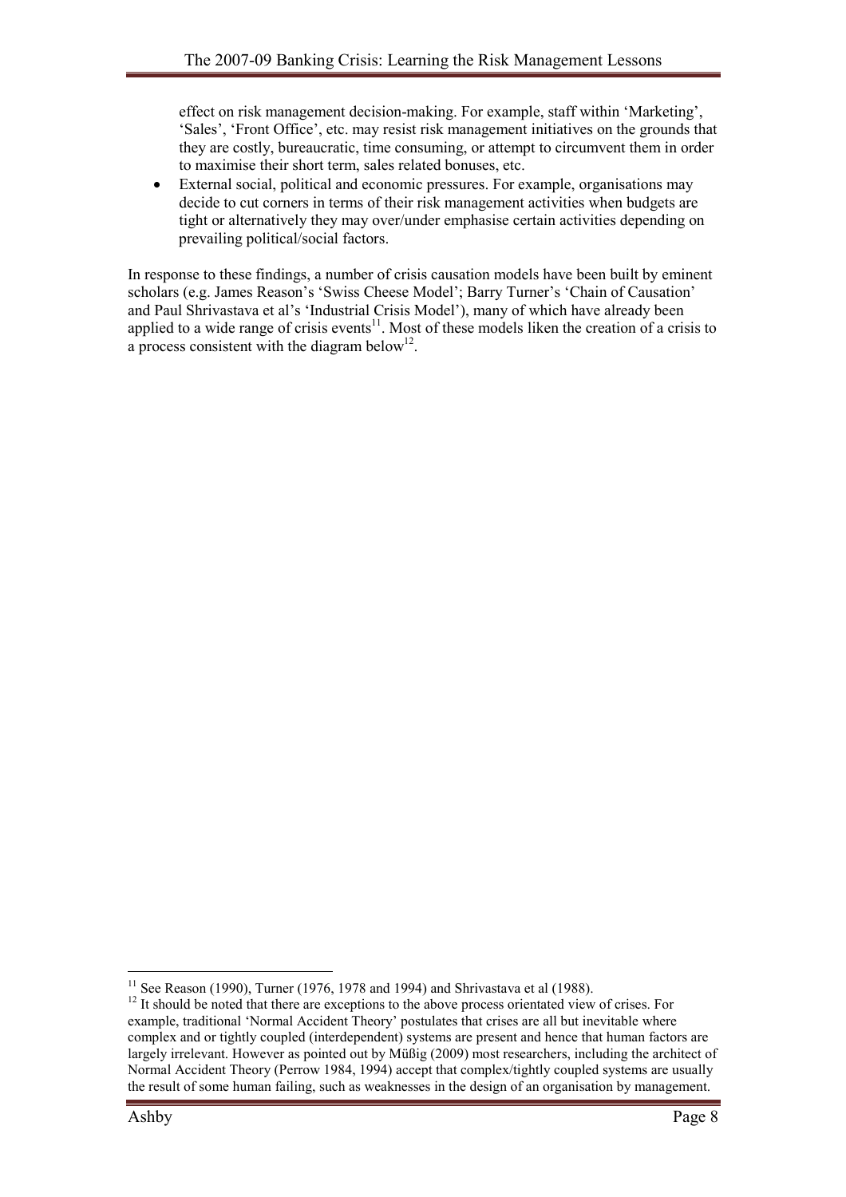effect on risk management decision-making. For example, staff within 'Marketing', 'Sales', 'Front Office', etc. may resist risk management initiatives on the grounds that they are costly, bureaucratic, time consuming, or attempt to circumvent them in order to maximise their short term, sales related bonuses, etc.

- External social, political and economic pressures. For example, organisations may decide to cut corners in terms of their risk management activities when budgets are tight or alternatively they may over/under emphasise certain activities depending on prevailing political/social factors.

In response to these findings, a number of crisis causation models have been built by eminent scholars (e.g. James Reason's 'Swiss Cheese Model'; Barry Turner's 'Chain of Causation' and Paul Shrivastava et al's 'Industrial Crisis Model'), many of which have already been applied to a wide range of crisis events[11]. Most of these models liken the creation of a crisis to a process consistent with the diagram below[12].

---

[11] See Reason (1990), Turner (1976, 1978 and 1994) and Shrivastava et al (1988).

[12] It should be noted that there are exceptions to the above process orientated view of crises. For example, traditional 'Normal Accident Theory' postulates that crises are all but inevitable where complex and or tightly coupled (interdependent) systems are present and hence that human factors are largely irrelevant. However as pointed out by Müßig (2009) most researchers, including the architect of Normal Accident Theory (Perrow 1984, 1994) accept that complex/tightly coupled systems are usually the result of some human failing, such as weaknesses in the design of an organisation by management.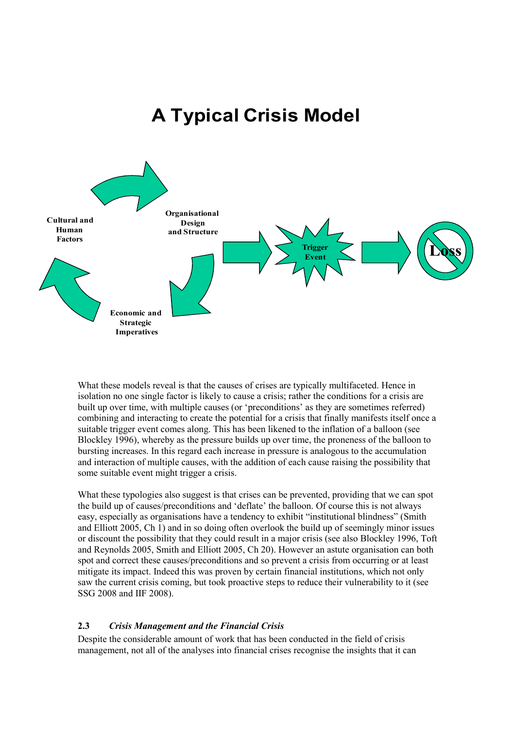## A Typical Crisis Model

Cultural and Human Factors

Organisational Design and Structure

Economic and Strategic Imperatives

Trigger Event

Loss

What these models reveal is that the causes of crises are typically multifaceted. Hence in isolation no one single factor is likely to cause a crisis; rather the conditions for a crisis are built up over time, with multiple causes (or 'preconditions' as they are sometimes referred) combining and interacting to create the potential for a crisis that finally manifests itself once a suitable trigger event comes along. This has been likened to the inflation of a balloon (see Blockley 1996), whereby as the pressure builds up over time, the proneness of the balloon to bursting increases. In this regard each increase in pressure is analogous to the accumulation and interaction of multiple causes, with the addition of each cause raising the possibility that some suitable event might trigger a crisis.

What these typologies also suggest is that crises can be prevented, providing that we can spot the build up of causes/preconditions and 'deflate' the balloon. Of course this is not always easy, especially as organisations have a tendency to exhibit "institutional blindness" (Smith and Elliott 2005, Ch 1) and in so doing often overlook the build up of seemingly minor issues or discount the possibility that they could result in a major crisis (see also Blockley 1996, Toft and Reynolds 2005, Smith and Elliott 2005, Ch 20). However an astute organisation can both spot and correct these causes/preconditions and so prevent a crisis from occurring or at least mitigate its impact. Indeed this was proven by certain financial institutions, which not only saw the current crisis coming, but took proactive steps to reduce their vulnerability to it (see SSG 2008 and IIF 2008).

### 2.3 *Crisis Management and the Financial Crisis*

Despite the considerable amount of work that has been conducted in the field of crisis management, not all of the analyses into financial crises recognise the insights that it can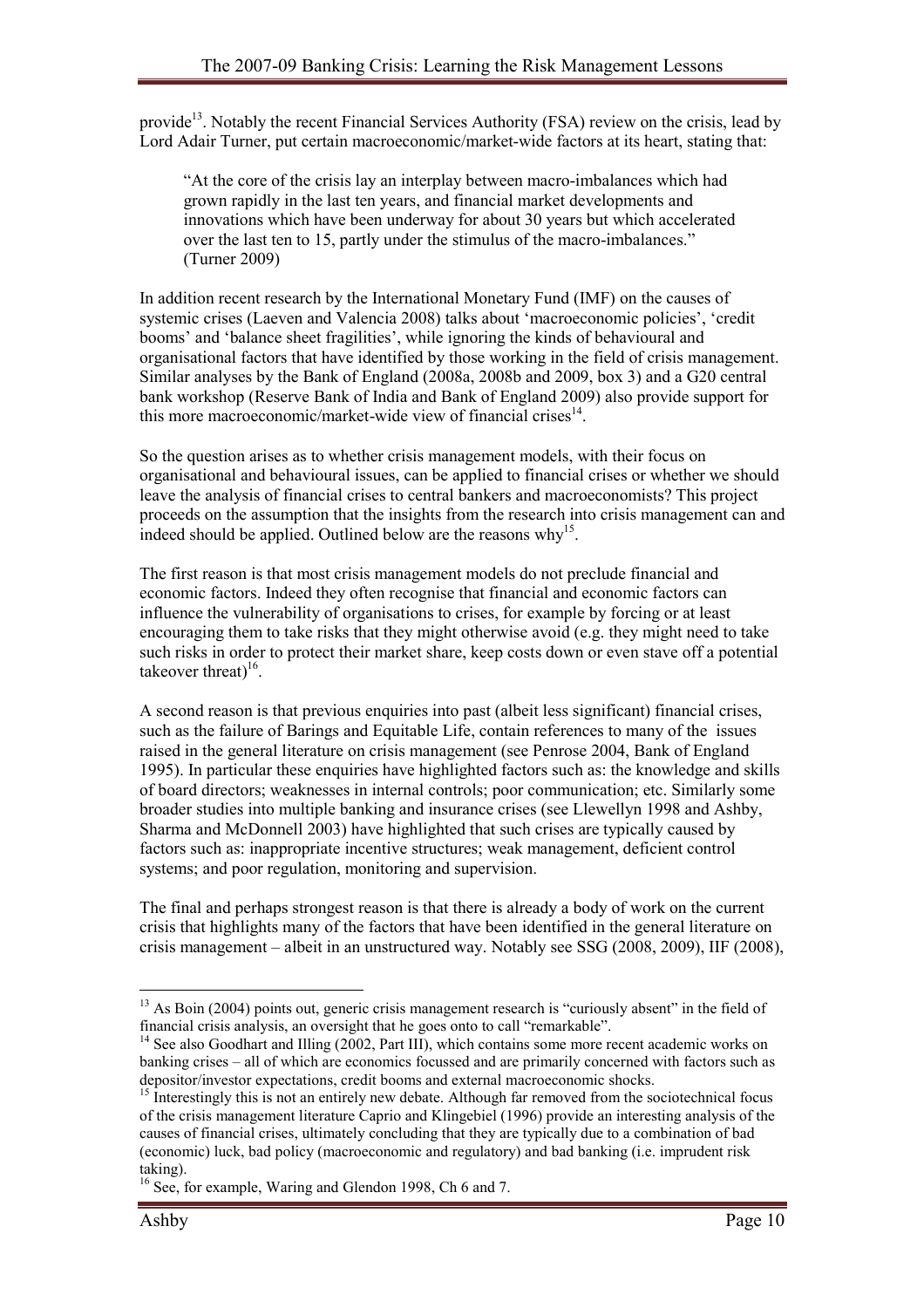provide[13]. Notably the recent Financial Services Authority (FSA) review on the crisis, lead by Lord Adair Turner, put certain macroeconomic/market-wide factors at its heart, stating that:

> "At the core of the crisis lay an interplay between macro-imbalances which had grown rapidly in the last ten years, and financial market developments and innovations which have been underway for about 30 years but which accelerated over the last ten to 15, partly under the stimulus of the macro-imbalances." (Turner 2009)

In addition recent research by the International Monetary Fund (IMF) on the causes of systemic crises (Laeven and Valencia 2008) talks about 'macroeconomic policies', 'credit booms' and 'balance sheet fragilities', while ignoring the kinds of behavioural and organisational factors that have identified by those working in the field of crisis management. Similar analyses by the Bank of England (2008a, 2008b and 2009, box 3) and a G20 central bank workshop (Reserve Bank of India and Bank of England 2009) also provide support for this more macroeconomic/market-wide view of financial crises[14].

So the question arises as to whether crisis management models, with their focus on organisational and behavioural issues, can be applied to financial crises or whether we should leave the analysis of financial crises to central bankers and macroeconomists? This project proceeds on the assumption that the insights from the research into crisis management can and indeed should be applied. Outlined below are the reasons why[15].

The first reason is that most crisis management models do not preclude financial and economic factors. Indeed they often recognise that financial and economic factors can influence the vulnerability of organisations to crises, for example by forcing or at least encouraging them to take risks that they might otherwise avoid (e.g. they might need to take such risks in order to protect their market share, keep costs down or even stave off a potential takeover threat)[16].

A second reason is that previous enquiries into past (albeit less significant) financial crises, such as the failure of Barings and Equitable Life, contain references to many of the issues raised in the general literature on crisis management (see Penrose 2004, Bank of England 1995). In particular these enquiries have highlighted factors such as: the knowledge and skills of board directors; weaknesses in internal controls; poor communication; etc. Similarly some broader studies into multiple banking and insurance crises (see Llewellyn 1998 and Ashby, Sharma and McDonnell 2003) have highlighted that such crises are typically caused by factors such as: inappropriate incentive structures; weak management, deficient control systems; and poor regulation, monitoring and supervision.

The final and perhaps strongest reason is that there is already a body of work on the current crisis that highlights many of the factors that have been identified in the general literature on crisis management – albeit in an unstructured way. Notably see SSG (2008, 2009), IIF (2008),

---

[13] As Boin (2004) points out, generic crisis management research is "curiously absent" in the field of financial crisis analysis, an oversight that he goes onto to call "remarkable".

[14] See also Goodhart and Illing (2002, Part III), which contains some more recent academic works on banking crises – all of which are economics focussed and are primarily concerned with factors such as depositor/investor expectations, credit booms and external macroeconomic shocks.

[15] Interestingly this is not an entirely new debate. Although far removed from the sociotechnical focus of the crisis management literature Caprio and Klingebiel (1996) provide an interesting analysis of the causes of financial crises, ultimately concluding that they are typically due to a combination of bad (economic) luck, bad policy (macroeconomic and regulatory) and bad banking (i.e. imprudent risk taking).

[16] See, for example, Waring and Glendon 1998, Ch 6 and 7.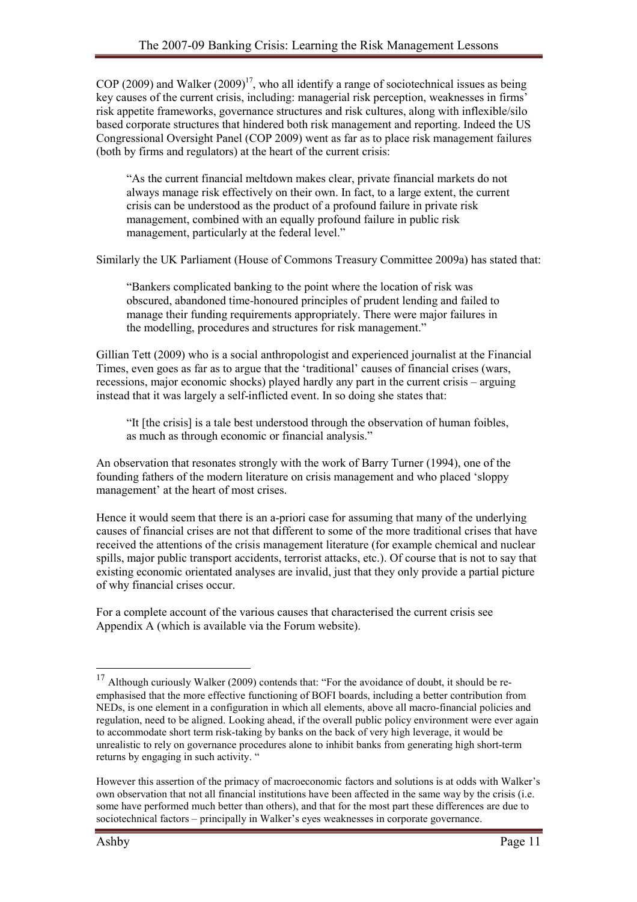COP (2009) and Walker (2009)[17], who all identify a range of sociotechnical issues as being key causes of the current crisis, including: managerial risk perception, weaknesses in firms' risk appetite frameworks, governance structures and risk cultures, along with inflexible/silo based corporate structures that hindered both risk management and reporting. Indeed the US Congressional Oversight Panel (COP 2009) went as far as to place risk management failures (both by firms and regulators) at the heart of the current crisis:

> "As the current financial meltdown makes clear, private financial markets do not always manage risk effectively on their own. In fact, to a large extent, the current crisis can be understood as the product of a profound failure in private risk management, combined with an equally profound failure in public risk management, particularly at the federal level."

Similarly the UK Parliament (House of Commons Treasury Committee 2009a) has stated that:

> "Bankers complicated banking to the point where the location of risk was obscured, abandoned time-honoured principles of prudent lending and failed to manage their funding requirements appropriately. There were major failures in the modelling, procedures and structures for risk management."

Gillian Tett (2009) who is a social anthropologist and experienced journalist at the Financial Times, even goes as far as to argue that the 'traditional' causes of financial crises (wars, recessions, major economic shocks) played hardly any part in the current crisis – arguing instead that it was largely a self-inflicted event. In so doing she states that:

> "It [the crisis] is a tale best understood through the observation of human foibles, as much as through economic or financial analysis."

An observation that resonates strongly with the work of Barry Turner (1994), one of the founding fathers of the modern literature on crisis management and who placed 'sloppy management' at the heart of most crises.

Hence it would seem that there is an a-priori case for assuming that many of the underlying causes of financial crises are not that different to some of the more traditional crises that have received the attentions of the crisis management literature (for example chemical and nuclear spills, major public transport accidents, terrorist attacks, etc.). Of course that is not to say that existing economic orientated analyses are invalid, just that they only provide a partial picture of why financial crises occur.

For a complete account of the various causes that characterised the current crisis see Appendix A (which is available via the Forum website).

---

[17] Although curiously Walker (2009) contends that: "For the avoidance of doubt, it should be re-emphasised that the more effective functioning of BOFI boards, including a better contribution from NEDs, is one element in a configuration in which all elements, above all macro-financial policies and regulation, need to be aligned. Looking ahead, if the overall public policy environment were ever again to accommodate short term risk-taking by banks on the back of very high leverage, it would be unrealistic to rely on governance procedures alone to inhibit banks from generating high short-term returns by engaging in such activity. "

However this assertion of the primacy of macroeconomic factors and solutions is at odds with Walker's own observation that not all financial institutions have been affected in the same way by the crisis (i.e. some have performed much better than others), and that for the most part these differences are due to sociotechnical factors – principally in Walker's eyes weaknesses in corporate governance.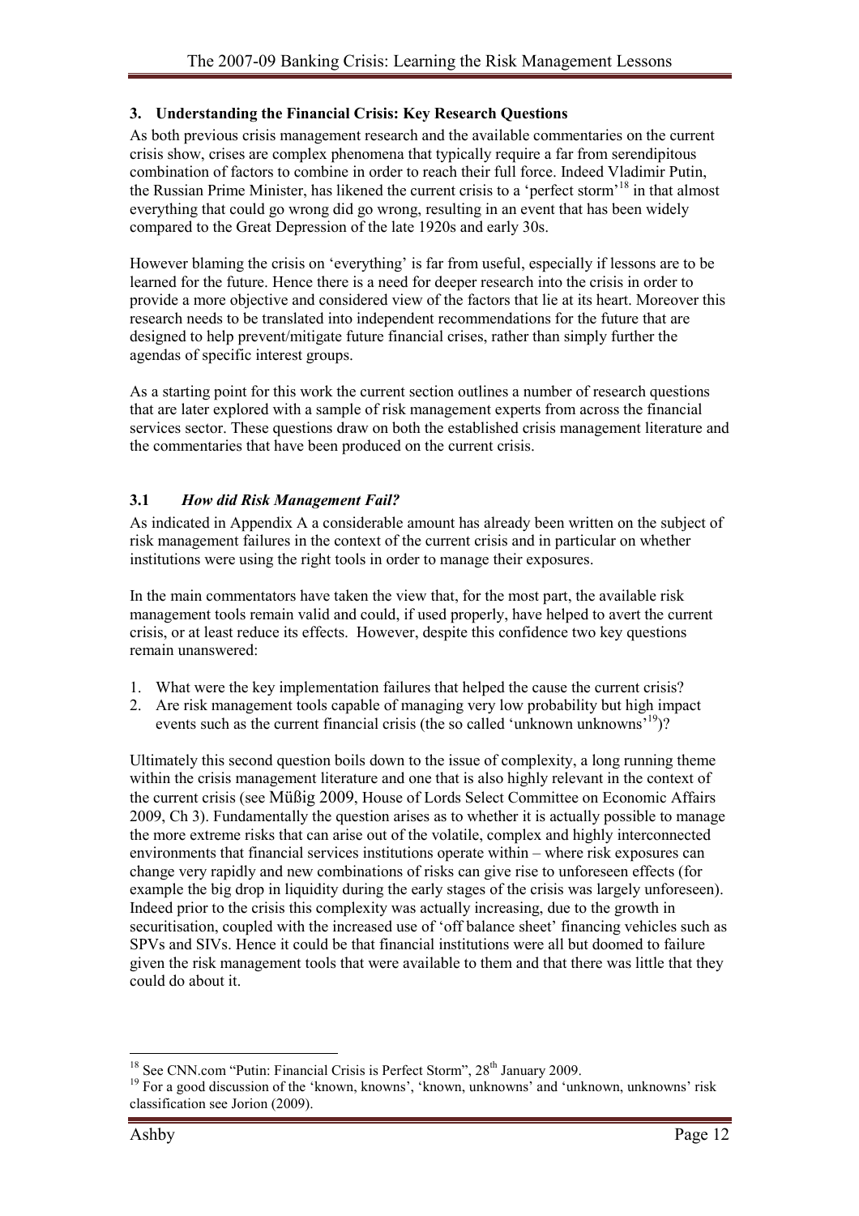## 3. Understanding the Financial Crisis: Key Research Questions

As both previous crisis management research and the available commentaries on the current crisis show, crises are complex phenomena that typically require a far from serendipitous combination of factors to combine in order to reach their full force. Indeed Vladimir Putin, the Russian Prime Minister, has likened the current crisis to a 'perfect storm'[18] in that almost everything that could go wrong did go wrong, resulting in an event that has been widely compared to the Great Depression of the late 1920s and early 30s.

However blaming the crisis on 'everything' is far from useful, especially if lessons are to be learned for the future. Hence there is a need for deeper research into the crisis in order to provide a more objective and considered view of the factors that lie at its heart. Moreover this research needs to be translated into independent recommendations for the future that are designed to help prevent/mitigate future financial crises, rather than simply further the agendas of specific interest groups.

As a starting point for this work the current section outlines a number of research questions that are later explored with a sample of risk management experts from across the financial services sector. These questions draw on both the established crisis management literature and the commentaries that have been produced on the current crisis.

### 3.1 *How did Risk Management Fail?*

As indicated in Appendix A a considerable amount has already been written on the subject of risk management failures in the context of the current crisis and in particular on whether institutions were using the right tools in order to manage their exposures.

In the main commentators have taken the view that, for the most part, the available risk management tools remain valid and could, if used properly, have helped to avert the current crisis, or at least reduce its effects. However, despite this confidence two key questions remain unanswered:

1. What were the key implementation failures that helped the cause the current crisis?
2. Are risk management tools capable of managing very low probability but high impact events such as the current financial crisis (the so called 'unknown unknowns'[19])?

Ultimately this second question boils down to the issue of complexity, a long running theme within the crisis management literature and one that is also highly relevant in the context of the current crisis (see Müßig 2009, House of Lords Select Committee on Economic Affairs 2009, Ch 3). Fundamentally the question arises as to whether it is actually possible to manage the more extreme risks that can arise out of the volatile, complex and highly interconnected environments that financial services institutions operate within – where risk exposures can change very rapidly and new combinations of risks can give rise to unforeseen effects (for example the big drop in liquidity during the early stages of the crisis was largely unforeseen). Indeed prior to the crisis this complexity was actually increasing, due to the growth in securitisation, coupled with the increased use of 'off balance sheet' financing vehicles such as SPVs and SIVs. Hence it could be that financial institutions were all but doomed to failure given the risk management tools that were available to them and that there was little that they could do about it.

---

[18] See CNN.com "Putin: Financial Crisis is Perfect Storm", 28th January 2009.

[19] For a good discussion of the 'known, knowns', 'known, unknowns' and 'unknown, unknowns' risk classification see Jorion (2009).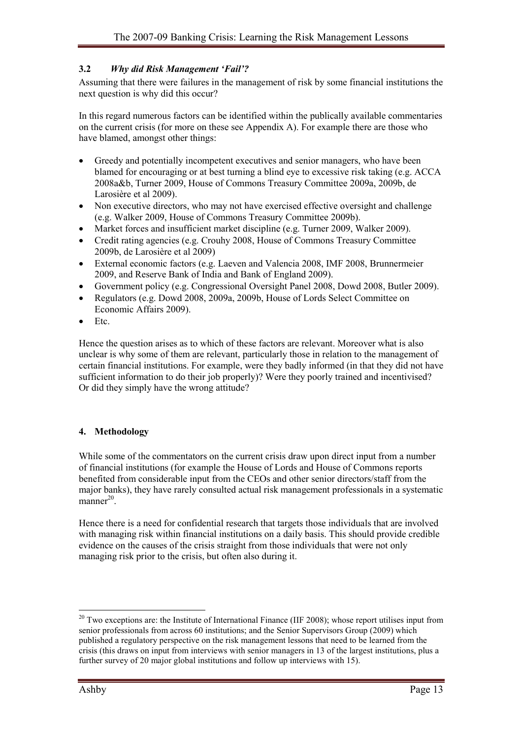### 3.2 *Why did Risk Management 'Fail'?*

Assuming that there were failures in the management of risk by some financial institutions the next question is why did this occur?

In this regard numerous factors can be identified within the publically available commentaries on the current crisis (for more on these see Appendix A). For example there are those who have blamed, amongst other things:

- Greedy and potentially incompetent executives and senior managers, who have been blamed for encouraging or at best turning a blind eye to excessive risk taking (e.g. ACCA 2008a&b, Turner 2009, House of Commons Treasury Committee 2009a, 2009b, de Larosière et al 2009).
- Non executive directors, who may not have exercised effective oversight and challenge (e.g. Walker 2009, House of Commons Treasury Committee 2009b).
- Market forces and insufficient market discipline (e.g. Turner 2009, Walker 2009).
- Credit rating agencies (e.g. Crouhy 2008, House of Commons Treasury Committee 2009b, de Larosière et al 2009)
- External economic factors (e.g. Laeven and Valencia 2008, IMF 2008, Brunnermeier 2009, and Reserve Bank of India and Bank of England 2009).
- Government policy (e.g. Congressional Oversight Panel 2008, Dowd 2008, Butler 2009).
- Regulators (e.g. Dowd 2008, 2009a, 2009b, House of Lords Select Committee on Economic Affairs 2009).
- Etc.

Hence the question arises as to which of these factors are relevant. Moreover what is also unclear is why some of them are relevant, particularly those in relation to the management of certain financial institutions. For example, were they badly informed (in that they did not have sufficient information to do their job properly)? Were they poorly trained and incentivised? Or did they simply have the wrong attitude?

## 4. Methodology

While some of the commentators on the current crisis draw upon direct input from a number of financial institutions (for example the House of Lords and House of Commons reports benefited from considerable input from the CEOs and other senior directors/staff from the major banks), they have rarely consulted actual risk management professionals in a systematic manner[20].

Hence there is a need for confidential research that targets those individuals that are involved with managing risk within financial institutions on a daily basis. This should provide credible evidence on the causes of the crisis straight from those individuals that were not only managing risk prior to the crisis, but often also during it.

[20] Two exceptions are: the Institute of International Finance (IIF 2008); whose report utilises input from senior professionals from across 60 institutions; and the Senior Supervisors Group (2009) which published a regulatory perspective on the risk management lessons that need to be learned from the crisis (this draws on input from interviews with senior managers in 13 of the largest institutions, plus a further survey of 20 major global institutions and follow up interviews with 15).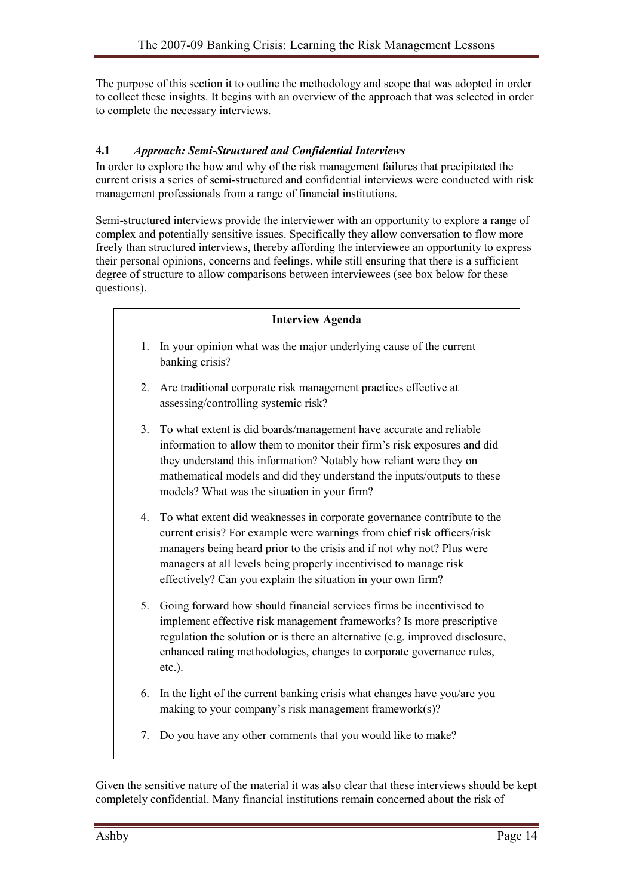The purpose of this section it to outline the methodology and scope that was adopted in order to collect these insights. It begins with an overview of the approach that was selected in order to complete the necessary interviews.

### 4.1 *Approach: Semi-Structured and Confidential Interviews*

In order to explore the how and why of the risk management failures that precipitated the current crisis a series of semi-structured and confidential interviews were conducted with risk management professionals from a range of financial institutions.

Semi-structured interviews provide the interviewer with an opportunity to explore a range of complex and potentially sensitive issues. Specifically they allow conversation to flow more freely than structured interviews, thereby affording the interviewee an opportunity to express their personal opinions, concerns and feelings, while still ensuring that there is a sufficient degree of structure to allow comparisons between interviewees (see box below for these questions).

**Interview Agenda**

1. In your opinion what was the major underlying cause of the current banking crisis?
2. Are traditional corporate risk management practices effective at assessing/controlling systemic risk?
3. To what extent is did boards/management have accurate and reliable information to allow them to monitor their firm's risk exposures and did they understand this information? Notably how reliant were they on mathematical models and did they understand the inputs/outputs to these models? What was the situation in your firm?
4. To what extent did weaknesses in corporate governance contribute to the current crisis? For example were warnings from chief risk officers/risk managers being heard prior to the crisis and if not why not? Plus were managers at all levels being properly incentivised to manage risk effectively? Can you explain the situation in your own firm?
5. Going forward how should financial services firms be incentivised to implement effective risk management frameworks? Is more prescriptive regulation the solution or is there an alternative (e.g. improved disclosure, enhanced rating methodologies, changes to corporate governance rules, etc.).
6. In the light of the current banking crisis what changes have you/are you making to your company's risk management framework(s)?
7. Do you have any other comments that you would like to make?

Given the sensitive nature of the material it was also clear that these interviews should be kept completely confidential. Many financial institutions remain concerned about the risk of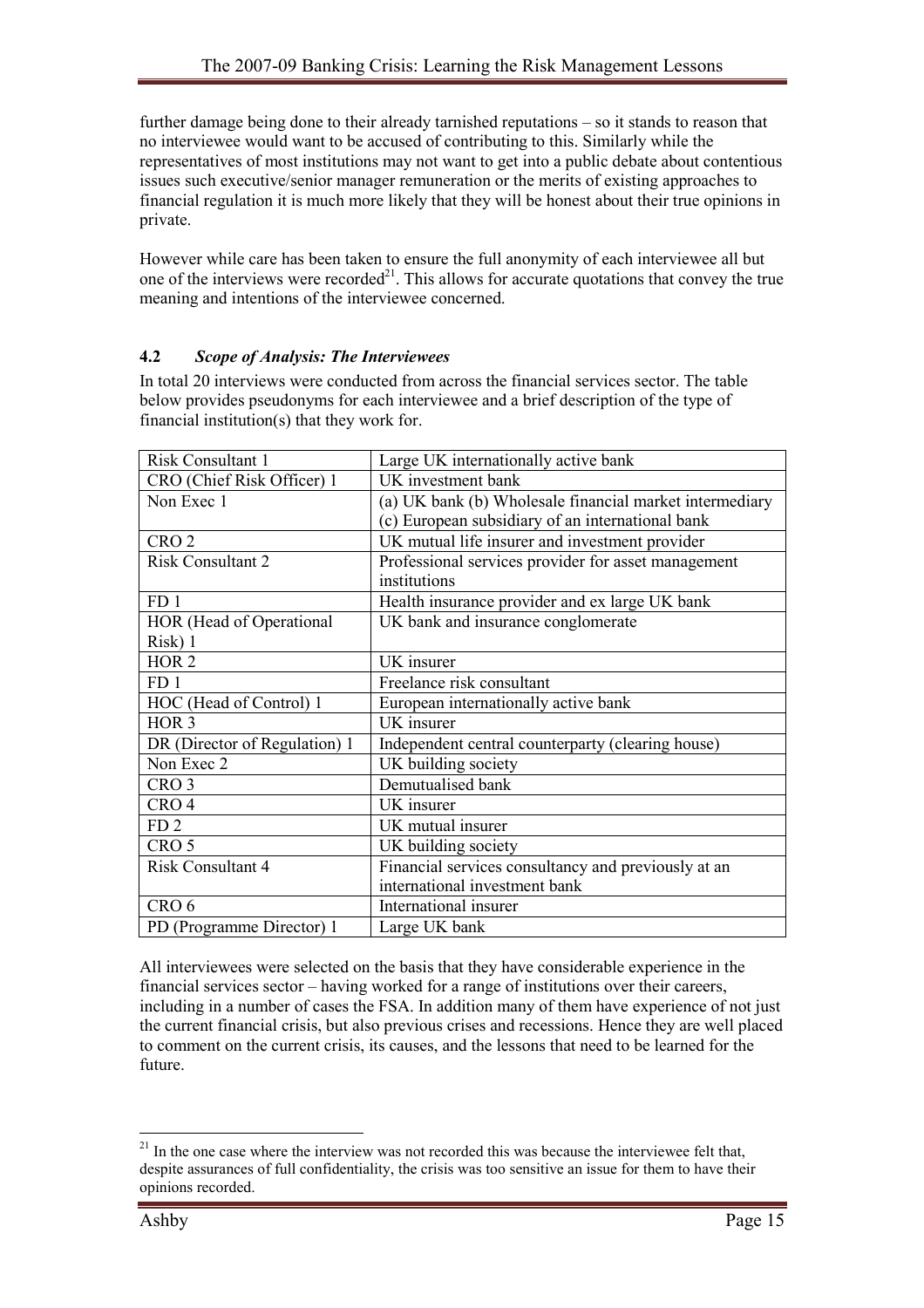further damage being done to their already tarnished reputations – so it stands to reason that no interviewee would want to be accused of contributing to this. Similarly while the representatives of most institutions may not want to get into a public debate about contentious issues such executive/senior manager remuneration or the merits of existing approaches to financial regulation it is much more likely that they will be honest about their true opinions in private.

However while care has been taken to ensure the full anonymity of each interviewee all but one of the interviews were recorded[21]. This allows for accurate quotations that convey the true meaning and intentions of the interviewee concerned.

## 4.2 *Scope of Analysis: The Interviewees*

In total 20 interviews were conducted from across the financial services sector. The table below provides pseudonyms for each interviewee and a brief description of the type of financial institution(s) that they work for.

| | |
|---|---|
| Risk Consultant 1 | Large UK internationally active bank |
| CRO (Chief Risk Officer) 1 | UK investment bank |
| Non Exec 1 | (a) UK bank (b) Wholesale financial market intermediary (c) European subsidiary of an international bank |
| CRO 2 | UK mutual life insurer and investment provider |
| Risk Consultant 2 | Professional services provider for asset management institutions |
| FD 1 | Health insurance provider and ex large UK bank |
| HOR (Head of Operational Risk) 1 | UK bank and insurance conglomerate |
| HOR 2 | UK insurer |
| FD 1 | Freelance risk consultant |
| HOC (Head of Control) 1 | European internationally active bank |
| HOR 3 | UK insurer |
| DR (Director of Regulation) 1 | Independent central counterparty (clearing house) |
| Non Exec 2 | UK building society |
| CRO 3 | Demutualised bank |
| CRO 4 | UK insurer |
| FD 2 | UK mutual insurer |
| CRO 5 | UK building society |
| Risk Consultant 4 | Financial services consultancy and previously at an international investment bank |
| CRO 6 | International insurer |
| PD (Programme Director) 1 | Large UK bank |

All interviewees were selected on the basis that they have considerable experience in the financial services sector – having worked for a range of institutions over their careers, including in a number of cases the FSA. In addition many of them have experience of not just the current financial crisis, but also previous crises and recessions. Hence they are well placed to comment on the current crisis, its causes, and the lessons that need to be learned for the future.

---

[21] In the one case where the interview was not recorded this was because the interviewee felt that, despite assurances of full confidentiality, the crisis was too sensitive an issue for them to have their opinions recorded.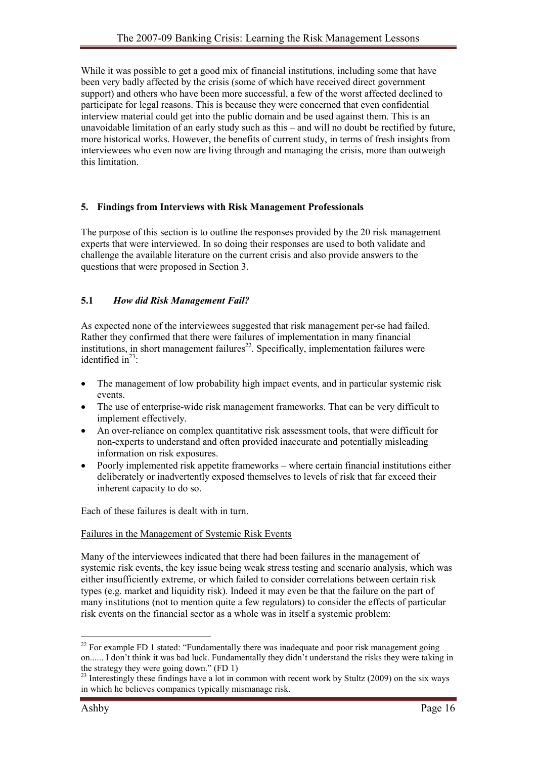While it was possible to get a good mix of financial institutions, including some that have been very badly affected by the crisis (some of which have received direct government support) and others who have been more successful, a few of the worst affected declined to participate for legal reasons. This is because they were concerned that even confidential interview material could get into the public domain and be used against them. This is an unavoidable limitation of an early study such as this – and will no doubt be rectified by future, more historical works. However, the benefits of current study, in terms of fresh insights from interviewees who even now are living through and managing the crisis, more than outweigh this limitation.

## 5. Findings from Interviews with Risk Management Professionals

The purpose of this section is to outline the responses provided by the 20 risk management experts that were interviewed. In so doing their responses are used to both validate and challenge the available literature on the current crisis and also provide answers to the questions that were proposed in Section 3.

### 5.1 *How did Risk Management Fail?*

As expected none of the interviewees suggested that risk management per-se had failed. Rather they confirmed that there were failures of implementation in many financial institutions, in short management failures[22]. Specifically, implementation failures were identified in[23]:

- The management of low probability high impact events, and in particular systemic risk events.
- The use of enterprise-wide risk management frameworks. That can be very difficult to implement effectively.
- An over-reliance on complex quantitative risk assessment tools, that were difficult for non-experts to understand and often provided inaccurate and potentially misleading information on risk exposures.
- Poorly implemented risk appetite frameworks – where certain financial institutions either deliberately or inadvertently exposed themselves to levels of risk that far exceed their inherent capacity to do so.

Each of these failures is dealt with in turn.

Failures in the Management of Systemic Risk Events

Many of the interviewees indicated that there had been failures in the management of systemic risk events, the key issue being weak stress testing and scenario analysis, which was either insufficiently extreme, or which failed to consider correlations between certain risk types (e.g. market and liquidity risk). Indeed it may even be that the failure on the part of many institutions (not to mention quite a few regulators) to consider the effects of particular risk events on the financial sector as a whole was in itself a systemic problem:

---

[22] For example FD 1 stated: "Fundamentally there was inadequate and poor risk management going on...... I don't think it was bad luck. Fundamentally they didn't understand the risks they were taking in the strategy they were going down." (FD 1)

[23] Interestingly these findings have a lot in common with recent work by Stultz (2009) on the six ways in which he believes companies typically mismanage risk.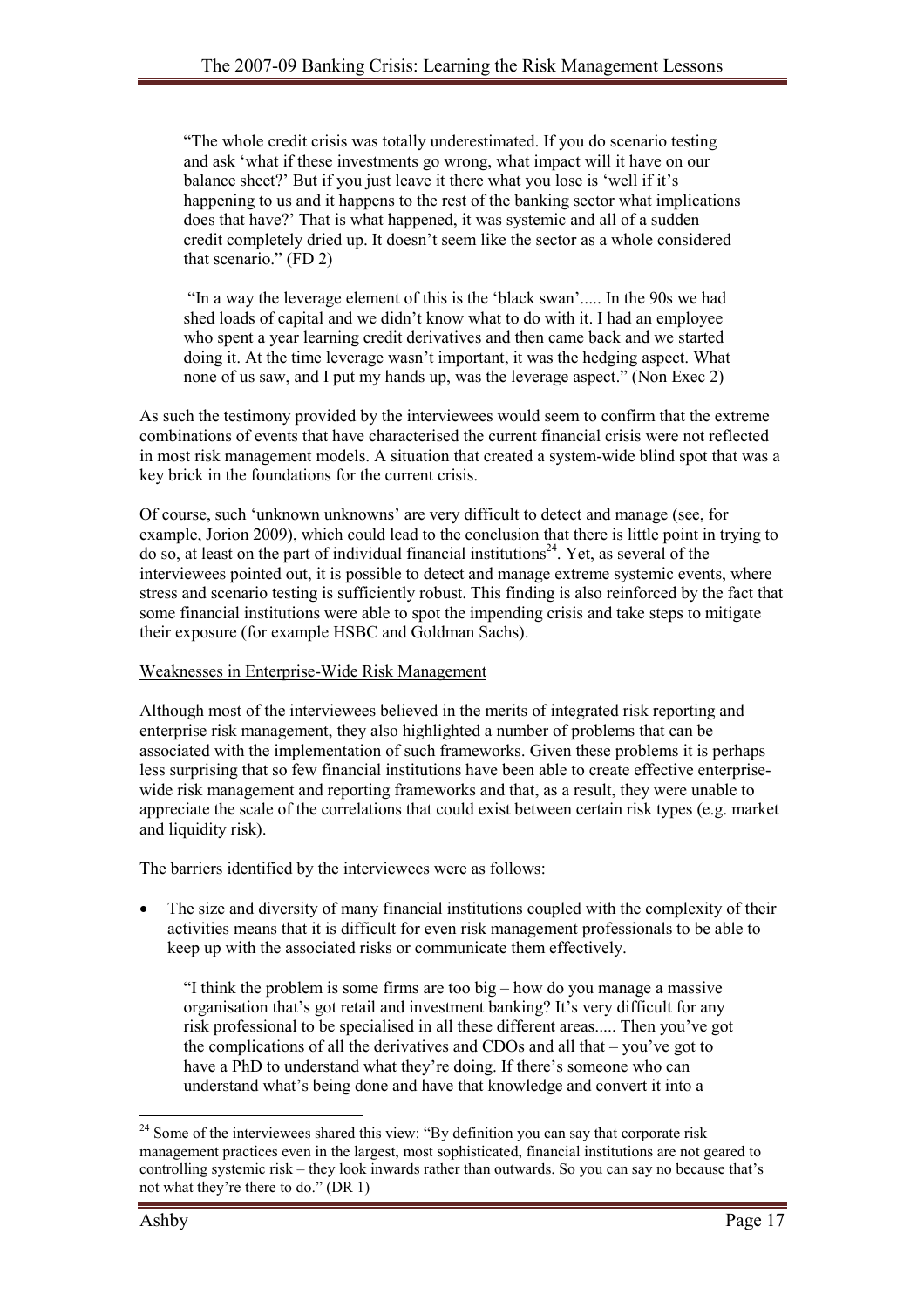> "The whole credit crisis was totally underestimated. If you do scenario testing and ask 'what if these investments go wrong, what impact will it have on our balance sheet?' But if you just leave it there what you lose is 'well if it's happening to us and it happens to the rest of the banking sector what implications does that have?' That is what happened, it was systemic and all of a sudden credit completely dried up. It doesn't seem like the sector as a whole considered that scenario." (FD 2)

> "In a way the leverage element of this is the 'black swan'..... In the 90s we had shed loads of capital and we didn't know what to do with it. I had an employee who spent a year learning credit derivatives and then came back and we started doing it. At the time leverage wasn't important, it was the hedging aspect. What none of us saw, and I put my hands up, was the leverage aspect." (Non Exec 2)

As such the testimony provided by the interviewees would seem to confirm that the extreme combinations of events that have characterised the current financial crisis were not reflected in most risk management models. A situation that created a system-wide blind spot that was a key brick in the foundations for the current crisis.

Of course, such 'unknown unknowns' are very difficult to detect and manage (see, for example, Jorion 2009), which could lead to the conclusion that there is little point in trying to do so, at least on the part of individual financial institutions[24]. Yet, as several of the interviewees pointed out, it is possible to detect and manage extreme systemic events, where stress and scenario testing is sufficiently robust. This finding is also reinforced by the fact that some financial institutions were able to spot the impending crisis and take steps to mitigate their exposure (for example HSBC and Goldman Sachs).

<u>Weaknesses in Enterprise-Wide Risk Management</u>

Although most of the interviewees believed in the merits of integrated risk reporting and enterprise risk management, they also highlighted a number of problems that can be associated with the implementation of such frameworks. Given these problems it is perhaps less surprising that so few financial institutions have been able to create effective enterprise-wide risk management and reporting frameworks and that, as a result, they were unable to appreciate the scale of the correlations that could exist between certain risk types (e.g. market and liquidity risk).

The barriers identified by the interviewees were as follows:

- The size and diversity of many financial institutions coupled with the complexity of their activities means that it is difficult for even risk management professionals to be able to keep up with the associated risks or communicate them effectively.

  > "I think the problem is some firms are too big – how do you manage a massive organisation that's got retail and investment banking? It's very difficult for any risk professional to be specialised in all these different areas..... Then you've got the complications of all the derivatives and CDOs and all that – you've got to have a PhD to understand what they're doing. If there's someone who can understand what's being done and have that knowledge and convert it into a

---

[24] Some of the interviewees shared this view: "By definition you can say that corporate risk management practices even in the largest, most sophisticated, financial institutions are not geared to controlling systemic risk – they look inwards rather than outwards. So you can say no because that's not what they're there to do." (DR 1)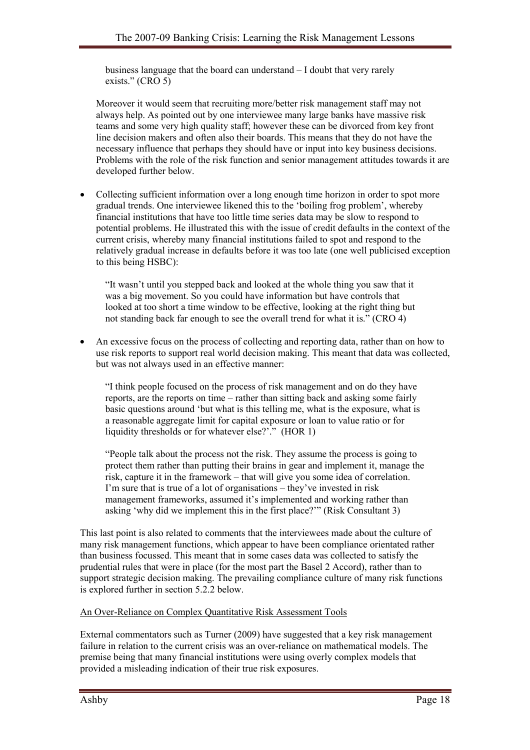> business language that the board can understand – I doubt that very rarely exists." (CRO 5)

Moreover it would seem that recruiting more/better risk management staff may not always help. As pointed out by one interviewee many large banks have massive risk teams and some very high quality staff; however these can be divorced from key front line decision makers and often also their boards. This means that they do not have the necessary influence that perhaps they should have or input into key business decisions. Problems with the role of the risk function and senior management attitudes towards it are developed further below.

- Collecting sufficient information over a long enough time horizon in order to spot more gradual trends. One interviewee likened this to the 'boiling frog problem', whereby financial institutions that have too little time series data may be slow to respond to potential problems. He illustrated this with the issue of credit defaults in the context of the current crisis, whereby many financial institutions failed to spot and respond to the relatively gradual increase in defaults before it was too late (one well publicised exception to this being HSBC):

> "It wasn't until you stepped back and looked at the whole thing you saw that it was a big movement. So you could have information but have controls that looked at too short a time window to be effective, looking at the right thing but not standing back far enough to see the overall trend for what it is." (CRO 4)

- An excessive focus on the process of collecting and reporting data, rather than on how to use risk reports to support real world decision making. This meant that data was collected, but was not always used in an effective manner:

> "I think people focused on the process of risk management and on do they have reports, are the reports on time – rather than sitting back and asking some fairly basic questions around 'but what is this telling me, what is the exposure, what is a reasonable aggregate limit for capital exposure or loan to value ratio or for liquidity thresholds or for whatever else?'." (HOR 1)

> "People talk about the process not the risk. They assume the process is going to protect them rather than putting their brains in gear and implement it, manage the risk, capture it in the framework – that will give you some idea of correlation. I'm sure that is true of a lot of organisations – they've invested in risk management frameworks, assumed it's implemented and working rather than asking 'why did we implement this in the first place?'" (Risk Consultant 3)

This last point is also related to comments that the interviewees made about the culture of many risk management functions, which appear to have been compliance orientated rather than business focussed. This meant that in some cases data was collected to satisfy the prudential rules that were in place (for the most part the Basel 2 Accord), rather than to support strategic decision making. The prevailing compliance culture of many risk functions is explored further in section 5.2.2 below.

<u>An Over-Reliance on Complex Quantitative Risk Assessment Tools</u>

External commentators such as Turner (2009) have suggested that a key risk management failure in relation to the current crisis was an over-reliance on mathematical models. The premise being that many financial institutions were using overly complex models that provided a misleading indication of their true risk exposures.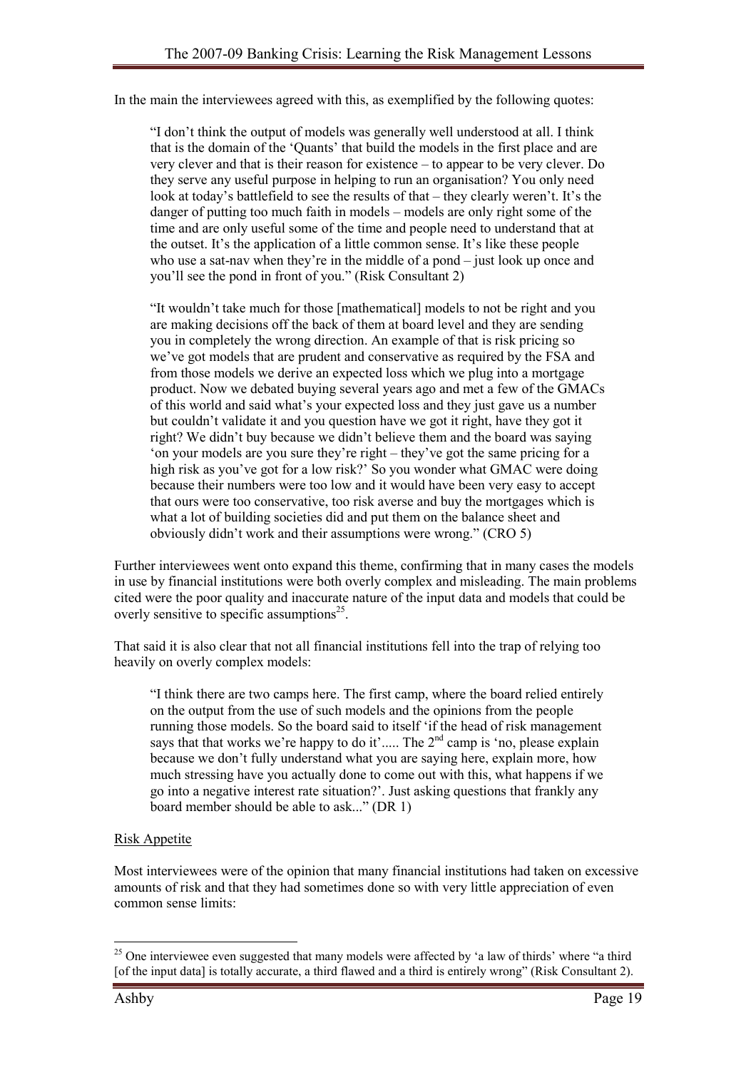In the main the interviewees agreed with this, as exemplified by the following quotes:

> "I don't think the output of models was generally well understood at all. I think that is the domain of the 'Quants' that build the models in the first place and are very clever and that is their reason for existence – to appear to be very clever. Do they serve any useful purpose in helping to run an organisation? You only need look at today's battlefield to see the results of that – they clearly weren't. It's the danger of putting too much faith in models – models are only right some of the time and are only useful some of the time and people need to understand that at the outset. It's the application of a little common sense. It's like these people who use a sat-nav when they're in the middle of a pond – just look up once and you'll see the pond in front of you." (Risk Consultant 2)

> "It wouldn't take much for those [mathematical] models to not be right and you are making decisions off the back of them at board level and they are sending you in completely the wrong direction. An example of that is risk pricing so we've got models that are prudent and conservative as required by the FSA and from those models we derive an expected loss which we plug into a mortgage product. Now we debated buying several years ago and met a few of the GMACs of this world and said what's your expected loss and they just gave us a number but couldn't validate it and you question have we got it right, have they got it right? We didn't buy because we didn't believe them and the board was saying 'on your models are you sure they're right – they've got the same pricing for a high risk as you've got for a low risk?' So you wonder what GMAC were doing because their numbers were too low and it would have been very easy to accept that ours were too conservative, too risk averse and buy the mortgages which is what a lot of building societies did and put them on the balance sheet and obviously didn't work and their assumptions were wrong." (CRO 5)

Further interviewees went onto expand this theme, confirming that in many cases the models in use by financial institutions were both overly complex and misleading. The main problems cited were the poor quality and inaccurate nature of the input data and models that could be overly sensitive to specific assumptions[25].

That said it is also clear that not all financial institutions fell into the trap of relying too heavily on overly complex models:

> "I think there are two camps here. The first camp, where the board relied entirely on the output from the use of such models and the opinions from the people running those models. So the board said to itself 'if the head of risk management says that that works we're happy to do it'..... The 2nd camp is 'no, please explain because we don't fully understand what you are saying here, explain more, how much stressing have you actually done to come out with this, what happens if we go into a negative interest rate situation?'. Just asking questions that frankly any board member should be able to ask..." (DR 1)

Risk Appetite

Most interviewees were of the opinion that many financial institutions had taken on excessive amounts of risk and that they had sometimes done so with very little appreciation of even common sense limits:

[25] One interviewee even suggested that many models were affected by 'a law of thirds' where "a third [of the input data] is totally accurate, a third flawed and a third is entirely wrong" (Risk Consultant 2).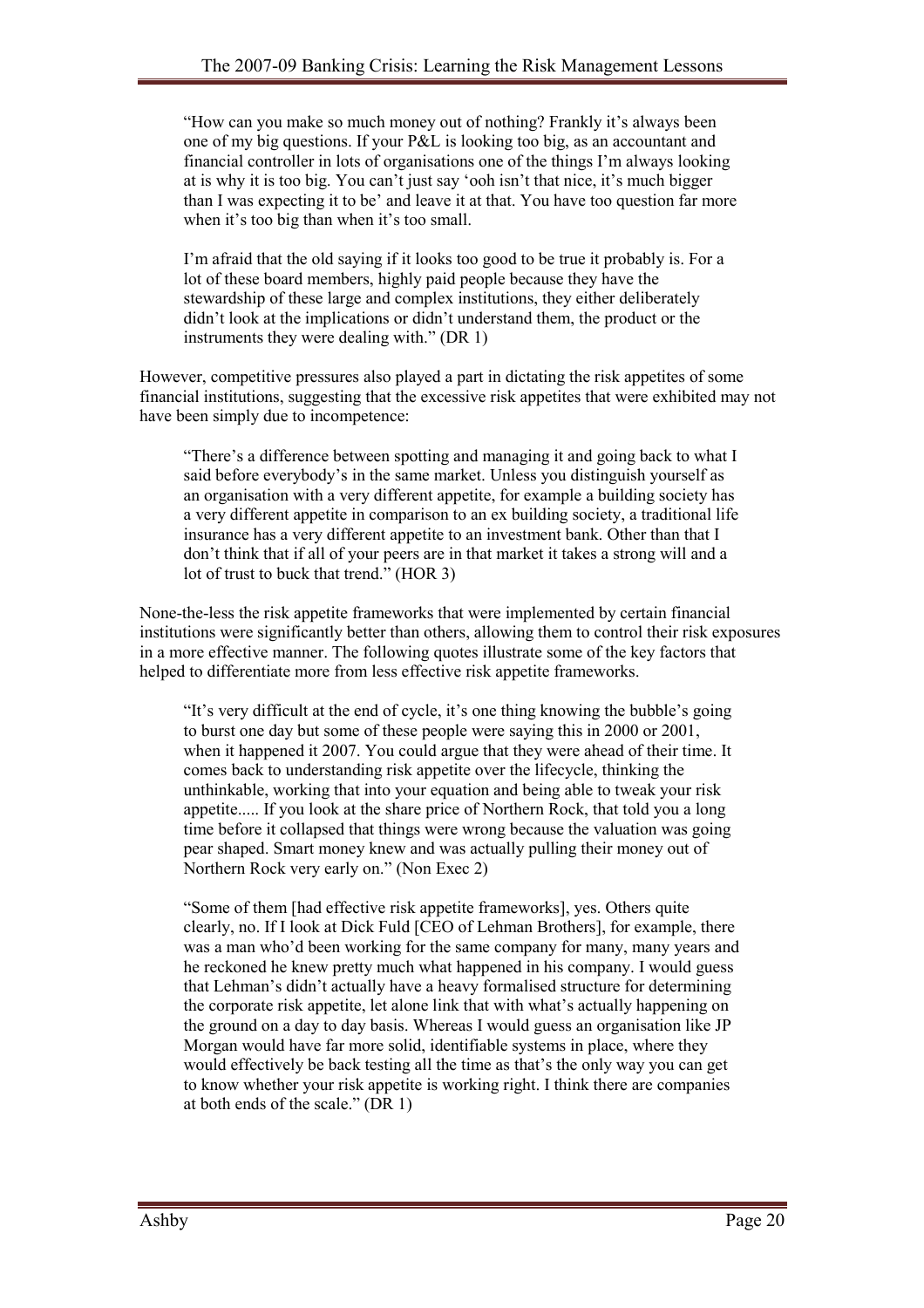> "How can you make so much money out of nothing? Frankly it's always been one of my big questions. If your P&L is looking too big, as an accountant and financial controller in lots of organisations one of the things I'm always looking at is why it is too big. You can't just say 'ooh isn't that nice, it's much bigger than I was expecting it to be' and leave it at that. You have too question far more when it's too big than when it's too small.
>
> I'm afraid that the old saying if it looks too good to be true it probably is. For a lot of these board members, highly paid people because they have the stewardship of these large and complex institutions, they either deliberately didn't look at the implications or didn't understand them, the product or the instruments they were dealing with." (DR 1)

However, competitive pressures also played a part in dictating the risk appetites of some financial institutions, suggesting that the excessive risk appetites that were exhibited may not have been simply due to incompetence:

> "There's a difference between spotting and managing it and going back to what I said before everybody's in the same market. Unless you distinguish yourself as an organisation with a very different appetite, for example a building society has a very different appetite in comparison to an ex building society, a traditional life insurance has a very different appetite to an investment bank. Other than that I don't think that if all of your peers are in that market it takes a strong will and a lot of trust to buck that trend." (HOR 3)

None-the-less the risk appetite frameworks that were implemented by certain financial institutions were significantly better than others, allowing them to control their risk exposures in a more effective manner. The following quotes illustrate some of the key factors that helped to differentiate more from less effective risk appetite frameworks.

> "It's very difficult at the end of cycle, it's one thing knowing the bubble's going to burst one day but some of these people were saying this in 2000 or 2001, when it happened it 2007. You could argue that they were ahead of their time. It comes back to understanding risk appetite over the lifecycle, thinking the unthinkable, working that into your equation and being able to tweak your risk appetite..... If you look at the share price of Northern Rock, that told you a long time before it collapsed that things were wrong because the valuation was going pear shaped. Smart money knew and was actually pulling their money out of Northern Rock very early on." (Non Exec 2)

> "Some of them [had effective risk appetite frameworks], yes. Others quite clearly, no. If I look at Dick Fuld [CEO of Lehman Brothers], for example, there was a man who'd been working for the same company for many, many years and he reckoned he knew pretty much what happened in his company. I would guess that Lehman's didn't actually have a heavy formalised structure for determining the corporate risk appetite, let alone link that with what's actually happening on the ground on a day to day basis. Whereas I would guess an organisation like JP Morgan would have far more solid, identifiable systems in place, where they would effectively be back testing all the time as that's the only way you can get to know whether your risk appetite is working right. I think there are companies at both ends of the scale." (DR 1)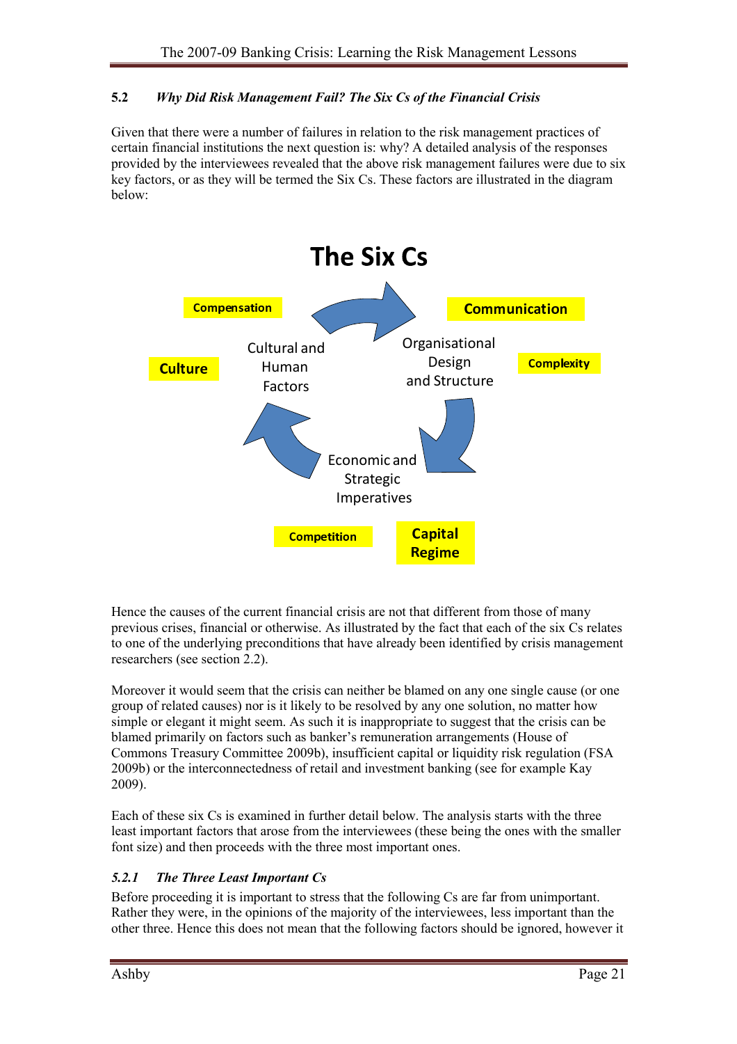### 5.2 *Why Did Risk Management Fail? The Six Cs of the Financial Crisis*

Given that there were a number of failures in relation to the risk management practices of certain financial institutions the next question is: why? A detailed analysis of the responses provided by the interviewees revealed that the above risk management failures were due to six key factors, or as they will be termed the Six Cs. These factors are illustrated in the diagram below:

**The Six Cs**

Compensation, Communication, Culture, Complexity, Competition, Capital Regime

Cultural and Human Factors; Organisational Design and Structure; Economic and Strategic Imperatives

Hence the causes of the current financial crisis are not that different from those of many previous crises, financial or otherwise. As illustrated by the fact that each of the six Cs relates to one of the underlying preconditions that have already been identified by crisis management researchers (see section 2.2).

Moreover it would seem that the crisis can neither be blamed on any one single cause (or one group of related causes) nor is it likely to be resolved by any one solution, no matter how simple or elegant it might seem. As such it is inappropriate to suggest that the crisis can be blamed primarily on factors such as banker's remuneration arrangements (House of Commons Treasury Committee 2009b), insufficient capital or liquidity risk regulation (FSA 2009b) or the interconnectedness of retail and investment banking (see for example Kay 2009).

Each of these six Cs is examined in further detail below. The analysis starts with the three least important factors that arose from the interviewees (these being the ones with the smaller font size) and then proceeds with the three most important ones.

#### *5.2.1 The Three Least Important Cs*

Before proceeding it is important to stress that the following Cs are far from unimportant. Rather they were, in the opinions of the majority of the interviewees, less important than the other three. Hence this does not mean that the following factors should be ignored, however it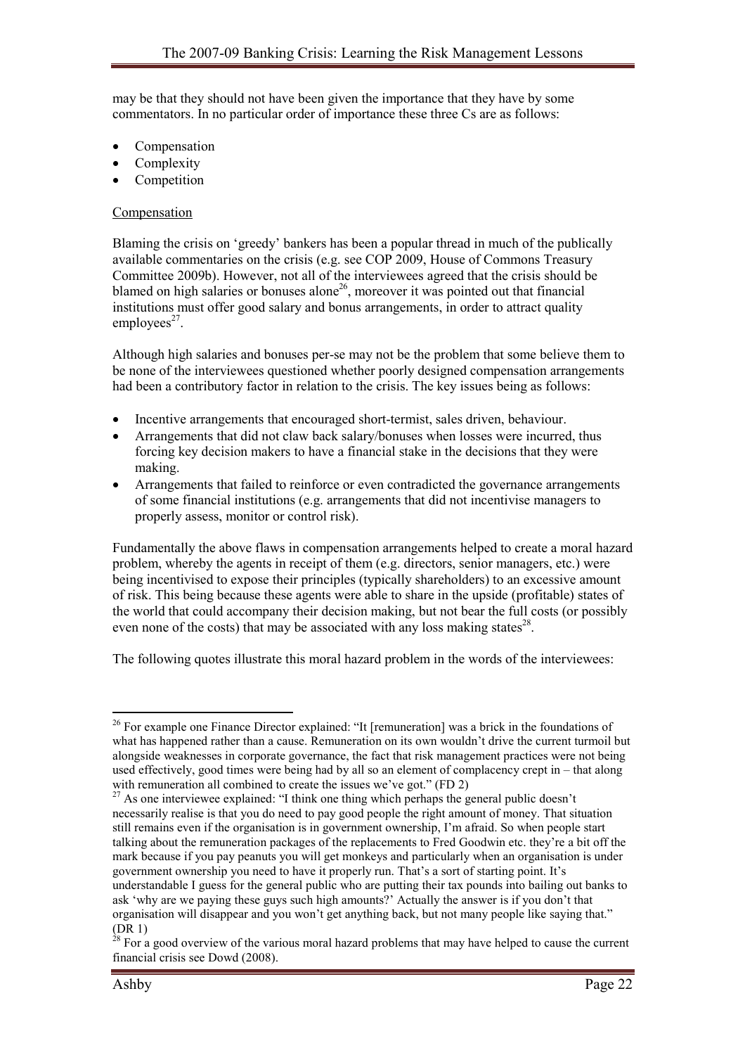may be that they should not have been given the importance that they have by some commentators. In no particular order of importance these three Cs are as follows:

- Compensation
- Complexity
- Competition

Compensation

Blaming the crisis on 'greedy' bankers has been a popular thread in much of the publically available commentaries on the crisis (e.g. see COP 2009, House of Commons Treasury Committee 2009b). However, not all of the interviewees agreed that the crisis should be blamed on high salaries or bonuses alone[26], moreover it was pointed out that financial institutions must offer good salary and bonus arrangements, in order to attract quality employees[27].

Although high salaries and bonuses per-se may not be the problem that some believe them to be none of the interviewees questioned whether poorly designed compensation arrangements had been a contributory factor in relation to the crisis. The key issues being as follows:

- Incentive arrangements that encouraged short-termist, sales driven, behaviour.
- Arrangements that did not claw back salary/bonuses when losses were incurred, thus forcing key decision makers to have a financial stake in the decisions that they were making.
- Arrangements that failed to reinforce or even contradicted the governance arrangements of some financial institutions (e.g. arrangements that did not incentivise managers to properly assess, monitor or control risk).

Fundamentally the above flaws in compensation arrangements helped to create a moral hazard problem, whereby the agents in receipt of them (e.g. directors, senior managers, etc.) were being incentivised to expose their principles (typically shareholders) to an excessive amount of risk. This being because these agents were able to share in the upside (profitable) states of the world that could accompany their decision making, but not bear the full costs (or possibly even none of the costs) that may be associated with any loss making states[28].

The following quotes illustrate this moral hazard problem in the words of the interviewees:

---

[26] For example one Finance Director explained: "It [remuneration] was a brick in the foundations of what has happened rather than a cause. Remuneration on its own wouldn't drive the current turmoil but alongside weaknesses in corporate governance, the fact that risk management practices were not being used effectively, good times were being had by all so an element of complacency crept in – that along with remuneration all combined to create the issues we've got." (FD 2)

[27] As one interviewee explained: "I think one thing which perhaps the general public doesn't necessarily realise is that you do need to pay good people the right amount of money. That situation still remains even if the organisation is in government ownership, I'm afraid. So when people start talking about the remuneration packages of the replacements to Fred Goodwin etc. they're a bit off the mark because if you pay peanuts you will get monkeys and particularly when an organisation is under government ownership you need to have it properly run. That's a sort of starting point. It's understandable I guess for the general public who are putting their tax pounds into bailing out banks to ask 'why are we paying these guys such high amounts?' Actually the answer is if you don't that organisation will disappear and you won't get anything back, but not many people like saying that." (DR 1)

[28] For a good overview of the various moral hazard problems that may have helped to cause the current financial crisis see Dowd (2008).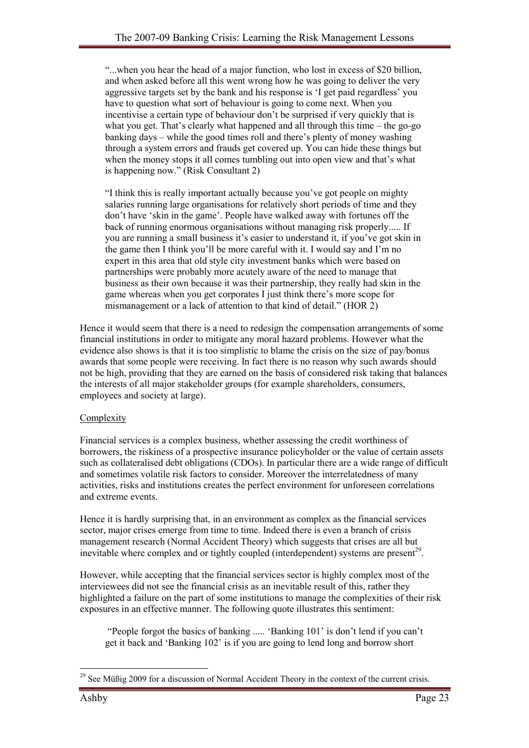> "...when you hear the head of a major function, who lost in excess of $20 billion, and when asked before all this went wrong how he was going to deliver the very aggressive targets set by the bank and his response is 'I get paid regardless' you have to question what sort of behaviour is going to come next. When you incentivise a certain type of behaviour don't be surprised if very quickly that is what you get. That's clearly what happened and all through this time – the go-go banking days – while the good times roll and there's plenty of money washing through a system errors and frauds get covered up. You can hide these things but when the money stops it all comes tumbling out into open view and that's what is happening now." (Risk Consultant 2)

> "I think this is really important actually because you've got people on mighty salaries running large organisations for relatively short periods of time and they don't have 'skin in the game'. People have walked away with fortunes off the back of running enormous organisations without managing risk properly..... If you are running a small business it's easier to understand it, if you've got skin in the game then I think you'll be more careful with it. I would say and I'm no expert in this area that old style city investment banks which were based on partnerships were probably more acutely aware of the need to manage that business as their own because it was their partnership, they really had skin in the game whereas when you get corporates I just think there's more scope for mismanagement or a lack of attention to that kind of detail." (HOR 2)

Hence it would seem that there is a need to redesign the compensation arrangements of some financial institutions in order to mitigate any moral hazard problems. However what the evidence also shows is that it is too simplistic to blame the crisis on the size of pay/bonus awards that some people were receiving. In fact there is no reason why such awards should not be high, providing that they are earned on the basis of considered risk taking that balances the interests of all major stakeholder groups (for example shareholders, consumers, employees and society at large).

<u>Complexity</u>

Financial services is a complex business, whether assessing the credit worthiness of borrowers, the riskiness of a prospective insurance policyholder or the value of certain assets such as collateralised debt obligations (CDOs). In particular there are a wide range of difficult and sometimes volatile risk factors to consider. Moreover the interrelatedness of many activities, risks and institutions creates the perfect environment for unforeseen correlations and extreme events.

Hence it is hardly surprising that, in an environment as complex as the financial services sector, major crises emerge from time to time. Indeed there is even a branch of crisis management research (Normal Accident Theory) which suggests that crises are all but inevitable where complex and or tightly coupled (interdependent) systems are present[29].

However, while accepting that the financial services sector is highly complex most of the interviewees did not see the financial crisis as an inevitable result of this, rather they highlighted a failure on the part of some institutions to manage the complexities of their risk exposures in an effective manner. The following quote illustrates this sentiment:

> "People forgot the basics of banking ..... 'Banking 101' is don't lend if you can't get it back and 'Banking 102' is if you are going to lend long and borrow short

---

[29] See Müßig 2009 for a discussion of Normal Accident Theory in the context of the current crisis.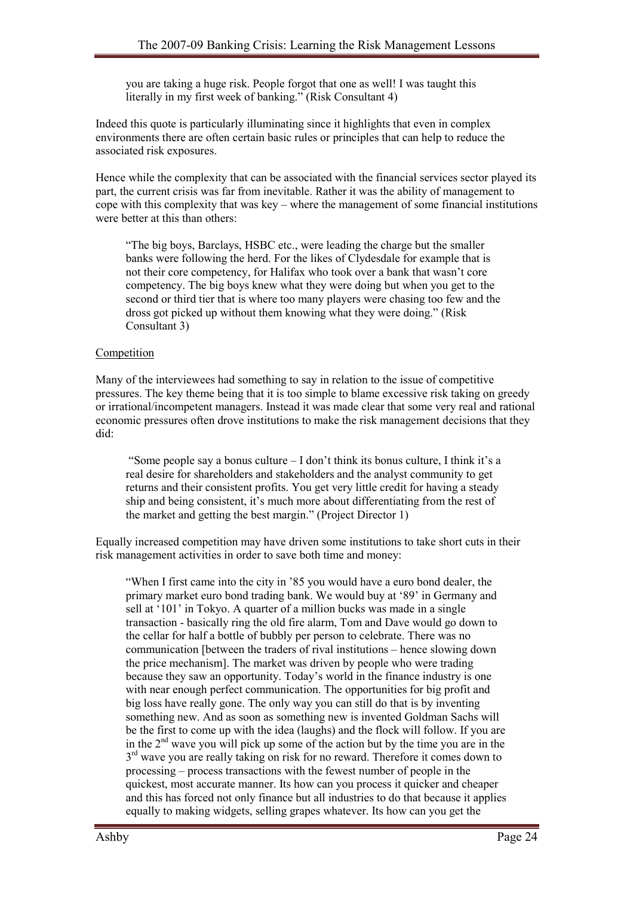> you are taking a huge risk. People forgot that one as well! I was taught this literally in my first week of banking." (Risk Consultant 4)

Indeed this quote is particularly illuminating since it highlights that even in complex environments there are often certain basic rules or principles that can help to reduce the associated risk exposures.

Hence while the complexity that can be associated with the financial services sector played its part, the current crisis was far from inevitable. Rather it was the ability of management to cope with this complexity that was key – where the management of some financial institutions were better at this than others:

> "The big boys, Barclays, HSBC etc., were leading the charge but the smaller banks were following the herd. For the likes of Clydesdale for example that is not their core competency, for Halifax who took over a bank that wasn't core competency. The big boys knew what they were doing but when you get to the second or third tier that is where too many players were chasing too few and the dross got picked up without them knowing what they were doing." (Risk Consultant 3)

<u>Competition</u>

Many of the interviewees had something to say in relation to the issue of competitive pressures. The key theme being that it is too simple to blame excessive risk taking on greedy or irrational/incompetent managers. Instead it was made clear that some very real and rational economic pressures often drove institutions to make the risk management decisions that they did:

> "Some people say a bonus culture – I don't think its bonus culture, I think it's a real desire for shareholders and stakeholders and the analyst community to get returns and their consistent profits. You get very little credit for having a steady ship and being consistent, it's much more about differentiating from the rest of the market and getting the best margin." (Project Director 1)

Equally increased competition may have driven some institutions to take short cuts in their risk management activities in order to save both time and money:

> "When I first came into the city in '85 you would have a euro bond dealer, the primary market euro bond trading bank. We would buy at '89' in Germany and sell at '101' in Tokyo. A quarter of a million bucks was made in a single transaction - basically ring the old fire alarm, Tom and Dave would go down to the cellar for half a bottle of bubbly per person to celebrate. There was no communication [between the traders of rival institutions – hence slowing down the price mechanism]. The market was driven by people who were trading because they saw an opportunity. Today's world in the finance industry is one with near enough perfect communication. The opportunities for big profit and big loss have really gone. The only way you can still do that is by inventing something new. And as soon as something new is invented Goldman Sachs will be the first to come up with the idea (laughs) and the flock will follow. If you are in the 2nd wave you will pick up some of the action but by the time you are in the 3rd wave you are really taking on risk for no reward. Therefore it comes down to processing – process transactions with the fewest number of people in the quickest, most accurate manner. Its how can you process it quicker and cheaper and this has forced not only finance but all industries to do that because it applies equally to making widgets, selling grapes whatever. Its how can you get the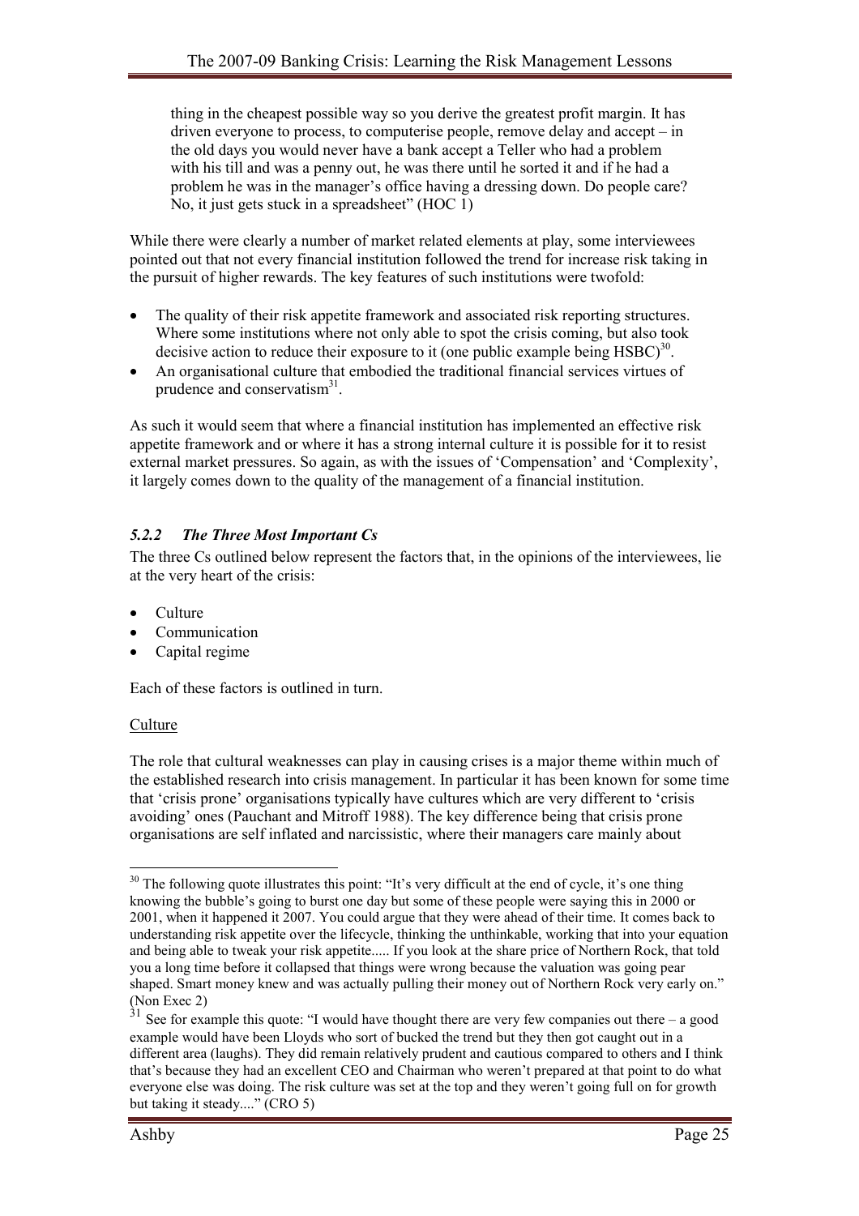thing in the cheapest possible way so you derive the greatest profit margin. It has driven everyone to process, to computerise people, remove delay and accept – in the old days you would never have a bank accept a Teller who had a problem with his till and was a penny out, he was there until he sorted it and if he had a problem he was in the manager's office having a dressing down. Do people care? No, it just gets stuck in a spreadsheet" (HOC 1)

While there were clearly a number of market related elements at play, some interviewees pointed out that not every financial institution followed the trend for increase risk taking in the pursuit of higher rewards. The key features of such institutions were twofold:

- The quality of their risk appetite framework and associated risk reporting structures. Where some institutions where not only able to spot the crisis coming, but also took decisive action to reduce their exposure to it (one public example being HSBC)[30].
- An organisational culture that embodied the traditional financial services virtues of prudence and conservatism[31].

As such it would seem that where a financial institution has implemented an effective risk appetite framework and or where it has a strong internal culture it is possible for it to resist external market pressures. So again, as with the issues of 'Compensation' and 'Complexity', it largely comes down to the quality of the management of a financial institution.

### *5.2.2 The Three Most Important Cs*

The three Cs outlined below represent the factors that, in the opinions of the interviewees, lie at the very heart of the crisis:

- Culture
- Communication
- Capital regime

Each of these factors is outlined in turn.

<u>Culture</u>

The role that cultural weaknesses can play in causing crises is a major theme within much of the established research into crisis management. In particular it has been known for some time that 'crisis prone' organisations typically have cultures which are very different to 'crisis avoiding' ones (Pauchant and Mitroff 1988). The key difference being that crisis prone organisations are self inflated and narcissistic, where their managers care mainly about

---

[30] The following quote illustrates this point: "It's very difficult at the end of cycle, it's one thing knowing the bubble's going to burst one day but some of these people were saying this in 2000 or 2001, when it happened it 2007. You could argue that they were ahead of their time. It comes back to understanding risk appetite over the lifecycle, thinking the unthinkable, working that into your equation and being able to tweak your risk appetite..... If you look at the share price of Northern Rock, that told you a long time before it collapsed that things were wrong because the valuation was going pear shaped. Smart money knew and was actually pulling their money out of Northern Rock very early on." (Non Exec 2)

[31] See for example this quote: "I would have thought there are very few companies out there – a good example would have been Lloyds who sort of bucked the trend but they then got caught out in a different area (laughs). They did remain relatively prudent and cautious compared to others and I think that's because they had an excellent CEO and Chairman who weren't prepared at that point to do what everyone else was doing. The risk culture was set at the top and they weren't going full on for growth but taking it steady...." (CRO 5)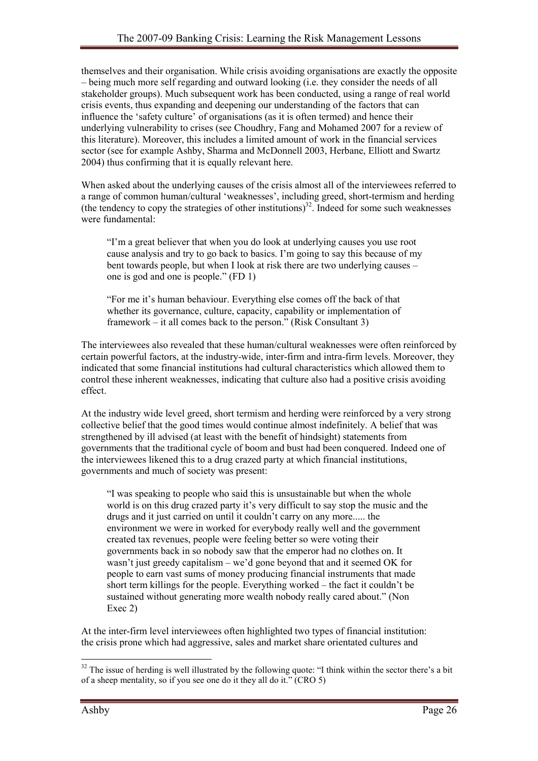themselves and their organisation. While crisis avoiding organisations are exactly the opposite – being much more self regarding and outward looking (i.e. they consider the needs of all stakeholder groups). Much subsequent work has been conducted, using a range of real world crisis events, thus expanding and deepening our understanding of the factors that can influence the 'safety culture' of organisations (as it is often termed) and hence their underlying vulnerability to crises (see Choudhry, Fang and Mohamed 2007 for a review of this literature). Moreover, this includes a limited amount of work in the financial services sector (see for example Ashby, Sharma and McDonnell 2003, Herbane, Elliott and Swartz 2004) thus confirming that it is equally relevant here.

When asked about the underlying causes of the crisis almost all of the interviewees referred to a range of common human/cultural 'weaknesses', including greed, short-termism and herding (the tendency to copy the strategies of other institutions)[32]. Indeed for some such weaknesses were fundamental:

> "I'm a great believer that when you do look at underlying causes you use root cause analysis and try to go back to basics. I'm going to say this because of my bent towards people, but when I look at risk there are two underlying causes – one is god and one is people." (FD 1)

> "For me it's human behaviour. Everything else comes off the back of that whether its governance, culture, capacity, capability or implementation of framework – it all comes back to the person." (Risk Consultant 3)

The interviewees also revealed that these human/cultural weaknesses were often reinforced by certain powerful factors, at the industry-wide, inter-firm and intra-firm levels. Moreover, they indicated that some financial institutions had cultural characteristics which allowed them to control these inherent weaknesses, indicating that culture also had a positive crisis avoiding effect.

At the industry wide level greed, short termism and herding were reinforced by a very strong collective belief that the good times would continue almost indefinitely. A belief that was strengthened by ill advised (at least with the benefit of hindsight) statements from governments that the traditional cycle of boom and bust had been conquered. Indeed one of the interviewees likened this to a drug crazed party at which financial institutions, governments and much of society was present:

> "I was speaking to people who said this is unsustainable but when the whole world is on this drug crazed party it's very difficult to say stop the music and the drugs and it just carried on until it couldn't carry on any more..... the environment we were in worked for everybody really well and the government created tax revenues, people were feeling better so were voting their governments back in so nobody saw that the emperor had no clothes on. It wasn't just greedy capitalism – we'd gone beyond that and it seemed OK for people to earn vast sums of money producing financial instruments that made short term killings for the people. Everything worked – the fact it couldn't be sustained without generating more wealth nobody really cared about." (Non Exec 2)

At the inter-firm level interviewees often highlighted two types of financial institution: the crisis prone which had aggressive, sales and market share orientated cultures and

---

[32] The issue of herding is well illustrated by the following quote: "I think within the sector there's a bit of a sheep mentality, so if you see one do it they all do it." (CRO 5)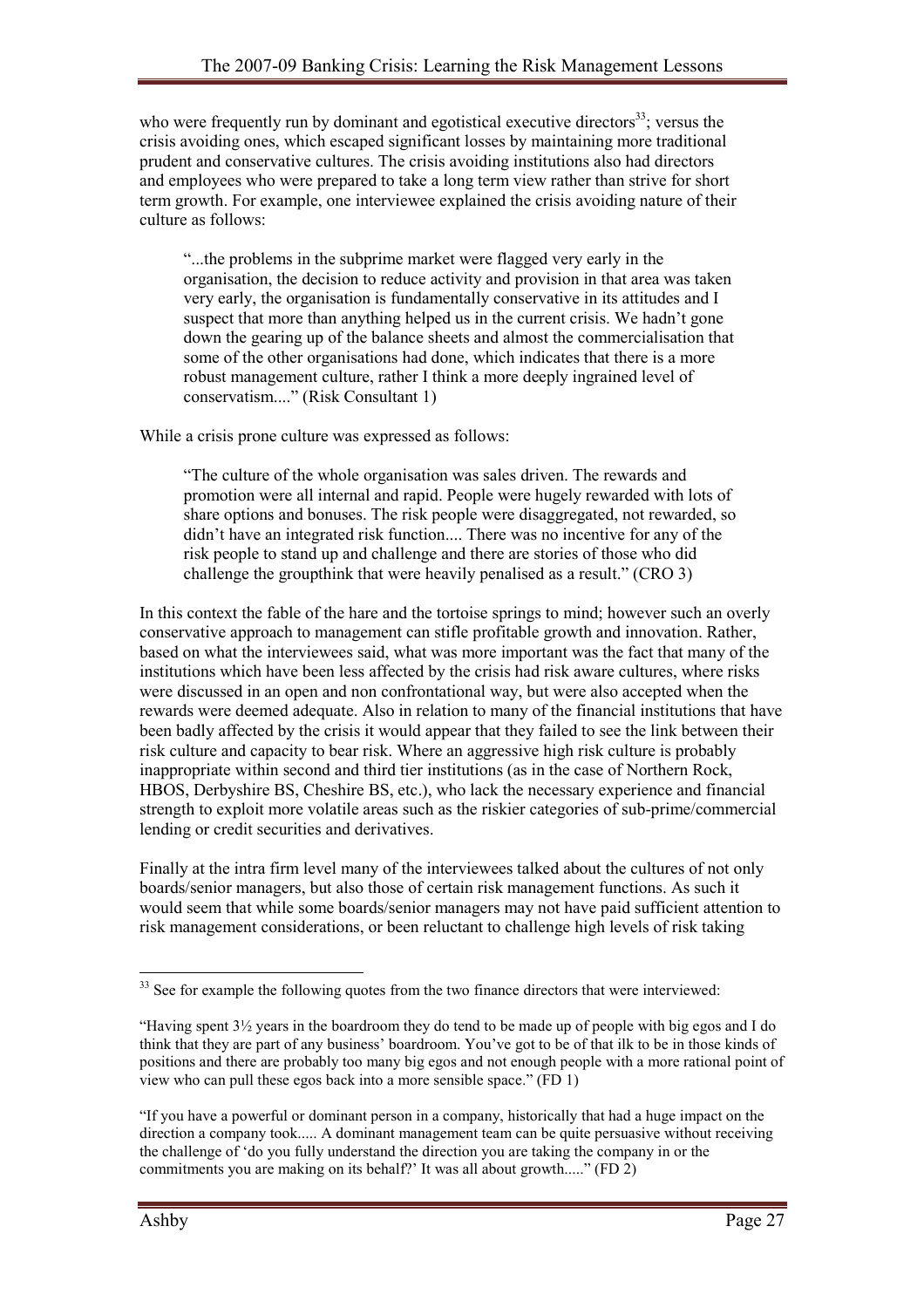who were frequently run by dominant and egotistical executive directors[33]; versus the crisis avoiding ones, which escaped significant losses by maintaining more traditional prudent and conservative cultures. The crisis avoiding institutions also had directors and employees who were prepared to take a long term view rather than strive for short term growth. For example, one interviewee explained the crisis avoiding nature of their culture as follows:

> "...the problems in the subprime market were flagged very early in the organisation, the decision to reduce activity and provision in that area was taken very early, the organisation is fundamentally conservative in its attitudes and I suspect that more than anything helped us in the current crisis. We hadn't gone down the gearing up of the balance sheets and almost the commercialisation that some of the other organisations had done, which indicates that there is a more robust management culture, rather I think a more deeply ingrained level of conservatism...." (Risk Consultant 1)

While a crisis prone culture was expressed as follows:

> "The culture of the whole organisation was sales driven. The rewards and promotion were all internal and rapid. People were hugely rewarded with lots of share options and bonuses. The risk people were disaggregated, not rewarded, so didn't have an integrated risk function.... There was no incentive for any of the risk people to stand up and challenge and there are stories of those who did challenge the groupthink that were heavily penalised as a result." (CRO 3)

In this context the fable of the hare and the tortoise springs to mind; however such an overly conservative approach to management can stifle profitable growth and innovation. Rather, based on what the interviewees said, what was more important was the fact that many of the institutions which have been less affected by the crisis had risk aware cultures, where risks were discussed in an open and non confrontational way, but were also accepted when the rewards were deemed adequate. Also in relation to many of the financial institutions that have been badly affected by the crisis it would appear that they failed to see the link between their risk culture and capacity to bear risk. Where an aggressive high risk culture is probably inappropriate within second and third tier institutions (as in the case of Northern Rock, HBOS, Derbyshire BS, Cheshire BS, etc.), who lack the necessary experience and financial strength to exploit more volatile areas such as the riskier categories of sub-prime/commercial lending or credit securities and derivatives.

Finally at the intra firm level many of the interviewees talked about the cultures of not only boards/senior managers, but also those of certain risk management functions. As such it would seem that while some boards/senior managers may not have paid sufficient attention to risk management considerations, or been reluctant to challenge high levels of risk taking

---

[33] See for example the following quotes from the two finance directors that were interviewed:

"Having spent 3½ years in the boardroom they do tend to be made up of people with big egos and I do think that they are part of any business' boardroom. You've got to be of that ilk to be in those kinds of positions and there are probably too many big egos and not enough people with a more rational point of view who can pull these egos back into a more sensible space." (FD 1)

"If you have a powerful or dominant person in a company, historically that had a huge impact on the direction a company took..... A dominant management team can be quite persuasive without receiving the challenge of 'do you fully understand the direction you are taking the company in or the commitments you are making on its behalf?' It was all about growth....." (FD 2)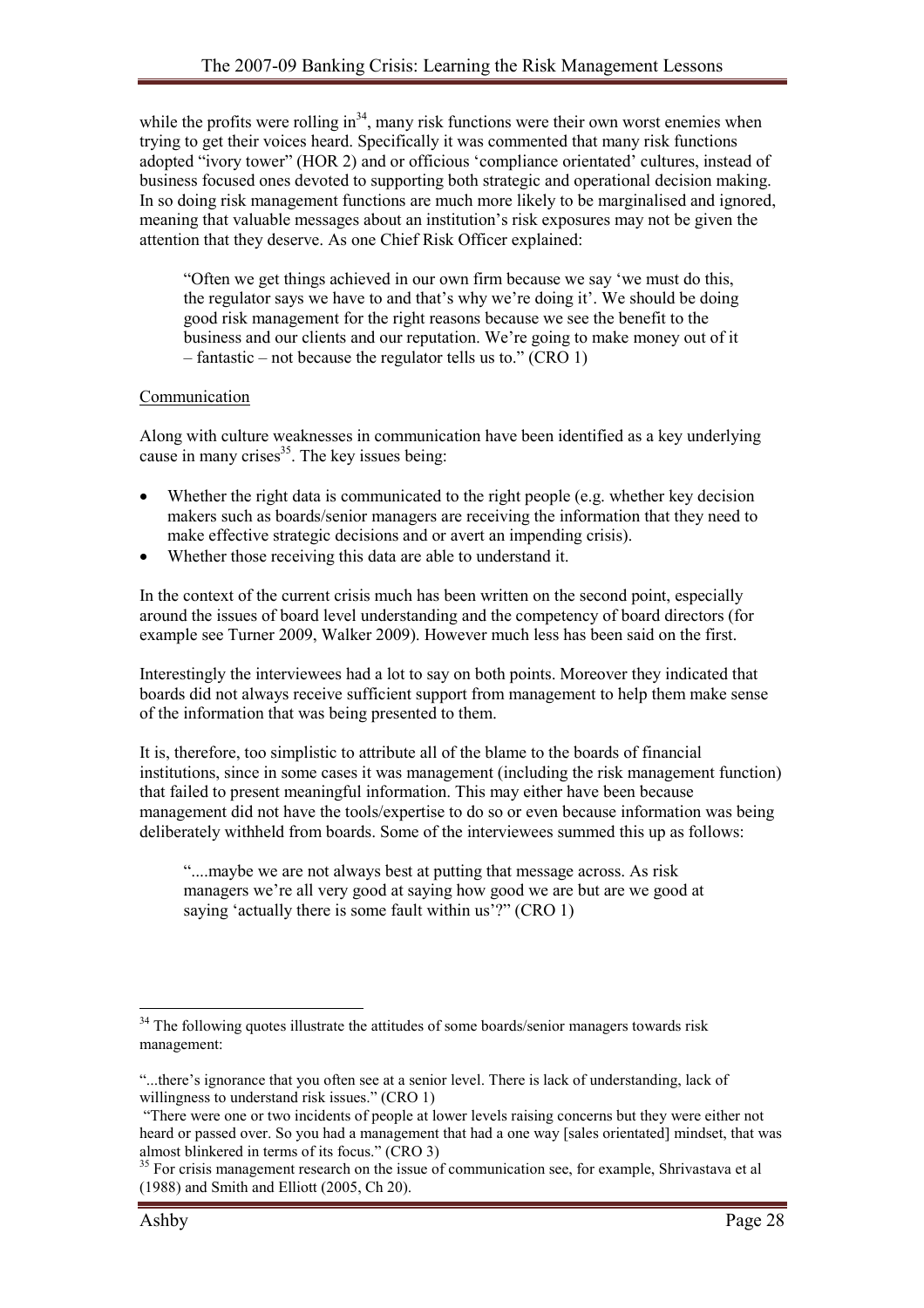while the profits were rolling in[34], many risk functions were their own worst enemies when trying to get their voices heard. Specifically it was commented that many risk functions adopted "ivory tower" (HOR 2) and or officious 'compliance orientated' cultures, instead of business focused ones devoted to supporting both strategic and operational decision making. In so doing risk management functions are much more likely to be marginalised and ignored, meaning that valuable messages about an institution's risk exposures may not be given the attention that they deserve. As one Chief Risk Officer explained:

> "Often we get things achieved in our own firm because we say 'we must do this, the regulator says we have to and that's why we're doing it'. We should be doing good risk management for the right reasons because we see the benefit to the business and our clients and our reputation. We're going to make money out of it – fantastic – not because the regulator tells us to." (CRO 1)

<u>Communication</u>

Along with culture weaknesses in communication have been identified as a key underlying cause in many crises[35]. The key issues being:

- Whether the right data is communicated to the right people (e.g. whether key decision makers such as boards/senior managers are receiving the information that they need to make effective strategic decisions and or avert an impending crisis).
- Whether those receiving this data are able to understand it.

In the context of the current crisis much has been written on the second point, especially around the issues of board level understanding and the competency of board directors (for example see Turner 2009, Walker 2009). However much less has been said on the first.

Interestingly the interviewees had a lot to say on both points. Moreover they indicated that boards did not always receive sufficient support from management to help them make sense of the information that was being presented to them.

It is, therefore, too simplistic to attribute all of the blame to the boards of financial institutions, since in some cases it was management (including the risk management function) that failed to present meaningful information. This may either have been because management did not have the tools/expertise to do so or even because information was being deliberately withheld from boards. Some of the interviewees summed this up as follows:

> "....maybe we are not always best at putting that message across. As risk managers we're all very good at saying how good we are but are we good at saying 'actually there is some fault within us'?" (CRO 1)

---

[34] The following quotes illustrate the attitudes of some boards/senior managers towards risk management:

"...there's ignorance that you often see at a senior level. There is lack of understanding, lack of willingness to understand risk issues." (CRO 1)

"There were one or two incidents of people at lower levels raising concerns but they were either not heard or passed over. So you had a management that had a one way [sales orientated] mindset, that was almost blinkered in terms of its focus." (CRO 3)

[35] For crisis management research on the issue of communication see, for example, Shrivastava et al (1988) and Smith and Elliott (2005, Ch 20).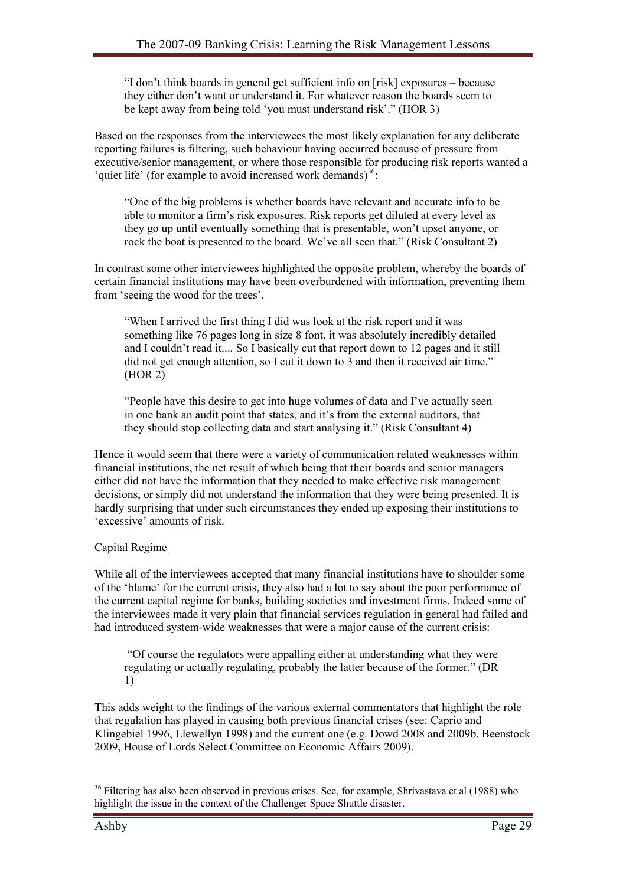> "I don't think boards in general get sufficient info on [risk] exposures – because they either don't want or understand it. For whatever reason the boards seem to be kept away from being told 'you must understand risk'." (HOR 3)

Based on the responses from the interviewees the most likely explanation for any deliberate reporting failures is filtering, such behaviour having occurred because of pressure from executive/senior management, or where those responsible for producing risk reports wanted a 'quiet life' (for example to avoid increased work demands)[36]:

> "One of the big problems is whether boards have relevant and accurate info to be able to monitor a firm's risk exposures. Risk reports get diluted at every level as they go up until eventually something that is presentable, won't upset anyone, or rock the boat is presented to the board. We've all seen that." (Risk Consultant 2)

In contrast some other interviewees highlighted the opposite problem, whereby the boards of certain financial institutions may have been overburdened with information, preventing them from 'seeing the wood for the trees'.

> "When I arrived the first thing I did was look at the risk report and it was something like 76 pages long in size 8 font, it was absolutely incredibly detailed and I couldn't read it.... So I basically cut that report down to 12 pages and it still did not get enough attention, so I cut it down to 3 and then it received air time." (HOR 2)

> "People have this desire to get into huge volumes of data and I've actually seen in one bank an audit point that states, and it's from the external auditors, that they should stop collecting data and start analysing it." (Risk Consultant 4)

Hence it would seem that there were a variety of communication related weaknesses within financial institutions, the net result of which being that their boards and senior managers either did not have the information that they needed to make effective risk management decisions, or simply did not understand the information that they were being presented. It is hardly surprising that under such circumstances they ended up exposing their institutions to 'excessive' amounts of risk.

Capital Regime

While all of the interviewees accepted that many financial institutions have to shoulder some of the 'blame' for the current crisis, they also had a lot to say about the poor performance of the current capital regime for banks, building societies and investment firms. Indeed some of the interviewees made it very plain that financial services regulation in general had failed and had introduced system-wide weaknesses that were a major cause of the current crisis:

> "Of course the regulators were appalling either at understanding what they were regulating or actually regulating, probably the latter because of the former." (DR 1)

This adds weight to the findings of the various external commentators that highlight the role that regulation has played in causing both previous financial crises (see: Caprio and Klingebiel 1996, Llewellyn 1998) and the current one (e.g. Dowd 2008 and 2009b, Beenstock 2009, House of Lords Select Committee on Economic Affairs 2009).

---

[36] Filtering has also been observed in previous crises. See, for example, Shrivastava et al (1988) who highlight the issue in the context of the Challenger Space Shuttle disaster.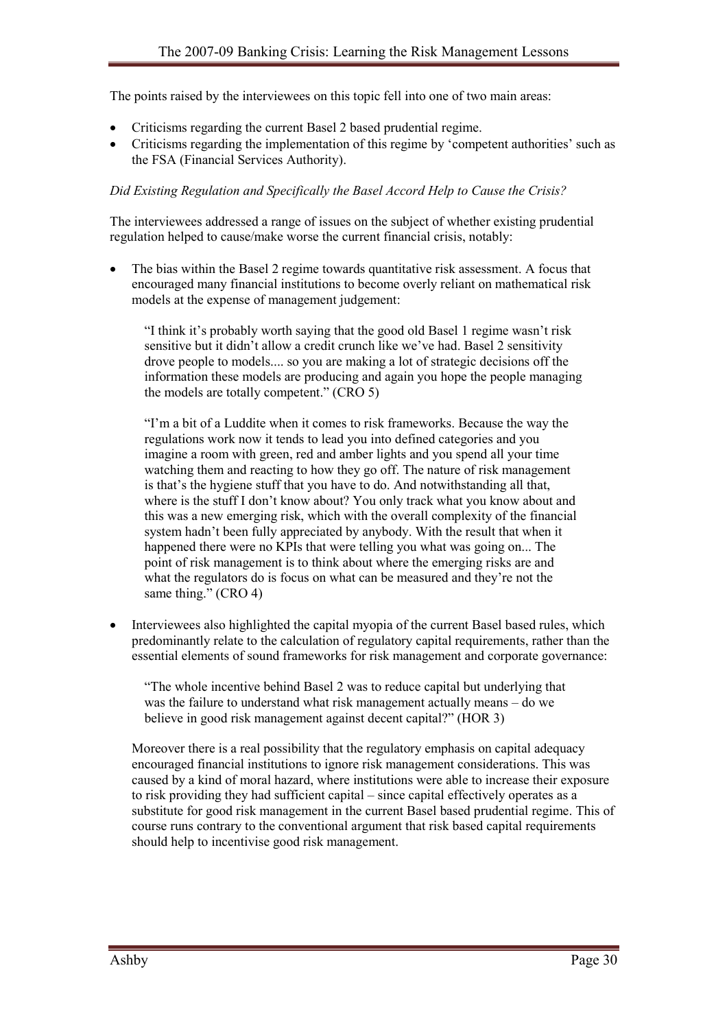The points raised by the interviewees on this topic fell into one of two main areas:

- Criticisms regarding the current Basel 2 based prudential regime.
- Criticisms regarding the implementation of this regime by 'competent authorities' such as the FSA (Financial Services Authority).

*Did Existing Regulation and Specifically the Basel Accord Help to Cause the Crisis?*

The interviewees addressed a range of issues on the subject of whether existing prudential regulation helped to cause/make worse the current financial crisis, notably:

- The bias within the Basel 2 regime towards quantitative risk assessment. A focus that encouraged many financial institutions to become overly reliant on mathematical risk models at the expense of management judgement:

  > "I think it's probably worth saying that the good old Basel 1 regime wasn't risk sensitive but it didn't allow a credit crunch like we've had. Basel 2 sensitivity drove people to models.... so you are making a lot of strategic decisions off the information these models are producing and again you hope the people managing the models are totally competent." (CRO 5)

  > "I'm a bit of a Luddite when it comes to risk frameworks. Because the way the regulations work now it tends to lead you into defined categories and you imagine a room with green, red and amber lights and you spend all your time watching them and reacting to how they go off. The nature of risk management is that's the hygiene stuff that you have to do. And notwithstanding all that, where is the stuff I don't know about? You only track what you know about and this was a new emerging risk, which with the overall complexity of the financial system hadn't been fully appreciated by anybody. With the result that when it happened there were no KPIs that were telling you what was going on... The point of risk management is to think about where the emerging risks are and what the regulators do is focus on what can be measured and they're not the same thing." (CRO 4)

- Interviewees also highlighted the capital myopia of the current Basel based rules, which predominantly relate to the calculation of regulatory capital requirements, rather than the essential elements of sound frameworks for risk management and corporate governance:

  > "The whole incentive behind Basel 2 was to reduce capital but underlying that was the failure to understand what risk management actually means – do we believe in good risk management against decent capital?" (HOR 3)

  Moreover there is a real possibility that the regulatory emphasis on capital adequacy encouraged financial institutions to ignore risk management considerations. This was caused by a kind of moral hazard, where institutions were able to increase their exposure to risk providing they had sufficient capital – since capital effectively operates as a substitute for good risk management in the current Basel based prudential regime. This of course runs contrary to the conventional argument that risk based capital requirements should help to incentivise good risk management.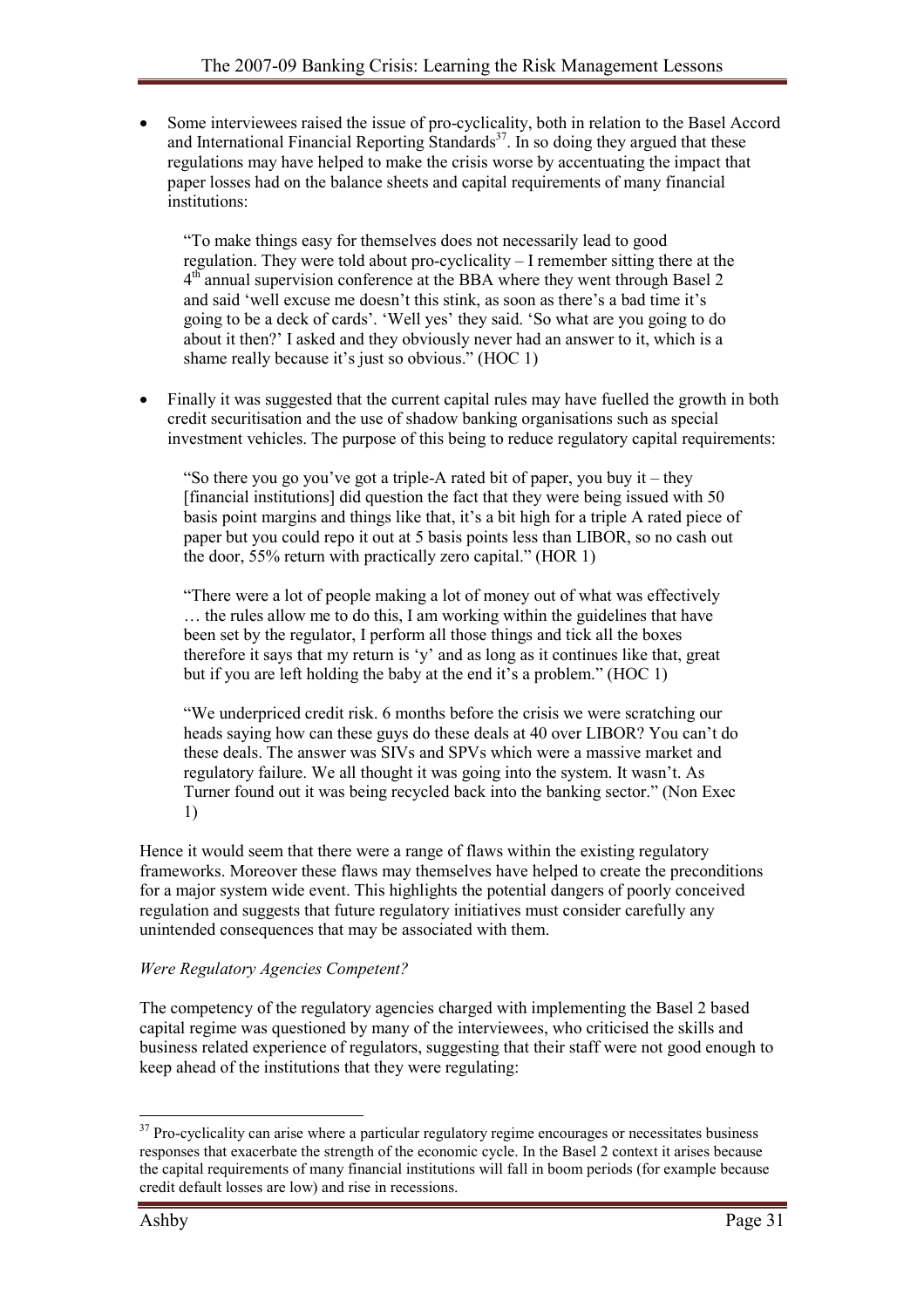- Some interviewees raised the issue of pro-cyclicality, both in relation to the Basel Accord and International Financial Reporting Standards[37]. In so doing they argued that these regulations may have helped to make the crisis worse by accentuating the impact that paper losses had on the balance sheets and capital requirements of many financial institutions:

> "To make things easy for themselves does not necessarily lead to good regulation. They were told about pro-cyclicality – I remember sitting there at the 4th annual supervision conference at the BBA where they went through Basel 2 and said 'well excuse me doesn't this stink, as soon as there's a bad time it's going to be a deck of cards'. 'Well yes' they said. 'So what are you going to do about it then?' I asked and they obviously never had an answer to it, which is a shame really because it's just so obvious." (HOC 1)

- Finally it was suggested that the current capital rules may have fuelled the growth in both credit securitisation and the use of shadow banking organisations such as special investment vehicles. The purpose of this being to reduce regulatory capital requirements:

> "So there you go you've got a triple-A rated bit of paper, you buy it – they [financial institutions] did question the fact that they were being issued with 50 basis point margins and things like that, it's a bit high for a triple A rated piece of paper but you could repo it out at 5 basis points less than LIBOR, so no cash out the door, 55% return with practically zero capital." (HOR 1)

> "There were a lot of people making a lot of money out of what was effectively … the rules allow me to do this, I am working within the guidelines that have been set by the regulator, I perform all those things and tick all the boxes therefore it says that my return is 'y' and as long as it continues like that, great but if you are left holding the baby at the end it's a problem." (HOC 1)

> "We underpriced credit risk. 6 months before the crisis we were scratching our heads saying how can these guys do these deals at 40 over LIBOR? You can't do these deals. The answer was SIVs and SPVs which were a massive market and regulatory failure. We all thought it was going into the system. It wasn't. As Turner found out it was being recycled back into the banking sector." (Non Exec 1)

Hence it would seem that there were a range of flaws within the existing regulatory frameworks. Moreover these flaws may themselves have helped to create the preconditions for a major system wide event. This highlights the potential dangers of poorly conceived regulation and suggests that future regulatory initiatives must consider carefully any unintended consequences that may be associated with them.

*Were Regulatory Agencies Competent?*

The competency of the regulatory agencies charged with implementing the Basel 2 based capital regime was questioned by many of the interviewees, who criticised the skills and business related experience of regulators, suggesting that their staff were not good enough to keep ahead of the institutions that they were regulating:

---

[37] Pro-cyclicality can arise where a particular regulatory regime encourages or necessitates business responses that exacerbate the strength of the economic cycle. In the Basel 2 context it arises because the capital requirements of many financial institutions will fall in boom periods (for example because credit default losses are low) and rise in recessions.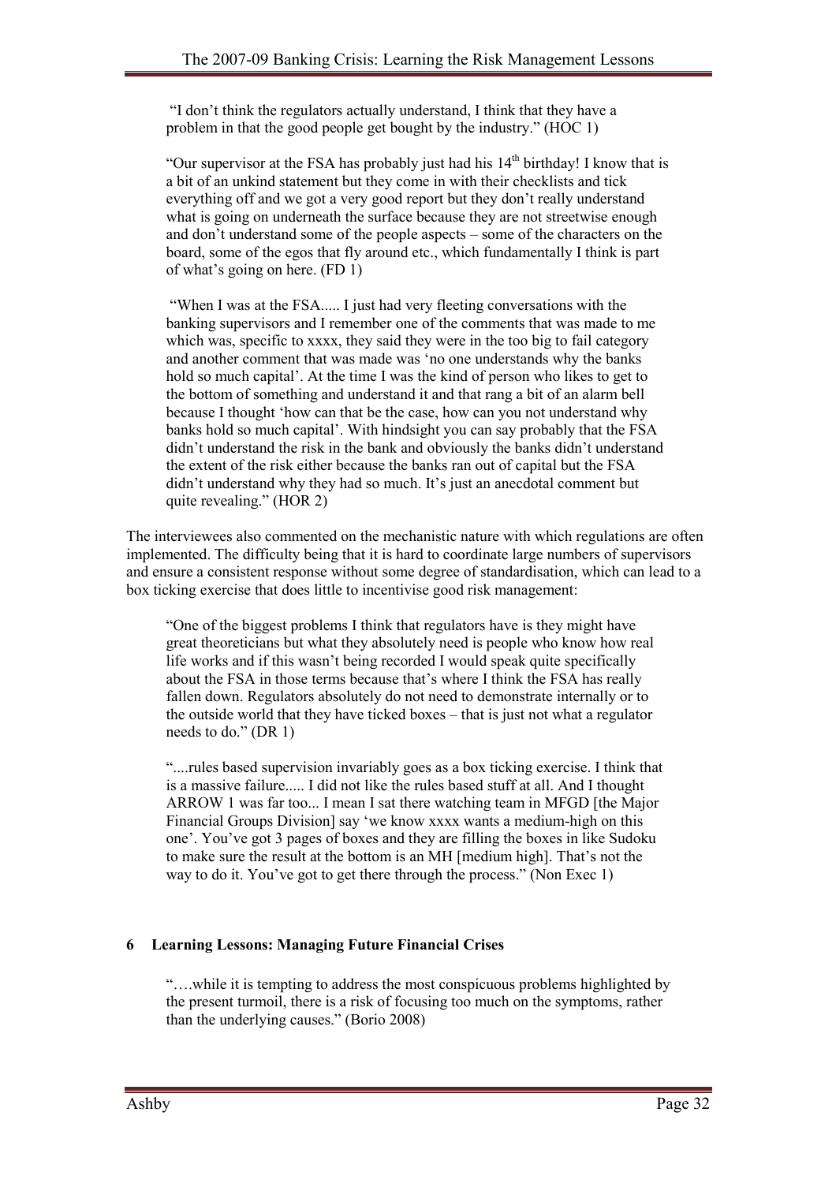> "I don't think the regulators actually understand, I think that they have a problem in that the good people get bought by the industry." (HOC 1)

> "Our supervisor at the FSA has probably just had his $14^{th}$ birthday! I know that is a bit of an unkind statement but they come in with their checklists and tick everything off and we got a very good report but they don't really understand what is going on underneath the surface because they are not streetwise enough and don't understand some of the people aspects – some of the characters on the board, some of the egos that fly around etc., which fundamentally I think is part of what's going on here. (FD 1)

> "When I was at the FSA..... I just had very fleeting conversations with the banking supervisors and I remember one of the comments that was made to me which was, specific to xxxx, they said they were in the too big to fail category and another comment that was made was 'no one understands why the banks hold so much capital'. At the time I was the kind of person who likes to get to the bottom of something and understand it and that rang a bit of an alarm bell because I thought 'how can that be the case, how can you not understand why banks hold so much capital'. With hindsight you can say probably that the FSA didn't understand the risk in the bank and obviously the banks didn't understand the extent of the risk either because the banks ran out of capital but the FSA didn't understand why they had so much. It's just an anecdotal comment but quite revealing." (HOR 2)

The interviewees also commented on the mechanistic nature with which regulations are often implemented. The difficulty being that it is hard to coordinate large numbers of supervisors and ensure a consistent response without some degree of standardisation, which can lead to a box ticking exercise that does little to incentivise good risk management:

> "One of the biggest problems I think that regulators have is they might have great theoreticians but what they absolutely need is people who know how real life works and if this wasn't being recorded I would speak quite specifically about the FSA in those terms because that's where I think the FSA has really fallen down. Regulators absolutely do not need to demonstrate internally or to the outside world that they have ticked boxes – that is just not what a regulator needs to do." (DR 1)

> "....rules based supervision invariably goes as a box ticking exercise. I think that is a massive failure..... I did not like the rules based stuff at all. And I thought ARROW 1 was far too... I mean I sat there watching team in MFGD [the Major Financial Groups Division] say 'we know xxxx wants a medium-high on this one'. You've got 3 pages of boxes and they are filling the boxes in like Sudoku to make sure the result at the bottom is an MH [medium high]. That's not the way to do it. You've got to get there through the process." (Non Exec 1)

## 6 Learning Lessons: Managing Future Financial Crises

> "….while it is tempting to address the most conspicuous problems highlighted by the present turmoil, there is a risk of focusing too much on the symptoms, rather than the underlying causes." (Borio 2008)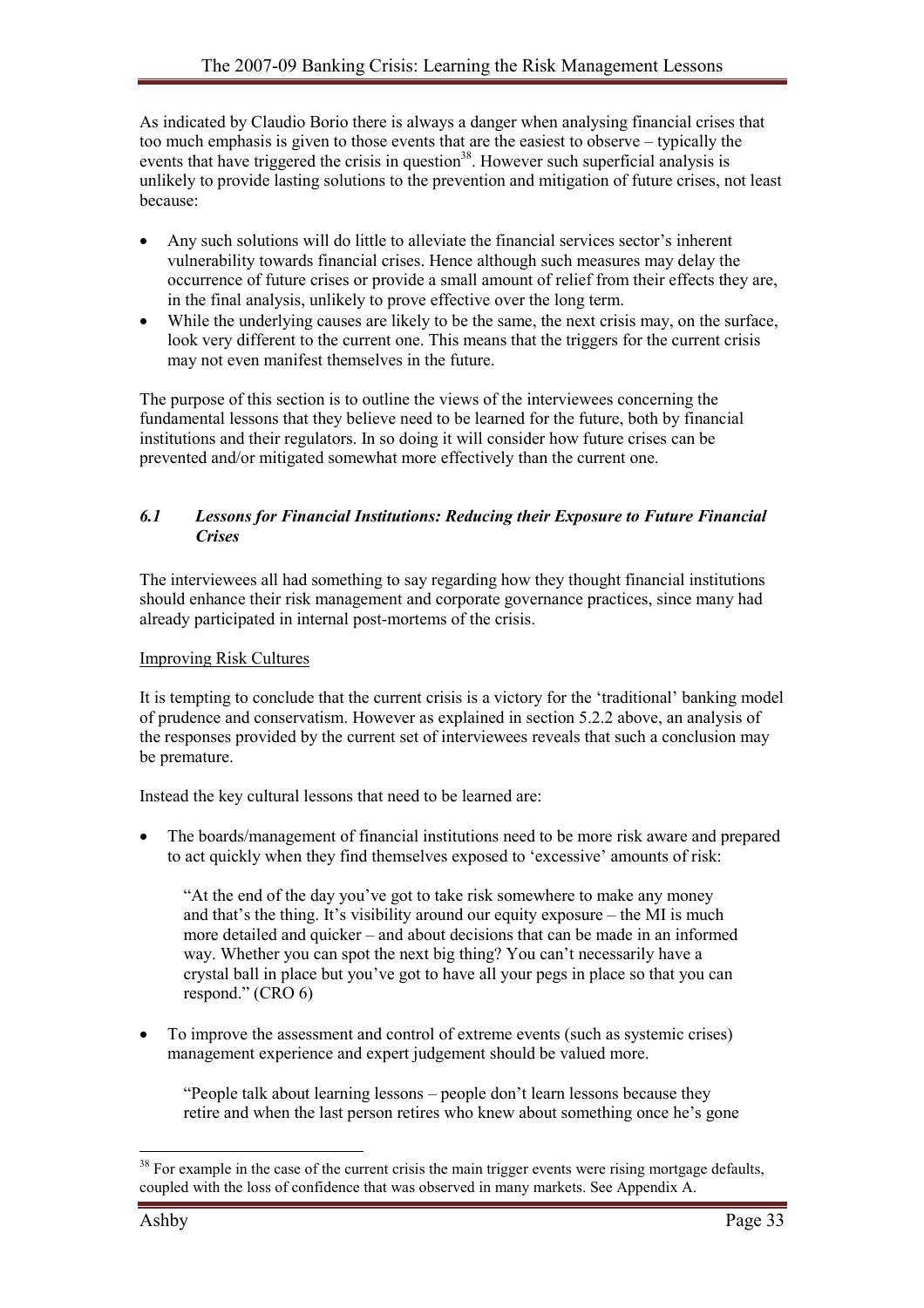As indicated by Claudio Borio there is always a danger when analysing financial crises that too much emphasis is given to those events that are the easiest to observe – typically the events that have triggered the crisis in question[38]. However such superficial analysis is unlikely to provide lasting solutions to the prevention and mitigation of future crises, not least because:

- Any such solutions will do little to alleviate the financial services sector's inherent vulnerability towards financial crises. Hence although such measures may delay the occurrence of future crises or provide a small amount of relief from their effects they are, in the final analysis, unlikely to prove effective over the long term.
- While the underlying causes are likely to be the same, the next crisis may, on the surface, look very different to the current one. This means that the triggers for the current crisis may not even manifest themselves in the future.

The purpose of this section is to outline the views of the interviewees concerning the fundamental lessons that they believe need to be learned for the future, both by financial institutions and their regulators. In so doing it will consider how future crises can be prevented and/or mitigated somewhat more effectively than the current one.

### *6.1 Lessons for Financial Institutions: Reducing their Exposure to Future Financial Crises*

The interviewees all had something to say regarding how they thought financial institutions should enhance their risk management and corporate governance practices, since many had already participated in internal post-mortems of the crisis.

<u>Improving Risk Cultures</u>

It is tempting to conclude that the current crisis is a victory for the 'traditional' banking model of prudence and conservatism. However as explained in section 5.2.2 above, an analysis of the responses provided by the current set of interviewees reveals that such a conclusion may be premature.

Instead the key cultural lessons that need to be learned are:

- The boards/management of financial institutions need to be more risk aware and prepared to act quickly when they find themselves exposed to 'excessive' amounts of risk:

  > "At the end of the day you've got to take risk somewhere to make any money and that's the thing. It's visibility around our equity exposure – the MI is much more detailed and quicker – and about decisions that can be made in an informed way. Whether you can spot the next big thing? You can't necessarily have a crystal ball in place but you've got to have all your pegs in place so that you can respond." (CRO 6)

- To improve the assessment and control of extreme events (such as systemic crises) management experience and expert judgement should be valued more.

  > "People talk about learning lessons – people don't learn lessons because they retire and when the last person retires who knew about something once he's gone

---

[38] For example in the case of the current crisis the main trigger events were rising mortgage defaults, coupled with the loss of confidence that was observed in many markets. See Appendix A.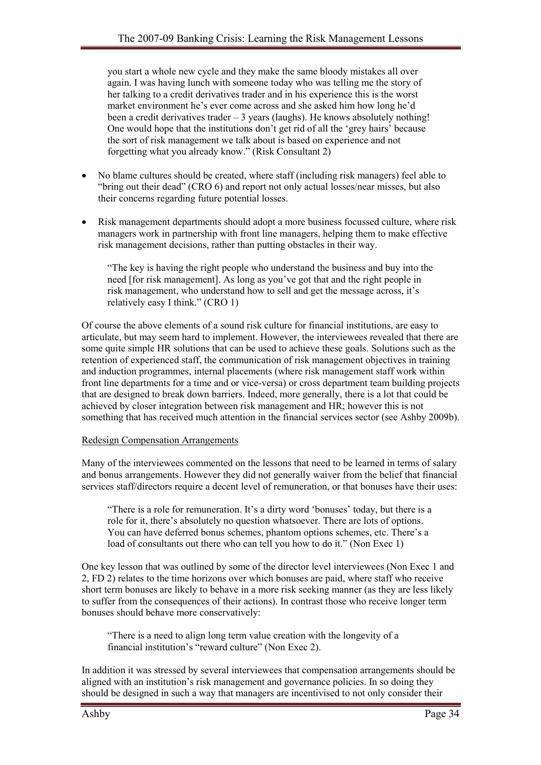> you start a whole new cycle and they make the same bloody mistakes all over again. I was having lunch with someone today who was telling me the story of her talking to a credit derivatives trader and in his experience this is the worst market environment he's ever come across and she asked him how long he'd been a credit derivatives trader – 3 years (laughs). He knows absolutely nothing! One would hope that the institutions don't get rid of all the 'grey hairs' because the sort of risk management we talk about is based on experience and not forgetting what you already know." (Risk Consultant 2)

- No blame cultures should be created, where staff (including risk managers) feel able to "bring out their dead" (CRO 6) and report not only actual losses/near misses, but also their concerns regarding future potential losses.
- Risk management departments should adopt a more business focussed culture, where risk managers work in partnership with front line managers, helping them to make effective risk management decisions, rather than putting obstacles in their way.

> "The key is having the right people who understand the business and buy into the need [for risk management]. As long as you've got that and the right people in risk management, who understand how to sell and get the message across, it's relatively easy I think." (CRO 1)

Of course the above elements of a sound risk culture for financial institutions, are easy to articulate, but may seem hard to implement. However, the interviewees revealed that there are some quite simple HR solutions that can be used to achieve these goals. Solutions such as the retention of experienced staff, the communication of risk management objectives in training and induction programmes, internal placements (where risk management staff work within front line departments for a time and or vice-versa) or cross department team building projects that are designed to break down barriers. Indeed, more generally, there is a lot that could be achieved by closer integration between risk management and HR; however this is not something that has received much attention in the financial services sector (see Ashby 2009b).

<u>Redesign Compensation Arrangements</u>

Many of the interviewees commented on the lessons that need to be learned in terms of salary and bonus arrangements. However they did not generally waiver from the belief that financial services staff/directors require a decent level of remuneration, or that bonuses have their uses:

> "There is a role for remuneration. It's a dirty word 'bonuses' today, but there is a role for it, there's absolutely no question whatsoever. There are lots of options. You can have deferred bonus schemes, phantom options schemes, etc. There's a load of consultants out there who can tell you how to do it." (Non Exec 1)

One key lesson that was outlined by some of the director level interviewees (Non Exec 1 and 2, FD 2) relates to the time horizons over which bonuses are paid, where staff who receive short term bonuses are likely to behave in a more risk seeking manner (as they are less likely to suffer from the consequences of their actions). In contrast those who receive longer term bonuses should behave more conservatively:

> "There is a need to align long term value creation with the longevity of a financial institution's "reward culture" (Non Exec 2).

In addition it was stressed by several interviewees that compensation arrangements should be aligned with an institution's risk management and governance policies. In so doing they should be designed in such a way that managers are incentivised to not only consider their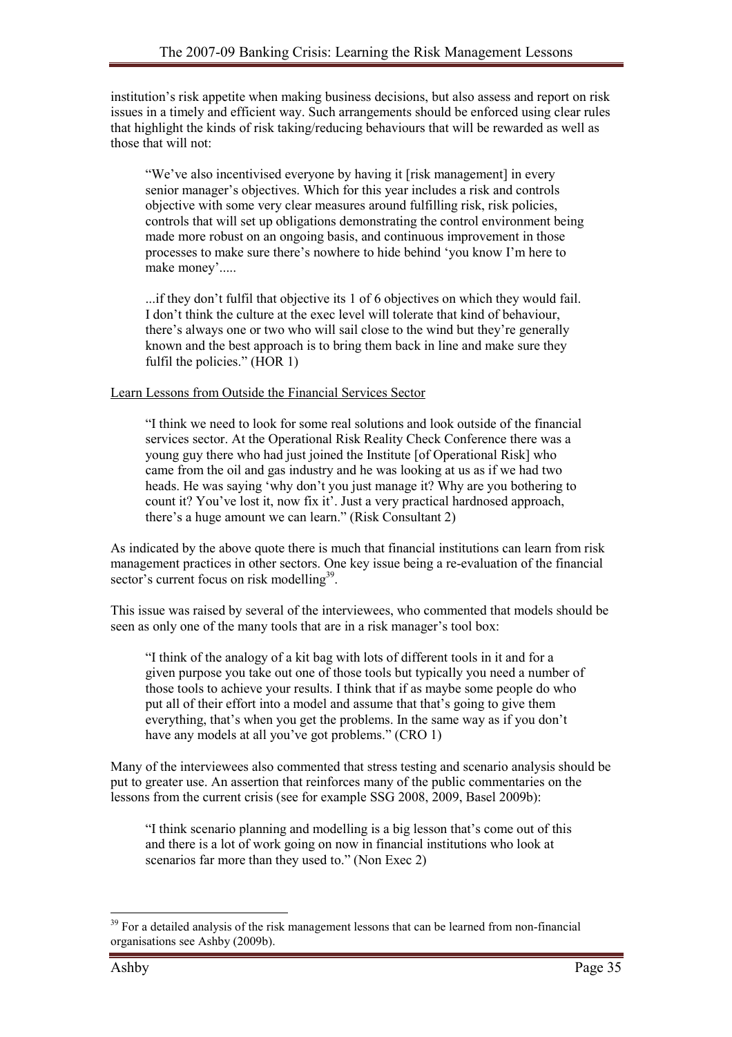institution's risk appetite when making business decisions, but also assess and report on risk issues in a timely and efficient way. Such arrangements should be enforced using clear rules that highlight the kinds of risk taking/reducing behaviours that will be rewarded as well as those that will not:

> "We've also incentivised everyone by having it [risk management] in every senior manager's objectives. Which for this year includes a risk and controls objective with some very clear measures around fulfilling risk, risk policies, controls that will set up obligations demonstrating the control environment being made more robust on an ongoing basis, and continuous improvement in those processes to make sure there's nowhere to hide behind 'you know I'm here to make money'.....
>
> ...if they don't fulfil that objective its 1 of 6 objectives on which they would fail. I don't think the culture at the exec level will tolerate that kind of behaviour, there's always one or two who will sail close to the wind but they're generally known and the best approach is to bring them back in line and make sure they fulfil the policies." (HOR 1)

<u>Learn Lessons from Outside the Financial Services Sector</u>

> "I think we need to look for some real solutions and look outside of the financial services sector. At the Operational Risk Reality Check Conference there was a young guy there who had just joined the Institute [of Operational Risk] who came from the oil and gas industry and he was looking at us as if we had two heads. He was saying 'why don't you just manage it? Why are you bothering to count it? You've lost it, now fix it'. Just a very practical hardnosed approach, there's a huge amount we can learn." (Risk Consultant 2)

As indicated by the above quote there is much that financial institutions can learn from risk management practices in other sectors. One key issue being a re-evaluation of the financial sector's current focus on risk modelling[39].

This issue was raised by several of the interviewees, who commented that models should be seen as only one of the many tools that are in a risk manager's tool box:

> "I think of the analogy of a kit bag with lots of different tools in it and for a given purpose you take out one of those tools but typically you need a number of those tools to achieve your results. I think that if as maybe some people do who put all of their effort into a model and assume that that's going to give them everything, that's when you get the problems. In the same way as if you don't have any models at all you've got problems." (CRO 1)

Many of the interviewees also commented that stress testing and scenario analysis should be put to greater use. An assertion that reinforces many of the public commentaries on the lessons from the current crisis (see for example SSG 2008, 2009, Basel 2009b):

> "I think scenario planning and modelling is a big lesson that's come out of this and there is a lot of work going on now in financial institutions who look at scenarios far more than they used to." (Non Exec 2)

---

[39] For a detailed analysis of the risk management lessons that can be learned from non-financial organisations see Ashby (2009b).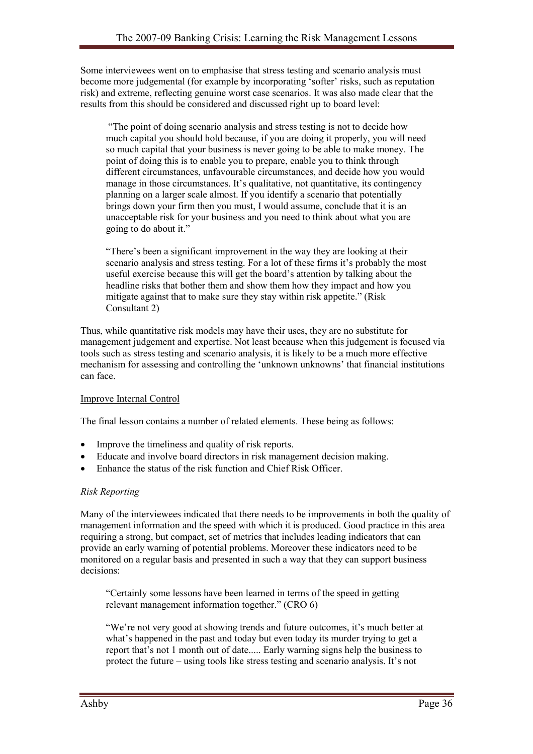Some interviewees went on to emphasise that stress testing and scenario analysis must become more judgemental (for example by incorporating 'softer' risks, such as reputation risk) and extreme, reflecting genuine worst case scenarios. It was also made clear that the results from this should be considered and discussed right up to board level:

> "The point of doing scenario analysis and stress testing is not to decide how much capital you should hold because, if you are doing it properly, you will need so much capital that your business is never going to be able to make money. The point of doing this is to enable you to prepare, enable you to think through different circumstances, unfavourable circumstances, and decide how you would manage in those circumstances. It's qualitative, not quantitative, its contingency planning on a larger scale almost. If you identify a scenario that potentially brings down your firm then you must, I would assume, conclude that it is an unacceptable risk for your business and you need to think about what you are going to do about it."
>
> "There's been a significant improvement in the way they are looking at their scenario analysis and stress testing. For a lot of these firms it's probably the most useful exercise because this will get the board's attention by talking about the headline risks that bother them and show them how they impact and how you mitigate against that to make sure they stay within risk appetite." (Risk Consultant 2)

Thus, while quantitative risk models may have their uses, they are no substitute for management judgement and expertise. Not least because when this judgement is focused via tools such as stress testing and scenario analysis, it is likely to be a much more effective mechanism for assessing and controlling the 'unknown unknowns' that financial institutions can face.

<u>Improve Internal Control</u>

The final lesson contains a number of related elements. These being as follows:

- Improve the timeliness and quality of risk reports.
- Educate and involve board directors in risk management decision making.
- Enhance the status of the risk function and Chief Risk Officer.

*Risk Reporting*

Many of the interviewees indicated that there needs to be improvements in both the quality of management information and the speed with which it is produced. Good practice in this area requiring a strong, but compact, set of metrics that includes leading indicators that can provide an early warning of potential problems. Moreover these indicators need to be monitored on a regular basis and presented in such a way that they can support business decisions:

> "Certainly some lessons have been learned in terms of the speed in getting relevant management information together." (CRO 6)
>
> "We're not very good at showing trends and future outcomes, it's much better at what's happened in the past and today but even today its murder trying to get a report that's not 1 month out of date..... Early warning signs help the business to protect the future – using tools like stress testing and scenario analysis. It's not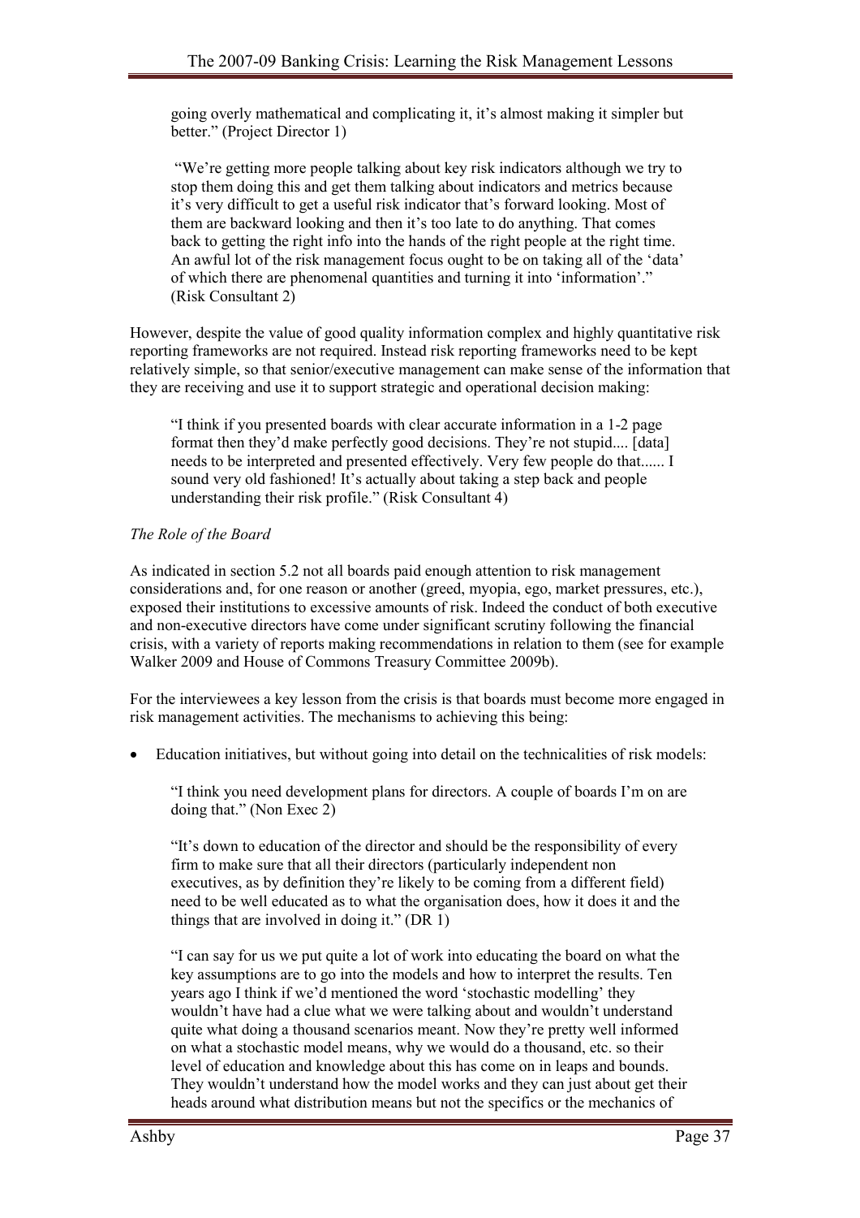going overly mathematical and complicating it, it's almost making it simpler but better." (Project Director 1)

> "We're getting more people talking about key risk indicators although we try to stop them doing this and get them talking about indicators and metrics because it's very difficult to get a useful risk indicator that's forward looking. Most of them are backward looking and then it's too late to do anything. That comes back to getting the right info into the hands of the right people at the right time. An awful lot of the risk management focus ought to be on taking all of the 'data' of which there are phenomenal quantities and turning it into 'information'." (Risk Consultant 2)

However, despite the value of good quality information complex and highly quantitative risk reporting frameworks are not required. Instead risk reporting frameworks need to be kept relatively simple, so that senior/executive management can make sense of the information that they are receiving and use it to support strategic and operational decision making:

> "I think if you presented boards with clear accurate information in a 1-2 page format then they'd make perfectly good decisions. They're not stupid.... [data] needs to be interpreted and presented effectively. Very few people do that...... I sound very old fashioned! It's actually about taking a step back and people understanding their risk profile." (Risk Consultant 4)

*The Role of the Board*

As indicated in section 5.2 not all boards paid enough attention to risk management considerations and, for one reason or another (greed, myopia, ego, market pressures, etc.), exposed their institutions to excessive amounts of risk. Indeed the conduct of both executive and non-executive directors have come under significant scrutiny following the financial crisis, with a variety of reports making recommendations in relation to them (see for example Walker 2009 and House of Commons Treasury Committee 2009b).

For the interviewees a key lesson from the crisis is that boards must become more engaged in risk management activities. The mechanisms to achieving this being:

- Education initiatives, but without going into detail on the technicalities of risk models:

  > "I think you need development plans for directors. A couple of boards I'm on are doing that." (Non Exec 2)

  > "It's down to education of the director and should be the responsibility of every firm to make sure that all their directors (particularly independent non executives, as by definition they're likely to be coming from a different field) need to be well educated as to what the organisation does, how it does it and the things that are involved in doing it." (DR 1)

  > "I can say for us we put quite a lot of work into educating the board on what the key assumptions are to go into the models and how to interpret the results. Ten years ago I think if we'd mentioned the word 'stochastic modelling' they wouldn't have had a clue what we were talking about and wouldn't understand quite what doing a thousand scenarios meant. Now they're pretty well informed on what a stochastic model means, why we would do a thousand, etc. so their level of education and knowledge about this has come on in leaps and bounds. They wouldn't understand how the model works and they can just about get their heads around what distribution means but not the specifics or the mechanics of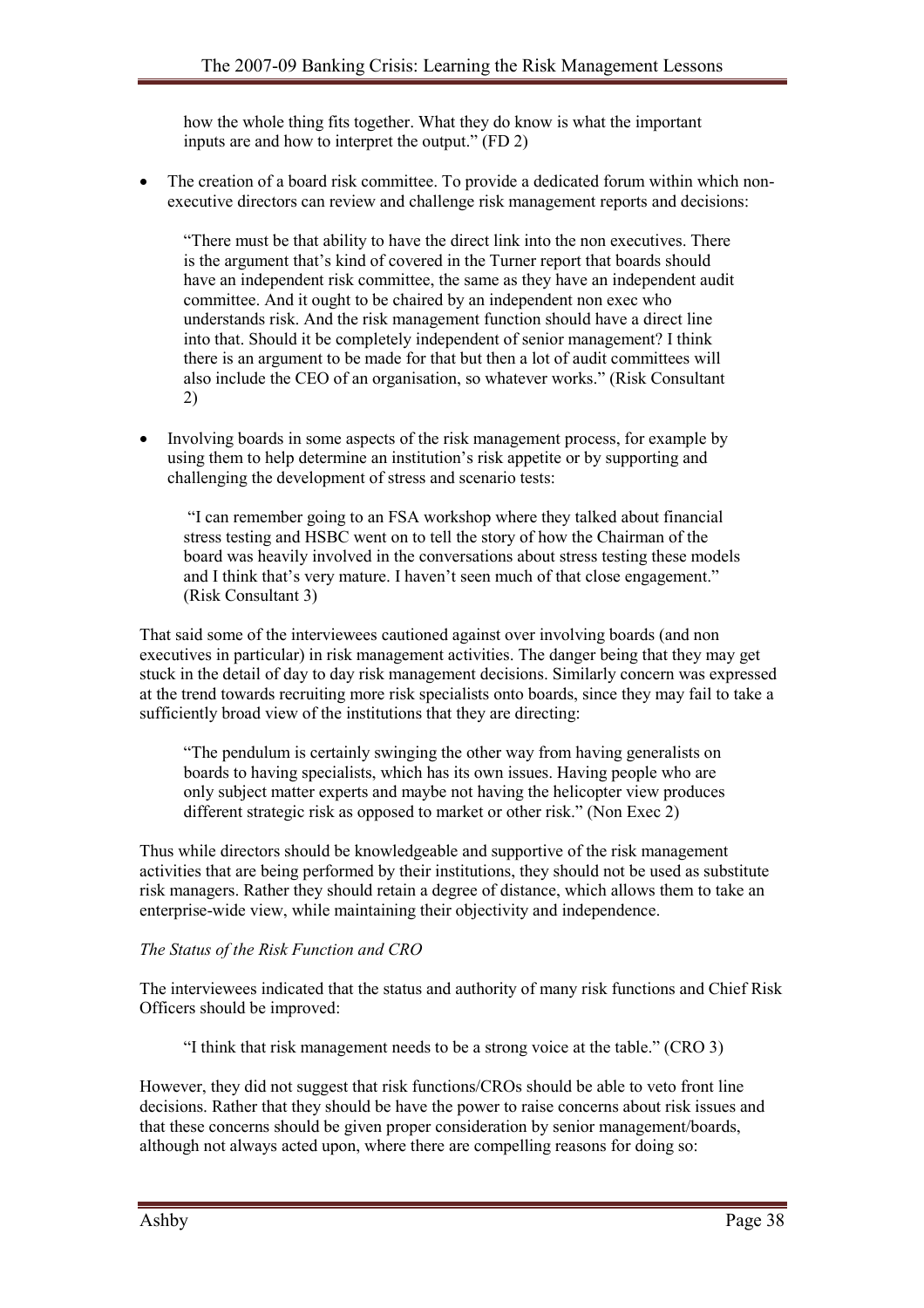how the whole thing fits together. What they do know is what the important inputs are and how to interpret the output." (FD 2)

- The creation of a board risk committee. To provide a dedicated forum within which non-executive directors can review and challenge risk management reports and decisions:

> "There must be that ability to have the direct link into the non executives. There is the argument that's kind of covered in the Turner report that boards should have an independent risk committee, the same as they have an independent audit committee. And it ought to be chaired by an independent non exec who understands risk. And the risk management function should have a direct line into that. Should it be completely independent of senior management? I think there is an argument to be made for that but then a lot of audit committees will also include the CEO of an organisation, so whatever works." (Risk Consultant 2)

- Involving boards in some aspects of the risk management process, for example by using them to help determine an institution's risk appetite or by supporting and challenging the development of stress and scenario tests:

> "I can remember going to an FSA workshop where they talked about financial stress testing and HSBC went on to tell the story of how the Chairman of the board was heavily involved in the conversations about stress testing these models and I think that's very mature. I haven't seen much of that close engagement." (Risk Consultant 3)

That said some of the interviewees cautioned against over involving boards (and non executives in particular) in risk management activities. The danger being that they may get stuck in the detail of day to day risk management decisions. Similarly concern was expressed at the trend towards recruiting more risk specialists onto boards, since they may fail to take a sufficiently broad view of the institutions that they are directing:

> "The pendulum is certainly swinging the other way from having generalists on boards to having specialists, which has its own issues. Having people who are only subject matter experts and maybe not having the helicopter view produces different strategic risk as opposed to market or other risk." (Non Exec 2)

Thus while directors should be knowledgeable and supportive of the risk management activities that are being performed by their institutions, they should not be used as substitute risk managers. Rather they should retain a degree of distance, which allows them to take an enterprise-wide view, while maintaining their objectivity and independence.

*The Status of the Risk Function and CRO*

The interviewees indicated that the status and authority of many risk functions and Chief Risk Officers should be improved:

> "I think that risk management needs to be a strong voice at the table." (CRO 3)

However, they did not suggest that risk functions/CROs should be able to veto front line decisions. Rather that they should be have the power to raise concerns about risk issues and that these concerns should be given proper consideration by senior management/boards, although not always acted upon, where there are compelling reasons for doing so: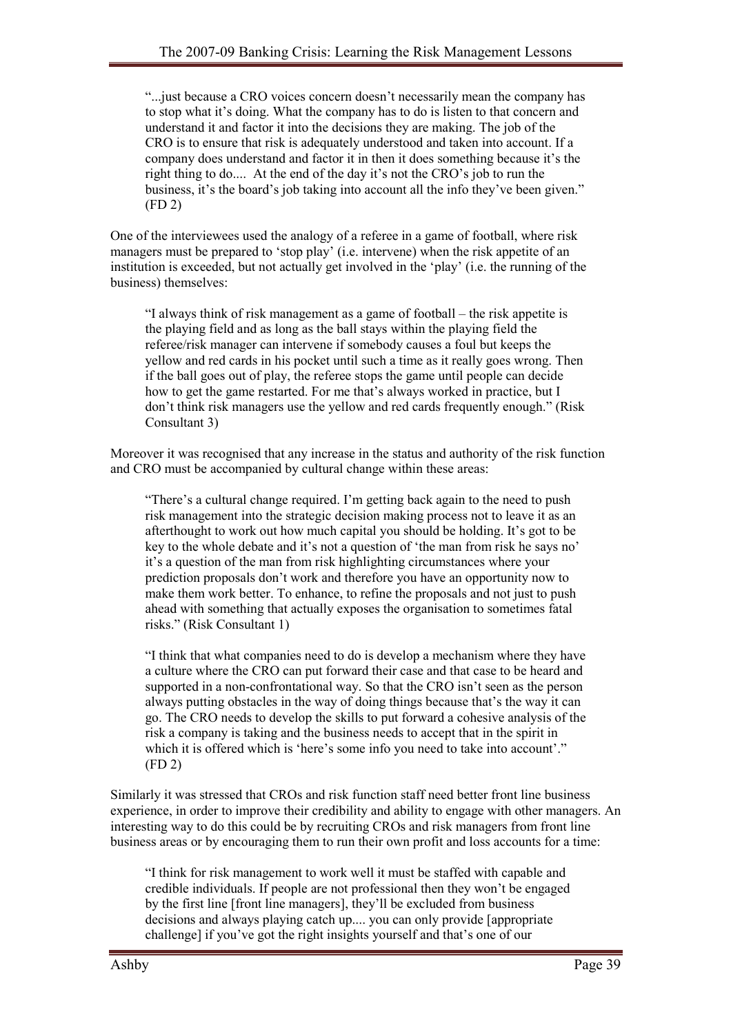> "...just because a CRO voices concern doesn't necessarily mean the company has to stop what it's doing. What the company has to do is listen to that concern and understand it and factor it into the decisions they are making. The job of the CRO is to ensure that risk is adequately understood and taken into account. If a company does understand and factor it in then it does something because it's the right thing to do.... At the end of the day it's not the CRO's job to run the business, it's the board's job taking into account all the info they've been given." (FD 2)

One of the interviewees used the analogy of a referee in a game of football, where risk managers must be prepared to 'stop play' (i.e. intervene) when the risk appetite of an institution is exceeded, but not actually get involved in the 'play' (i.e. the running of the business) themselves:

> "I always think of risk management as a game of football – the risk appetite is the playing field and as long as the ball stays within the playing field the referee/risk manager can intervene if somebody causes a foul but keeps the yellow and red cards in his pocket until such a time as it really goes wrong. Then if the ball goes out of play, the referee stops the game until people can decide how to get the game restarted. For me that's always worked in practice, but I don't think risk managers use the yellow and red cards frequently enough." (Risk Consultant 3)

Moreover it was recognised that any increase in the status and authority of the risk function and CRO must be accompanied by cultural change within these areas:

> "There's a cultural change required. I'm getting back again to the need to push risk management into the strategic decision making process not to leave it as an afterthought to work out how much capital you should be holding. It's got to be key to the whole debate and it's not a question of 'the man from risk he says no' it's a question of the man from risk highlighting circumstances where your prediction proposals don't work and therefore you have an opportunity now to make them work better. To enhance, to refine the proposals and not just to push ahead with something that actually exposes the organisation to sometimes fatal risks." (Risk Consultant 1)

> "I think that what companies need to do is develop a mechanism where they have a culture where the CRO can put forward their case and that case to be heard and supported in a non-confrontational way. So that the CRO isn't seen as the person always putting obstacles in the way of doing things because that's the way it can go. The CRO needs to develop the skills to put forward a cohesive analysis of the risk a company is taking and the business needs to accept that in the spirit in which it is offered which is 'here's some info you need to take into account'." (FD 2)

Similarly it was stressed that CROs and risk function staff need better front line business experience, in order to improve their credibility and ability to engage with other managers. An interesting way to do this could be by recruiting CROs and risk managers from front line business areas or by encouraging them to run their own profit and loss accounts for a time:

> "I think for risk management to work well it must be staffed with capable and credible individuals. If people are not professional then they won't be engaged by the first line [front line managers], they'll be excluded from business decisions and always playing catch up.... you can only provide [appropriate challenge] if you've got the right insights yourself and that's one of our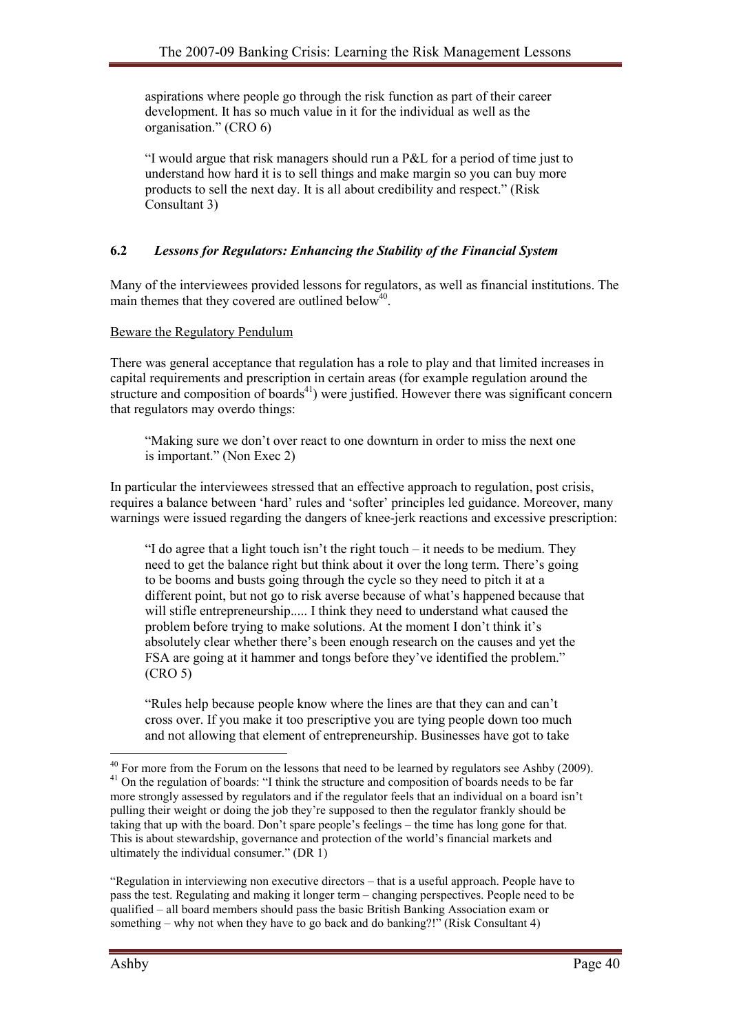aspirations where people go through the risk function as part of their career development. It has so much value in it for the individual as well as the organisation." (CRO 6)

> "I would argue that risk managers should run a P&L for a period of time just to understand how hard it is to sell things and make margin so you can buy more products to sell the next day. It is all about credibility and respect." (Risk Consultant 3)

### 6.2 *Lessons for Regulators: Enhancing the Stability of the Financial System*

Many of the interviewees provided lessons for regulators, as well as financial institutions. The main themes that they covered are outlined below[40].

<u>Beware the Regulatory Pendulum</u>

There was general acceptance that regulation has a role to play and that limited increases in capital requirements and prescription in certain areas (for example regulation around the structure and composition of boards[41]) were justified. However there was significant concern that regulators may overdo things:

> "Making sure we don't over react to one downturn in order to miss the next one is important." (Non Exec 2)

In particular the interviewees stressed that an effective approach to regulation, post crisis, requires a balance between 'hard' rules and 'softer' principles led guidance. Moreover, many warnings were issued regarding the dangers of knee-jerk reactions and excessive prescription:

> "I do agree that a light touch isn't the right touch – it needs to be medium. They need to get the balance right but think about it over the long term. There's going to be booms and busts going through the cycle so they need to pitch it at a different point, but not go to risk averse because of what's happened because that will stifle entrepreneurship..... I think they need to understand what caused the problem before trying to make solutions. At the moment I don't think it's absolutely clear whether there's been enough research on the causes and yet the FSA are going at it hammer and tongs before they've identified the problem." (CRO 5)

> "Rules help because people know where the lines are that they can and can't cross over. If you make it too prescriptive you are tying people down too much and not allowing that element of entrepreneurship. Businesses have got to take

---

[40] For more from the Forum on the lessons that need to be learned by regulators see Ashby (2009).

[41] On the regulation of boards: "I think the structure and composition of boards needs to be far more strongly assessed by regulators and if the regulator feels that an individual on a board isn't pulling their weight or doing the job they're supposed to then the regulator frankly should be taking that up with the board. Don't spare people's feelings – the time has long gone for that. This is about stewardship, governance and protection of the world's financial markets and ultimately the individual consumer." (DR 1)

"Regulation in interviewing non executive directors – that is a useful approach. People have to pass the test. Regulating and making it longer term – changing perspectives. People need to be qualified – all board members should pass the basic British Banking Association exam or something – why not when they have to go back and do banking?!" (Risk Consultant 4)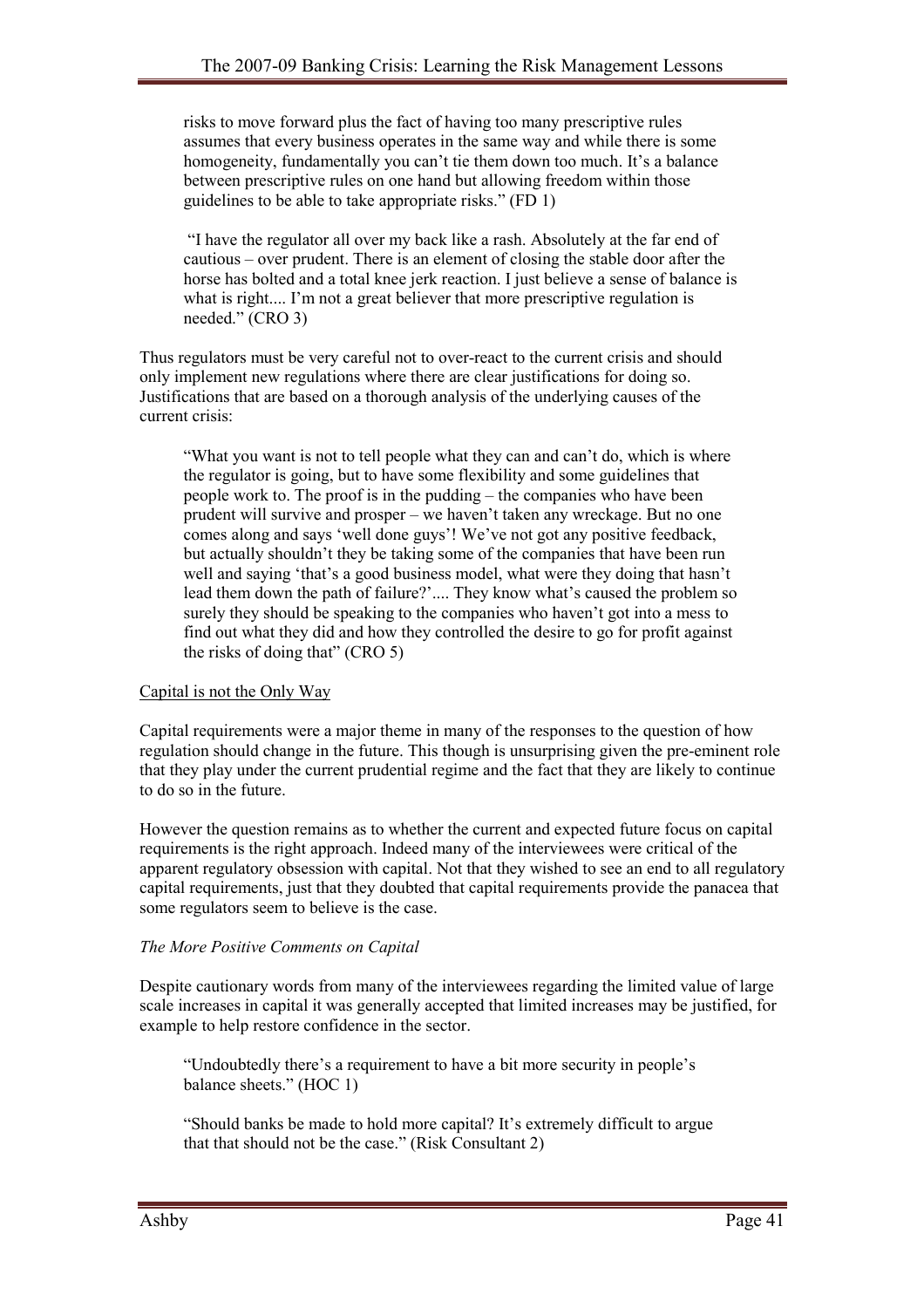> risks to move forward plus the fact of having too many prescriptive rules assumes that every business operates in the same way and while there is some homogeneity, fundamentally you can't tie them down too much. It's a balance between prescriptive rules on one hand but allowing freedom within those guidelines to be able to take appropriate risks." (FD 1)

> "I have the regulator all over my back like a rash. Absolutely at the far end of cautious – over prudent. There is an element of closing the stable door after the horse has bolted and a total knee jerk reaction. I just believe a sense of balance is what is right.... I'm not a great believer that more prescriptive regulation is needed." (CRO 3)

Thus regulators must be very careful not to over-react to the current crisis and should only implement new regulations where there are clear justifications for doing so. Justifications that are based on a thorough analysis of the underlying causes of the current crisis:

> "What you want is not to tell people what they can and can't do, which is where the regulator is going, but to have some flexibility and some guidelines that people work to. The proof is in the pudding – the companies who have been prudent will survive and prosper – we haven't taken any wreckage. But no one comes along and says 'well done guys'! We've not got any positive feedback, but actually shouldn't they be taking some of the companies that have been run well and saying 'that's a good business model, what were they doing that hasn't lead them down the path of failure?'.... They know what's caused the problem so surely they should be speaking to the companies who haven't got into a mess to find out what they did and how they controlled the desire to go for profit against the risks of doing that" (CRO 5)

<u>Capital is not the Only Way</u>

Capital requirements were a major theme in many of the responses to the question of how regulation should change in the future. This though is unsurprising given the pre-eminent role that they play under the current prudential regime and the fact that they are likely to continue to do so in the future.

However the question remains as to whether the current and expected future focus on capital requirements is the right approach. Indeed many of the interviewees were critical of the apparent regulatory obsession with capital. Not that they wished to see an end to all regulatory capital requirements, just that they doubted that capital requirements provide the panacea that some regulators seem to believe is the case.

*The More Positive Comments on Capital*

Despite cautionary words from many of the interviewees regarding the limited value of large scale increases in capital it was generally accepted that limited increases may be justified, for example to help restore confidence in the sector.

> "Undoubtedly there's a requirement to have a bit more security in people's balance sheets." (HOC 1)

> "Should banks be made to hold more capital? It's extremely difficult to argue that that should not be the case." (Risk Consultant 2)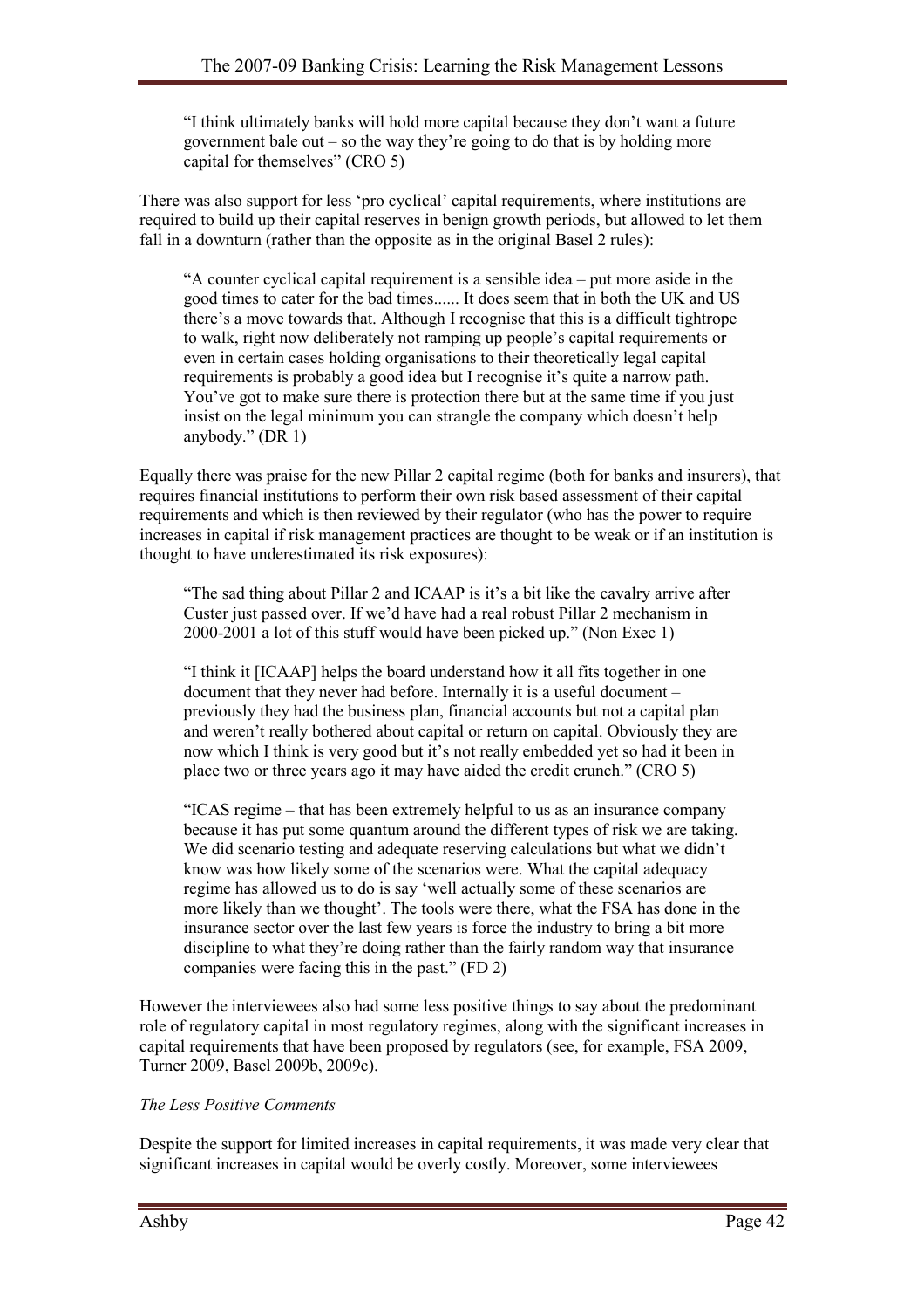> "I think ultimately banks will hold more capital because they don't want a future government bale out – so the way they're going to do that is by holding more capital for themselves" (CRO 5)

There was also support for less 'pro cyclical' capital requirements, where institutions are required to build up their capital reserves in benign growth periods, but allowed to let them fall in a downturn (rather than the opposite as in the original Basel 2 rules):

> "A counter cyclical capital requirement is a sensible idea – put more aside in the good times to cater for the bad times...... It does seem that in both the UK and US there's a move towards that. Although I recognise that this is a difficult tightrope to walk, right now deliberately not ramping up people's capital requirements or even in certain cases holding organisations to their theoretically legal capital requirements is probably a good idea but I recognise it's quite a narrow path. You've got to make sure there is protection there but at the same time if you just insist on the legal minimum you can strangle the company which doesn't help anybody." (DR 1)

Equally there was praise for the new Pillar 2 capital regime (both for banks and insurers), that requires financial institutions to perform their own risk based assessment of their capital requirements and which is then reviewed by their regulator (who has the power to require increases in capital if risk management practices are thought to be weak or if an institution is thought to have underestimated its risk exposures):

> "The sad thing about Pillar 2 and ICAAP is it's a bit like the cavalry arrive after Custer just passed over. If we'd have had a real robust Pillar 2 mechanism in 2000-2001 a lot of this stuff would have been picked up." (Non Exec 1)

> "I think it [ICAAP] helps the board understand how it all fits together in one document that they never had before. Internally it is a useful document – previously they had the business plan, financial accounts but not a capital plan and weren't really bothered about capital or return on capital. Obviously they are now which I think is very good but it's not really embedded yet so had it been in place two or three years ago it may have aided the credit crunch." (CRO 5)

> "ICAS regime – that has been extremely helpful to us as an insurance company because it has put some quantum around the different types of risk we are taking. We did scenario testing and adequate reserving calculations but what we didn't know was how likely some of the scenarios were. What the capital adequacy regime has allowed us to do is say 'well actually some of these scenarios are more likely than we thought'. The tools were there, what the FSA has done in the insurance sector over the last few years is force the industry to bring a bit more discipline to what they're doing rather than the fairly random way that insurance companies were facing this in the past." (FD 2)

However the interviewees also had some less positive things to say about the predominant role of regulatory capital in most regulatory regimes, along with the significant increases in capital requirements that have been proposed by regulators (see, for example, FSA 2009, Turner 2009, Basel 2009b, 2009c).

*The Less Positive Comments*

Despite the support for limited increases in capital requirements, it was made very clear that significant increases in capital would be overly costly. Moreover, some interviewees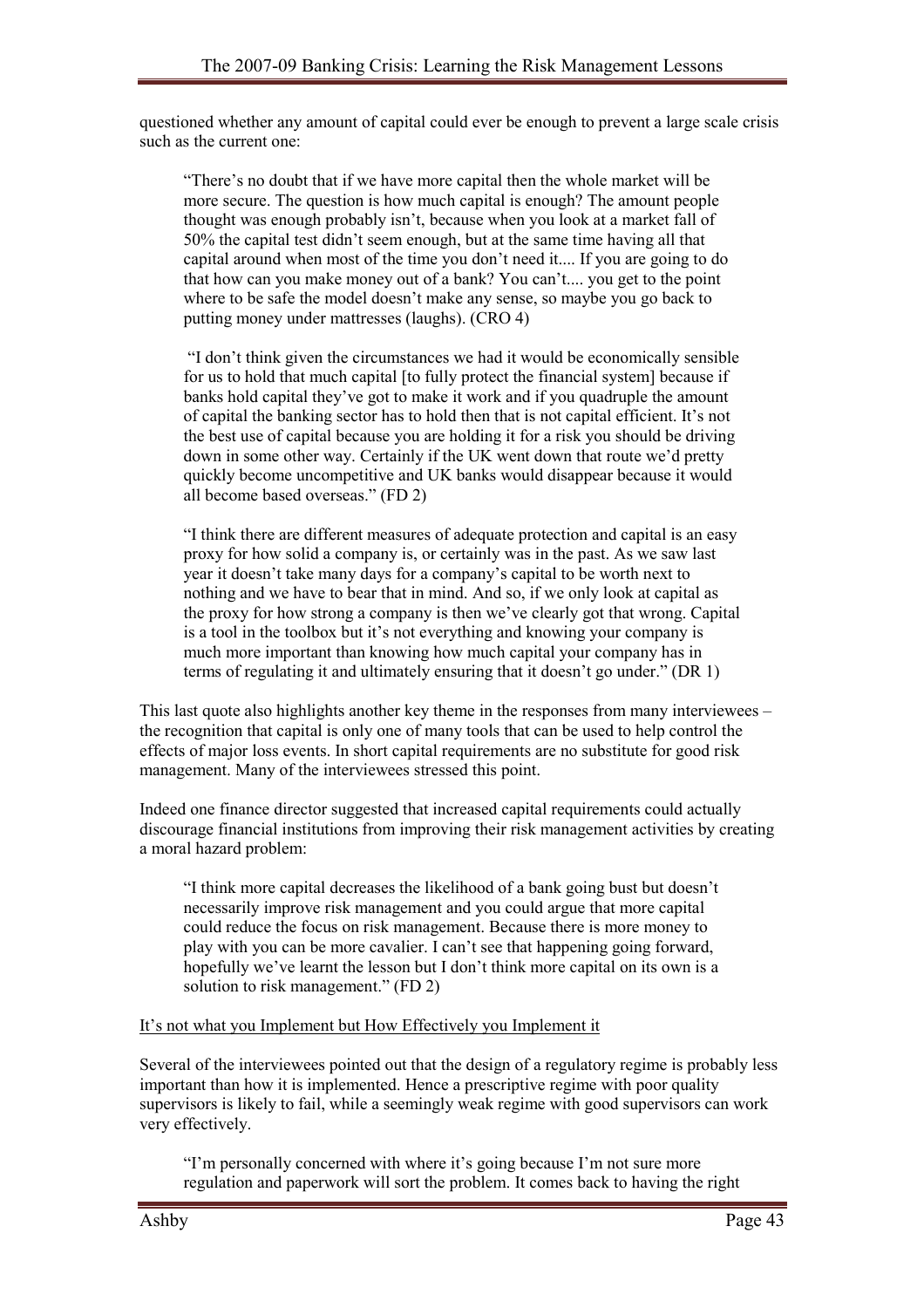questioned whether any amount of capital could ever be enough to prevent a large scale crisis such as the current one:

> "There's no doubt that if we have more capital then the whole market will be more secure. The question is how much capital is enough? The amount people thought was enough probably isn't, because when you look at a market fall of 50% the capital test didn't seem enough, but at the same time having all that capital around when most of the time you don't need it.... If you are going to do that how can you make money out of a bank? You can't.... you get to the point where to be safe the model doesn't make any sense, so maybe you go back to putting money under mattresses (laughs). (CRO 4)

> "I don't think given the circumstances we had it would be economically sensible for us to hold that much capital [to fully protect the financial system] because if banks hold capital they've got to make it work and if you quadruple the amount of capital the banking sector has to hold then that is not capital efficient. It's not the best use of capital because you are holding it for a risk you should be driving down in some other way. Certainly if the UK went down that route we'd pretty quickly become uncompetitive and UK banks would disappear because it would all become based overseas." (FD 2)

> "I think there are different measures of adequate protection and capital is an easy proxy for how solid a company is, or certainly was in the past. As we saw last year it doesn't take many days for a company's capital to be worth next to nothing and we have to bear that in mind. And so, if we only look at capital as the proxy for how strong a company is then we've clearly got that wrong. Capital is a tool in the toolbox but it's not everything and knowing your company is much more important than knowing how much capital your company has in terms of regulating it and ultimately ensuring that it doesn't go under." (DR 1)

This last quote also highlights another key theme in the responses from many interviewees – the recognition that capital is only one of many tools that can be used to help control the effects of major loss events. In short capital requirements are no substitute for good risk management. Many of the interviewees stressed this point.

Indeed one finance director suggested that increased capital requirements could actually discourage financial institutions from improving their risk management activities by creating a moral hazard problem:

> "I think more capital decreases the likelihood of a bank going bust but doesn't necessarily improve risk management and you could argue that more capital could reduce the focus on risk management. Because there is more money to play with you can be more cavalier. I can't see that happening going forward, hopefully we've learnt the lesson but I don't think more capital on its own is a solution to risk management." (FD 2)

<u>It's not what you Implement but How Effectively you Implement it</u>

Several of the interviewees pointed out that the design of a regulatory regime is probably less important than how it is implemented. Hence a prescriptive regime with poor quality supervisors is likely to fail, while a seemingly weak regime with good supervisors can work very effectively.

> "I'm personally concerned with where it's going because I'm not sure more regulation and paperwork will sort the problem. It comes back to having the right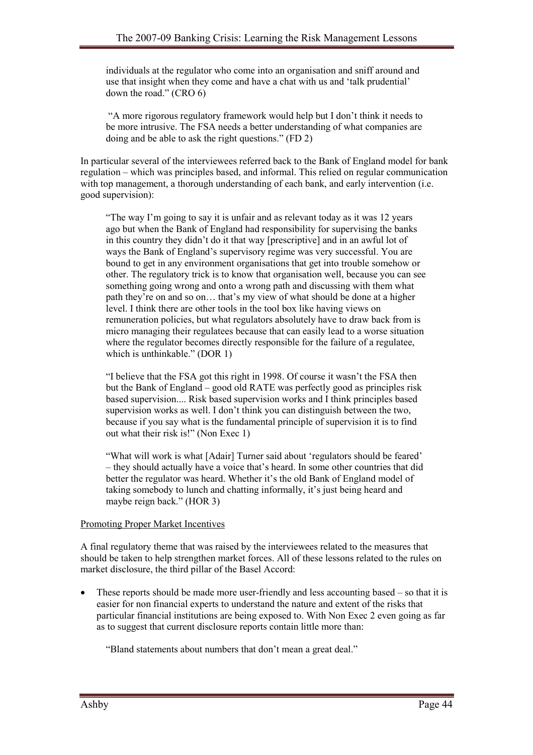> individuals at the regulator who come into an organisation and sniff around and use that insight when they come and have a chat with us and 'talk prudential' down the road." (CRO 6)

> "A more rigorous regulatory framework would help but I don't think it needs to be more intrusive. The FSA needs a better understanding of what companies are doing and be able to ask the right questions." (FD 2)

In particular several of the interviewees referred back to the Bank of England model for bank regulation – which was principles based, and informal. This relied on regular communication with top management, a thorough understanding of each bank, and early intervention (i.e. good supervision):

> "The way I'm going to say it is unfair and as relevant today as it was 12 years ago but when the Bank of England had responsibility for supervising the banks in this country they didn't do it that way [prescriptive] and in an awful lot of ways the Bank of England's supervisory regime was very successful. You are bound to get in any environment organisations that get into trouble somehow or other. The regulatory trick is to know that organisation well, because you can see something going wrong and onto a wrong path and discussing with them what path they're on and so on… that's my view of what should be done at a higher level. I think there are other tools in the tool box like having views on remuneration policies, but what regulators absolutely have to draw back from is micro managing their regulatees because that can easily lead to a worse situation where the regulator becomes directly responsible for the failure of a regulatee, which is unthinkable." (DOR 1)

> "I believe that the FSA got this right in 1998. Of course it wasn't the FSA then but the Bank of England – good old RATE was perfectly good as principles risk based supervision.... Risk based supervision works and I think principles based supervision works as well. I don't think you can distinguish between the two, because if you say what is the fundamental principle of supervision it is to find out what their risk is!" (Non Exec 1)

> "What will work is what [Adair] Turner said about 'regulators should be feared' – they should actually have a voice that's heard. In some other countries that did better the regulator was heard. Whether it's the old Bank of England model of taking somebody to lunch and chatting informally, it's just being heard and maybe reign back." (HOR 3)

<u>Promoting Proper Market Incentives</u>

A final regulatory theme that was raised by the interviewees related to the measures that should be taken to help strengthen market forces. All of these lessons related to the rules on market disclosure, the third pillar of the Basel Accord:

- These reports should be made more user-friendly and less accounting based – so that it is easier for non financial experts to understand the nature and extent of the risks that particular financial institutions are being exposed to. With Non Exec 2 even going as far as to suggest that current disclosure reports contain little more than:

  > "Bland statements about numbers that don't mean a great deal."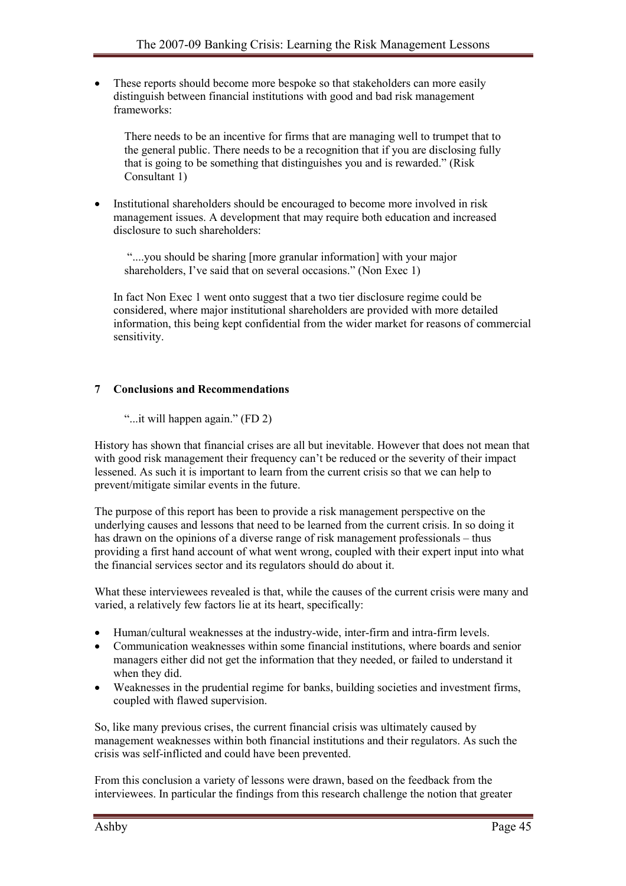- These reports should become more bespoke so that stakeholders can more easily distinguish between financial institutions with good and bad risk management frameworks:

  There needs to be an incentive for firms that are managing well to trumpet that to the general public. There needs to be a recognition that if you are disclosing fully that is going to be something that distinguishes you and is rewarded." (Risk Consultant 1)

- Institutional shareholders should be encouraged to become more involved in risk management issues. A development that may require both education and increased disclosure to such shareholders:

  "....you should be sharing [more granular information] with your major shareholders, I've said that on several occasions." (Non Exec 1)

  In fact Non Exec 1 went onto suggest that a two tier disclosure regime could be considered, where major institutional shareholders are provided with more detailed information, this being kept confidential from the wider market for reasons of commercial sensitivity.

## 7 Conclusions and Recommendations

"...it will happen again." (FD 2)

History has shown that financial crises are all but inevitable. However that does not mean that with good risk management their frequency can't be reduced or the severity of their impact lessened. As such it is important to learn from the current crisis so that we can help to prevent/mitigate similar events in the future.

The purpose of this report has been to provide a risk management perspective on the underlying causes and lessons that need to be learned from the current crisis. In so doing it has drawn on the opinions of a diverse range of risk management professionals – thus providing a first hand account of what went wrong, coupled with their expert input into what the financial services sector and its regulators should do about it.

What these interviewees revealed is that, while the causes of the current crisis were many and varied, a relatively few factors lie at its heart, specifically:

- Human/cultural weaknesses at the industry-wide, inter-firm and intra-firm levels.
- Communication weaknesses within some financial institutions, where boards and senior managers either did not get the information that they needed, or failed to understand it when they did.
- Weaknesses in the prudential regime for banks, building societies and investment firms, coupled with flawed supervision.

So, like many previous crises, the current financial crisis was ultimately caused by management weaknesses within both financial institutions and their regulators. As such the crisis was self-inflicted and could have been prevented.

From this conclusion a variety of lessons were drawn, based on the feedback from the interviewees. In particular the findings from this research challenge the notion that greater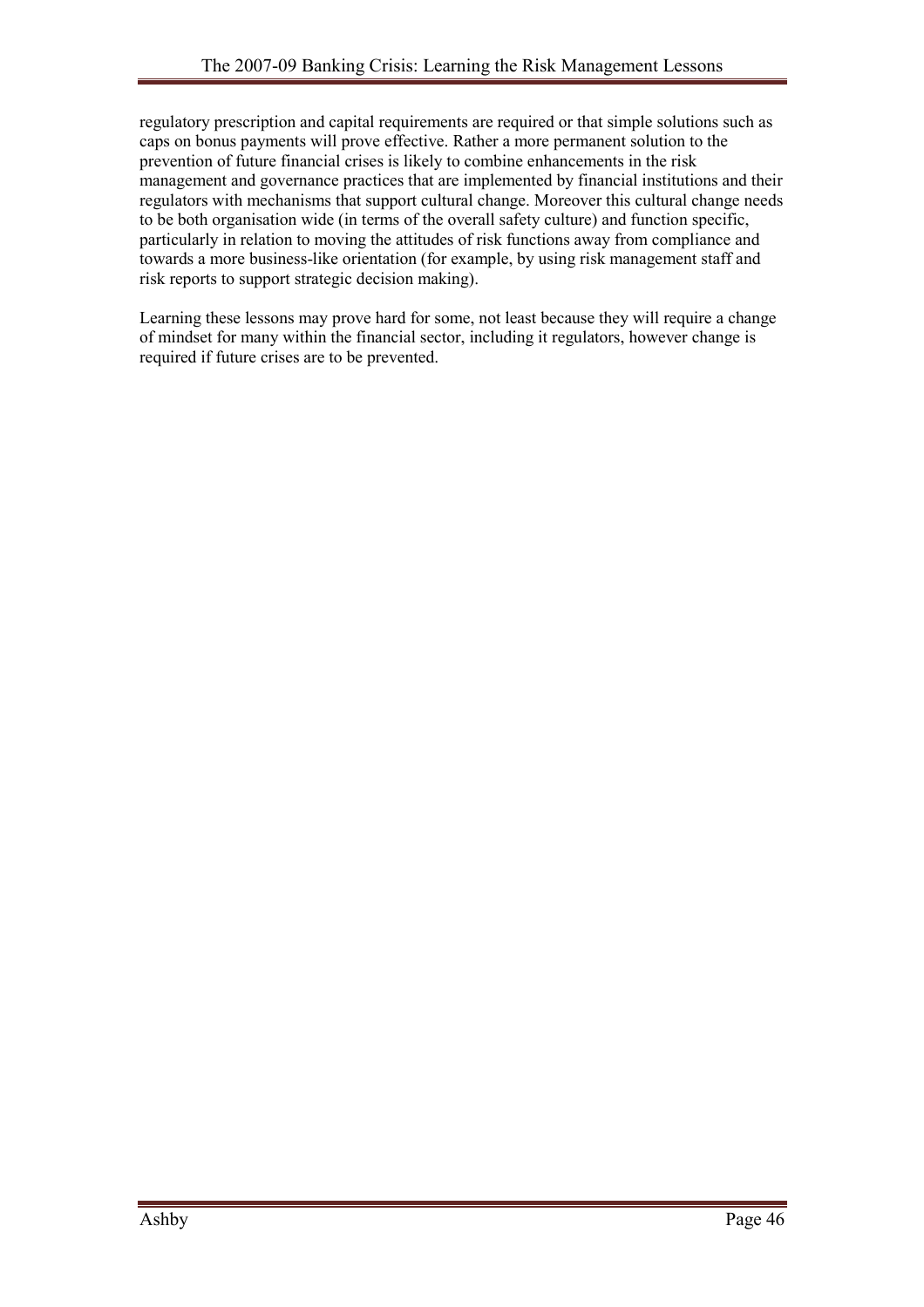regulatory prescription and capital requirements are required or that simple solutions such as caps on bonus payments will prove effective. Rather a more permanent solution to the prevention of future financial crises is likely to combine enhancements in the risk management and governance practices that are implemented by financial institutions and their regulators with mechanisms that support cultural change. Moreover this cultural change needs to be both organisation wide (in terms of the overall safety culture) and function specific, particularly in relation to moving the attitudes of risk functions away from compliance and towards a more business-like orientation (for example, by using risk management staff and risk reports to support strategic decision making).

Learning these lessons may prove hard for some, not least because they will require a change of mindset for many within the financial sector, including it regulators, however change is required if future crises are to be prevented.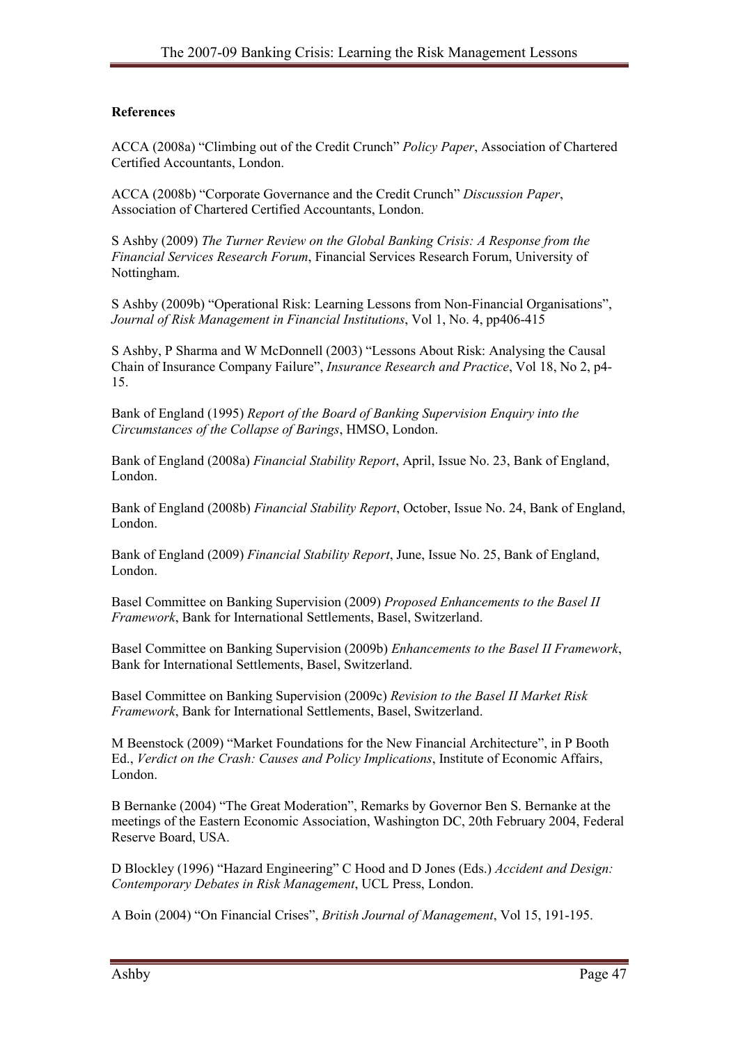**References**

ACCA (2008a) "Climbing out of the Credit Crunch" *Policy Paper*, Association of Chartered Certified Accountants, London.

ACCA (2008b) "Corporate Governance and the Credit Crunch" *Discussion Paper*, Association of Chartered Certified Accountants, London.

S Ashby (2009) *The Turner Review on the Global Banking Crisis: A Response from the Financial Services Research Forum*, Financial Services Research Forum, University of Nottingham.

S Ashby (2009b) "Operational Risk: Learning Lessons from Non-Financial Organisations", *Journal of Risk Management in Financial Institutions*, Vol 1, No. 4, pp406-415

S Ashby, P Sharma and W McDonnell (2003) "Lessons About Risk: Analysing the Causal Chain of Insurance Company Failure", *Insurance Research and Practice*, Vol 18, No 2, p4-15.

Bank of England (1995) *Report of the Board of Banking Supervision Enquiry into the Circumstances of the Collapse of Barings*, HMSO, London.

Bank of England (2008a) *Financial Stability Report*, April, Issue No. 23, Bank of England, London.

Bank of England (2008b) *Financial Stability Report*, October, Issue No. 24, Bank of England, London.

Bank of England (2009) *Financial Stability Report*, June, Issue No. 25, Bank of England, London.

Basel Committee on Banking Supervision (2009) *Proposed Enhancements to the Basel II Framework*, Bank for International Settlements, Basel, Switzerland.

Basel Committee on Banking Supervision (2009b) *Enhancements to the Basel II Framework*, Bank for International Settlements, Basel, Switzerland.

Basel Committee on Banking Supervision (2009c) *Revision to the Basel II Market Risk Framework*, Bank for International Settlements, Basel, Switzerland.

M Beenstock (2009) "Market Foundations for the New Financial Architecture", in P Booth Ed., *Verdict on the Crash: Causes and Policy Implications*, Institute of Economic Affairs, London.

B Bernanke (2004) "The Great Moderation", Remarks by Governor Ben S. Bernanke at the meetings of the Eastern Economic Association, Washington DC, 20th February 2004, Federal Reserve Board, USA.

D Blockley (1996) "Hazard Engineering" C Hood and D Jones (Eds.) *Accident and Design: Contemporary Debates in Risk Management*, UCL Press, London.

A Boin (2004) "On Financial Crises", *British Journal of Management*, Vol 15, 191-195.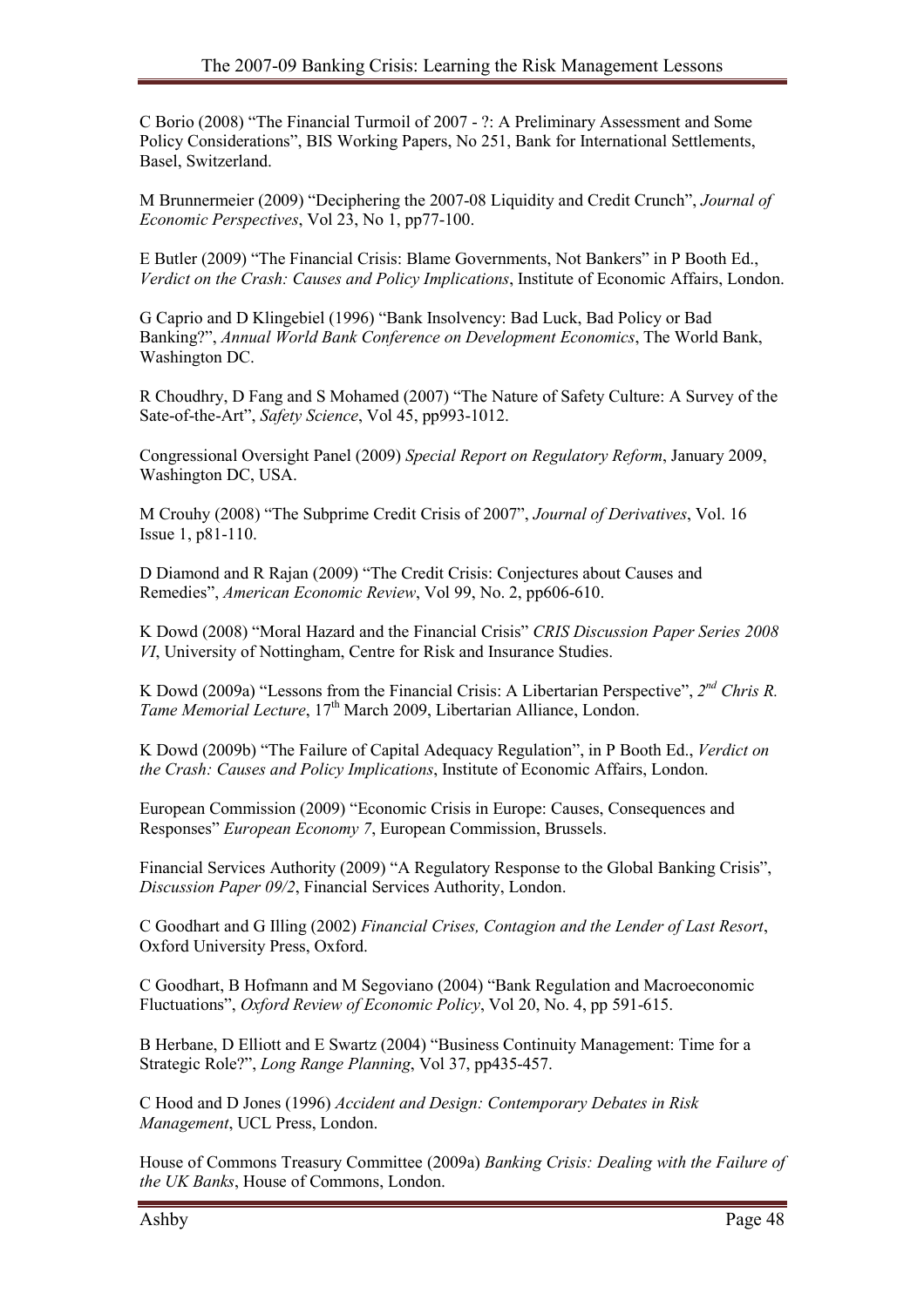C Borio (2008) "The Financial Turmoil of 2007 - ?: A Preliminary Assessment and Some Policy Considerations", BIS Working Papers, No 251, Bank for International Settlements, Basel, Switzerland.

M Brunnermeier (2009) "Deciphering the 2007-08 Liquidity and Credit Crunch", *Journal of Economic Perspectives*, Vol 23, No 1, pp77-100.

E Butler (2009) "The Financial Crisis: Blame Governments, Not Bankers" in P Booth Ed., *Verdict on the Crash: Causes and Policy Implications*, Institute of Economic Affairs, London.

G Caprio and D Klingebiel (1996) "Bank Insolvency: Bad Luck, Bad Policy or Bad Banking?", *Annual World Bank Conference on Development Economics*, The World Bank, Washington DC.

R Choudhry, D Fang and S Mohamed (2007) "The Nature of Safety Culture: A Survey of the Sate-of-the-Art", *Safety Science*, Vol 45, pp993-1012.

Congressional Oversight Panel (2009) *Special Report on Regulatory Reform*, January 2009, Washington DC, USA.

M Crouhy (2008) "The Subprime Credit Crisis of 2007", *Journal of Derivatives*, Vol. 16 Issue 1, p81-110.

D Diamond and R Rajan (2009) "The Credit Crisis: Conjectures about Causes and Remedies", *American Economic Review*, Vol 99, No. 2, pp606-610.

K Dowd (2008) "Moral Hazard and the Financial Crisis" *CRIS Discussion Paper Series 2008 VI*, University of Nottingham, Centre for Risk and Insurance Studies.

K Dowd (2009a) "Lessons from the Financial Crisis: A Libertarian Perspective", *2nd Chris R. Tame Memorial Lecture*, 17th March 2009, Libertarian Alliance, London.

K Dowd (2009b) "The Failure of Capital Adequacy Regulation", in P Booth Ed., *Verdict on the Crash: Causes and Policy Implications*, Institute of Economic Affairs, London.

European Commission (2009) "Economic Crisis in Europe: Causes, Consequences and Responses" *European Economy 7*, European Commission, Brussels.

Financial Services Authority (2009) "A Regulatory Response to the Global Banking Crisis", *Discussion Paper 09/2*, Financial Services Authority, London.

C Goodhart and G Illing (2002) *Financial Crises, Contagion and the Lender of Last Resort*, Oxford University Press, Oxford.

C Goodhart, B Hofmann and M Segoviano (2004) "Bank Regulation and Macroeconomic Fluctuations", *Oxford Review of Economic Policy*, Vol 20, No. 4, pp 591-615.

B Herbane, D Elliott and E Swartz (2004) "Business Continuity Management: Time for a Strategic Role?", *Long Range Planning*, Vol 37, pp435-457.

C Hood and D Jones (1996) *Accident and Design: Contemporary Debates in Risk Management*, UCL Press, London.

House of Commons Treasury Committee (2009a) *Banking Crisis: Dealing with the Failure of the UK Banks*, House of Commons, London.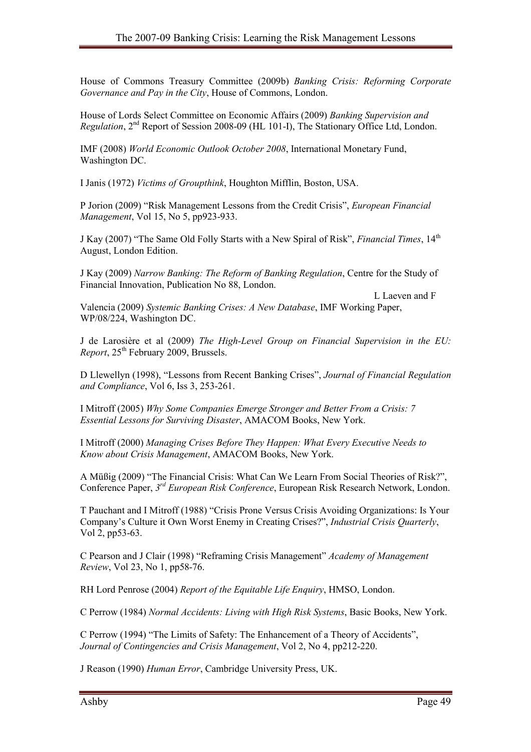House of Commons Treasury Committee (2009b) *Banking Crisis: Reforming Corporate Governance and Pay in the City*, House of Commons, London.

House of Lords Select Committee on Economic Affairs (2009) *Banking Supervision and Regulation*, 2nd Report of Session 2008-09 (HL 101-I), The Stationary Office Ltd, London.

IMF (2008) *World Economic Outlook October 2008*, International Monetary Fund, Washington DC.

I Janis (1972) *Victims of Groupthink*, Houghton Mifflin, Boston, USA.

P Jorion (2009) "Risk Management Lessons from the Credit Crisis", *European Financial Management*, Vol 15, No 5, pp923-933.

J Kay (2007) "The Same Old Folly Starts with a New Spiral of Risk", *Financial Times*, 14th August, London Edition.

J Kay (2009) *Narrow Banking: The Reform of Banking Regulation*, Centre for the Study of Financial Innovation, Publication No 88, London.

L Laeven and F Valencia (2009) *Systemic Banking Crises: A New Database*, IMF Working Paper, WP/08/224, Washington DC.

J de Larosière et al (2009) *The High-Level Group on Financial Supervision in the EU: Report*, 25th February 2009, Brussels.

D Llewellyn (1998), "Lessons from Recent Banking Crises", *Journal of Financial Regulation and Compliance*, Vol 6, Iss 3, 253-261.

I Mitroff (2005) *Why Some Companies Emerge Stronger and Better From a Crisis: 7 Essential Lessons for Surviving Disaster*, AMACOM Books, New York.

I Mitroff (2000) *Managing Crises Before They Happen: What Every Executive Needs to Know about Crisis Management*, AMACOM Books, New York.

A Müßig (2009) "The Financial Crisis: What Can We Learn From Social Theories of Risk?", Conference Paper, *3rd European Risk Conference*, European Risk Research Network, London.

T Pauchant and I Mitroff (1988) "Crisis Prone Versus Crisis Avoiding Organizations: Is Your Company's Culture it Own Worst Enemy in Creating Crises?", *Industrial Crisis Quarterly*, Vol 2, pp53-63.

C Pearson and J Clair (1998) "Reframing Crisis Management" *Academy of Management Review*, Vol 23, No 1, pp58-76.

RH Lord Penrose (2004) *Report of the Equitable Life Enquiry*, HMSO, London.

C Perrow (1984) *Normal Accidents: Living with High Risk Systems*, Basic Books, New York.

C Perrow (1994) "The Limits of Safety: The Enhancement of a Theory of Accidents", *Journal of Contingencies and Crisis Management*, Vol 2, No 4, pp212-220.

J Reason (1990) *Human Error*, Cambridge University Press, UK.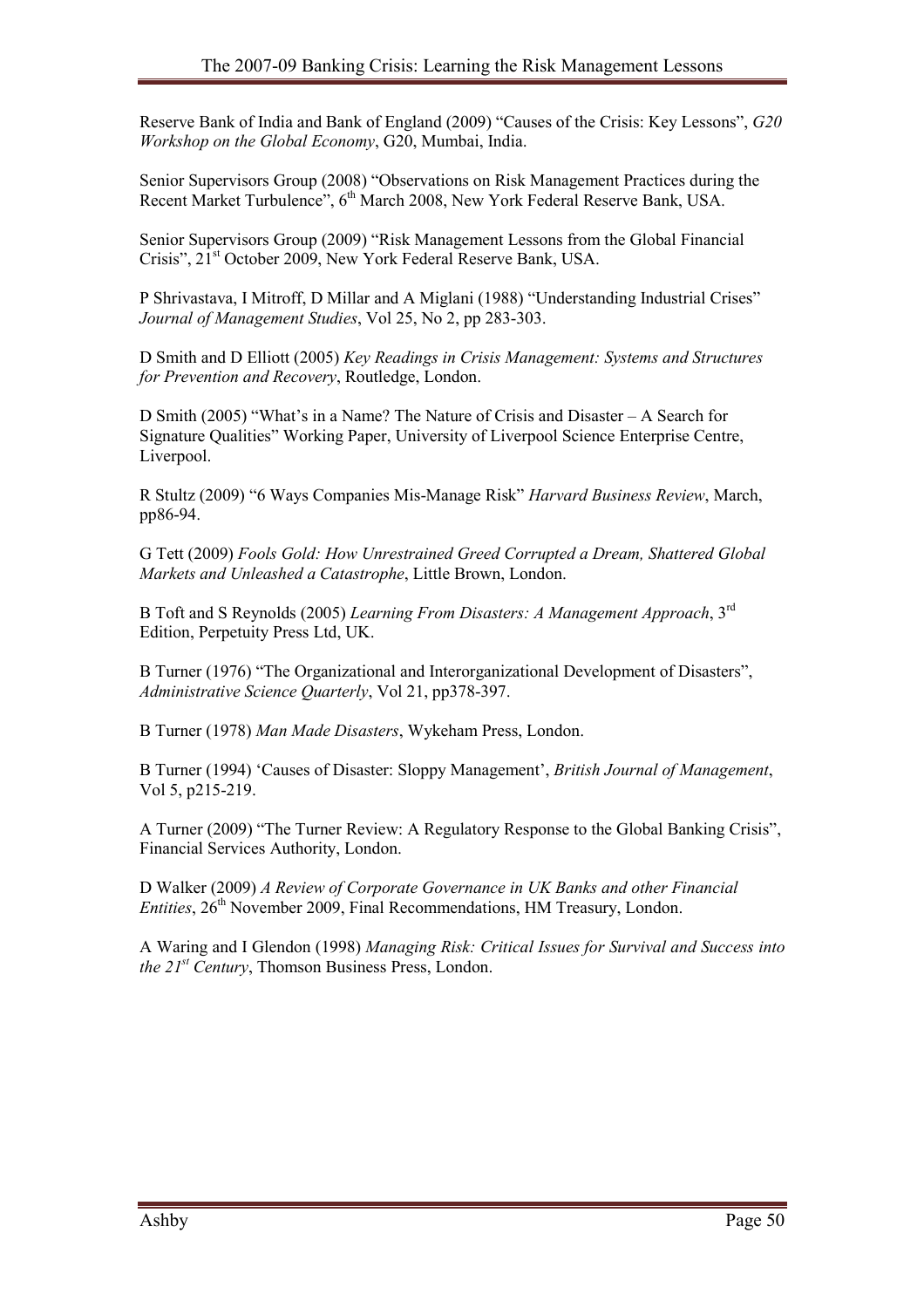Reserve Bank of India and Bank of England (2009) "Causes of the Crisis: Key Lessons", *G20 Workshop on the Global Economy*, G20, Mumbai, India.

Senior Supervisors Group (2008) "Observations on Risk Management Practices during the Recent Market Turbulence", 6th March 2008, New York Federal Reserve Bank, USA.

Senior Supervisors Group (2009) "Risk Management Lessons from the Global Financial Crisis", 21st October 2009, New York Federal Reserve Bank, USA.

P Shrivastava, I Mitroff, D Millar and A Miglani (1988) "Understanding Industrial Crises" *Journal of Management Studies*, Vol 25, No 2, pp 283-303.

D Smith and D Elliott (2005) *Key Readings in Crisis Management: Systems and Structures for Prevention and Recovery*, Routledge, London.

D Smith (2005) "What's in a Name? The Nature of Crisis and Disaster – A Search for Signature Qualities" Working Paper, University of Liverpool Science Enterprise Centre, Liverpool.

R Stultz (2009) "6 Ways Companies Mis-Manage Risk" *Harvard Business Review*, March, pp86-94.

G Tett (2009) *Fools Gold: How Unrestrained Greed Corrupted a Dream, Shattered Global Markets and Unleashed a Catastrophe*, Little Brown, London.

B Toft and S Reynolds (2005) *Learning From Disasters: A Management Approach*, 3rd Edition, Perpetuity Press Ltd, UK.

B Turner (1976) "The Organizational and Interorganizational Development of Disasters", *Administrative Science Quarterly*, Vol 21, pp378-397.

B Turner (1978) *Man Made Disasters*, Wykeham Press, London.

B Turner (1994) 'Causes of Disaster: Sloppy Management', *British Journal of Management*, Vol 5, p215-219.

A Turner (2009) "The Turner Review: A Regulatory Response to the Global Banking Crisis", Financial Services Authority, London.

D Walker (2009) *A Review of Corporate Governance in UK Banks and other Financial Entities*, 26th November 2009, Final Recommendations, HM Treasury, London.

A Waring and I Glendon (1998) *Managing Risk: Critical Issues for Survival and Success into the 21st Century*, Thomson Business Press, London.